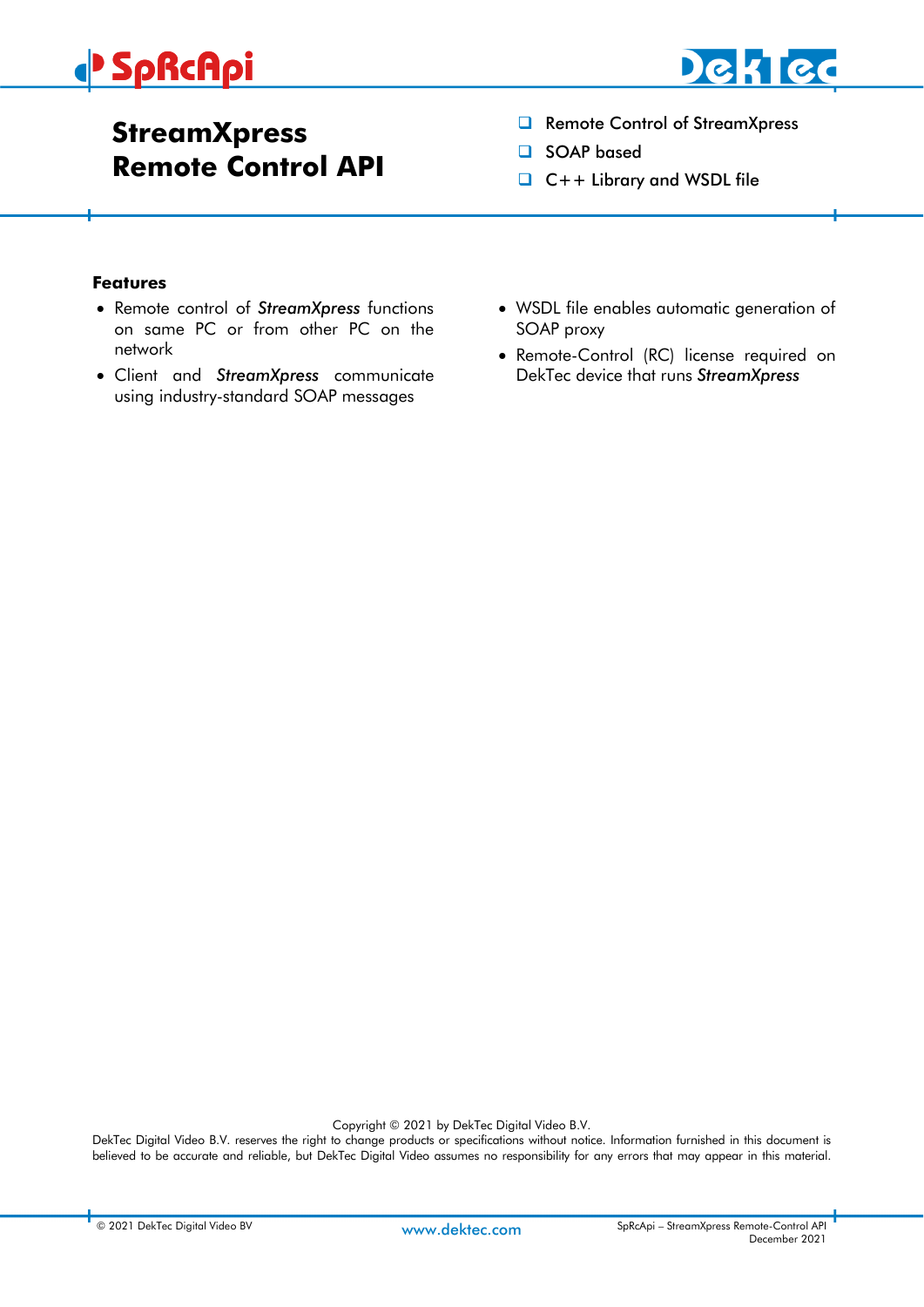# StreamXpress Remote Control API

- Remote Control of StreamXpress
- SOAP based
- C++ Library and WSDL file

### Features

- Remote control of ***StreamXpress*** functions on same PC or from other PC on the network
- Client and ***StreamXpress*** communicate using industry-standard SOAP messages
- WSDL file enables automatic generation of SOAP proxy
- Remote-Control (RC) license required on DekTec device that runs ***StreamXpress***

Copyright © 2021 by DekTec Digital Video B.V.

DekTec Digital Video B.V. reserves the right to change products or specifications without notice. Information furnished in this document is believed to be accurate and reliable, but DekTec Digital Video assumes no responsibility for any errors that may appear in this material.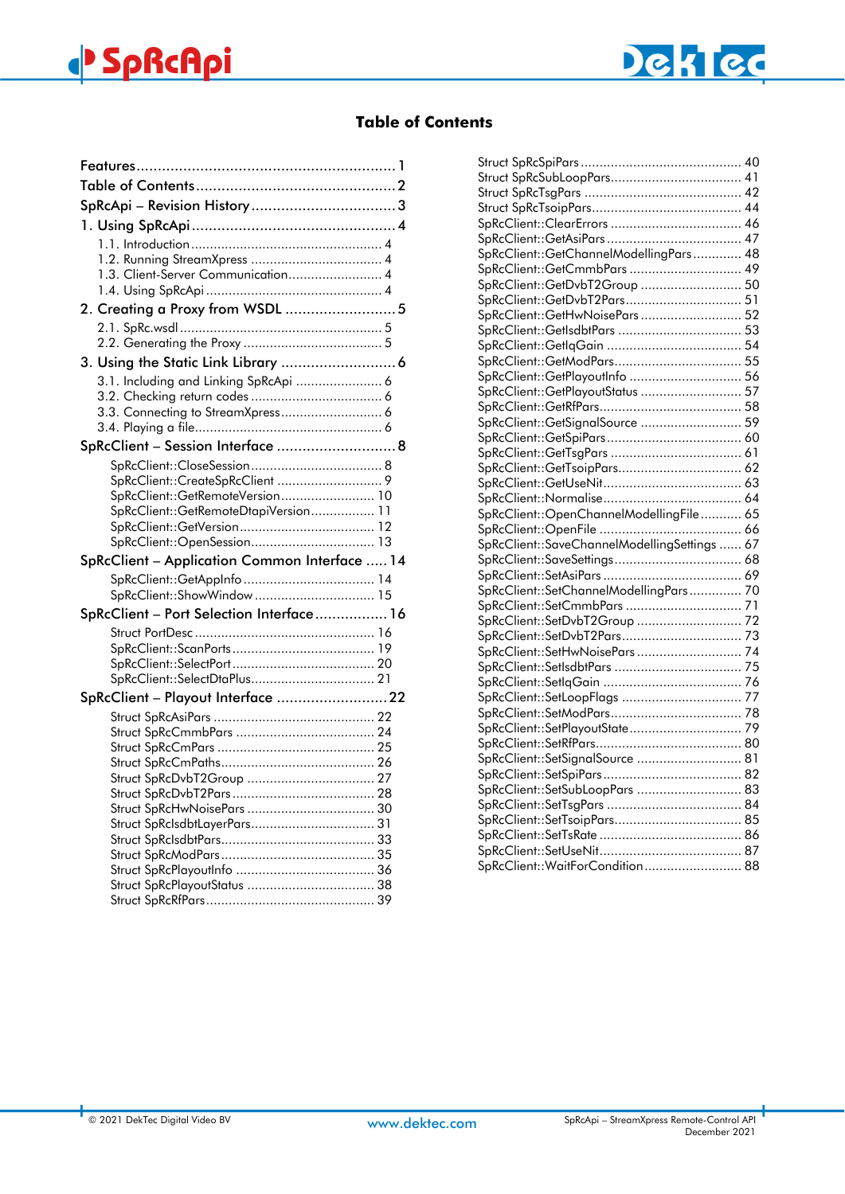# Table of Contents

- Features ........ 1
- Table of Contents ........ 2
- SpRcApi – Revision History ........ 3
- 1. Using SpRcApi ........ 4
  - 1.1. Introduction ........ 4
  - 1.2. Running StreamXpress ........ 4
  - 1.3. Client-Server Communication ........ 4
  - 1.4. Using SpRcApi ........ 4
- 2. Creating a Proxy from WSDL ........ 5
  - 2.1. SpRc.wsdl ........ 5
  - 2.2. Generating the Proxy ........ 5
- 3. Using the Static Link Library ........ 6
  - 3.1. Including and Linking SpRcApi ........ 6
  - 3.2. Checking return codes ........ 6
  - 3.3. Connecting to StreamXpress ........ 6
  - 3.4. Playing a file ........ 6
- SpRcClient – Session Interface ........ 8
  - SpRcClient::CloseSession ........ 8
  - SpRcClient::CreateSpRcClient ........ 9
  - SpRcClient::GetRemoteVersion ........ 10
  - SpRcClient::GetRemoteDtapiVersion ........ 11
  - SpRcClient::GetVersion ........ 12
  - SpRcClient::OpenSession ........ 13
- SpRcClient – Application Common Interface ........ 14
  - SpRcClient::GetAppInfo ........ 14
  - SpRcClient::ShowWindow ........ 15
- SpRcClient – Port Selection Interface ........ 16
  - Struct PortDesc ........ 16
  - SpRcClient::ScanPorts ........ 19
  - SpRcClient::SelectPort ........ 20
  - SpRcClient::SelectDtaPlus ........ 21
- SpRcClient – Playout Interface ........ 22
  - Struct SpRcAsiPars ........ 22
  - Struct SpRcCmmbPars ........ 24
  - Struct SpRcCmPars ........ 25
  - Struct SpRcCmPaths ........ 26
  - Struct SpRcDvbT2Group ........ 27
  - Struct SpRcDvbT2Pars ........ 28
  - Struct SpRcHwNoisePars ........ 30
  - Struct SpRcIsdbtLayerPars ........ 31
  - Struct SpRcIsdbtPars ........ 33
  - Struct SpRcModPars ........ 35
  - Struct SpRcPlayoutInfo ........ 36
  - Struct SpRcPlayoutStatus ........ 38
  - Struct SpRcRfPars ........ 39
  - Struct SpRcSpiPars ........ 40
  - Struct SpRcSubLoopPars ........ 41
  - Struct SpRcTsgPars ........ 42
  - Struct SpRcTsoipPars ........ 44
  - SpRcClient::ClearErrors ........ 46
  - SpRcClient::GetAsiPars ........ 47
  - SpRcClient::GetChannelModellingPars ........ 48
  - SpRcClient::GetCmmbPars ........ 49
  - SpRcClient::GetDvbT2Group ........ 50
  - SpRcClient::GetDvbT2Pars ........ 51
  - SpRcClient::GetHwNoisePars ........ 52
  - SpRcClient::GetIsdbtPars ........ 53
  - SpRcClient::GetIqGain ........ 54
  - SpRcClient::GetModPars ........ 55
  - SpRcClient::GetPlayoutInfo ........ 56
  - SpRcClient::GetPlayoutStatus ........ 57
  - SpRcClient::GetRfPars ........ 58
  - SpRcClient::GetSignalSource ........ 59
  - SpRcClient::GetSpiPars ........ 60
  - SpRcClient::GetTsgPars ........ 61
  - SpRcClient::GetTsoipPars ........ 62
  - SpRcClient::GetUseNit ........ 63
  - SpRcClient::Normalise ........ 64
  - SpRcClient::OpenChannelModellingFile ........ 65
  - SpRcClient::OpenFile ........ 66
  - SpRcClient::SaveChannelModellingSettings ........ 67
  - SpRcClient::SaveSettings ........ 68
  - SpRcClient::SetAsiPars ........ 69
  - SpRcClient::SetChannelModellingPars ........ 70
  - SpRcClient::SetCmmbPars ........ 71
  - SpRcClient::SetDvbT2Group ........ 72
  - SpRcClient::SetDvbT2Pars ........ 73
  - SpRcClient::SetHwNoisePars ........ 74
  - SpRcClient::SetIsdbtPars ........ 75
  - SpRcClient::SetIqGain ........ 76
  - SpRcClient::SetLoopFlags ........ 77
  - SpRcClient::SetModPars ........ 78
  - SpRcClient::SetPlayoutState ........ 79
  - SpRcClient::SetRfPars ........ 80
  - SpRcClient::SetSignalSource ........ 81
  - SpRcClient::SetSpiPars ........ 82
  - SpRcClient::SetSubLoopPars ........ 83
  - SpRcClient::SetTsgPars ........ 84
  - SpRcClient::SetTsoipPars ........ 85
  - SpRcClient::SetTsRate ........ 86
  - SpRcClient::SetUseNit ........ 87
  - SpRcClient::WaitForCondition ........ 88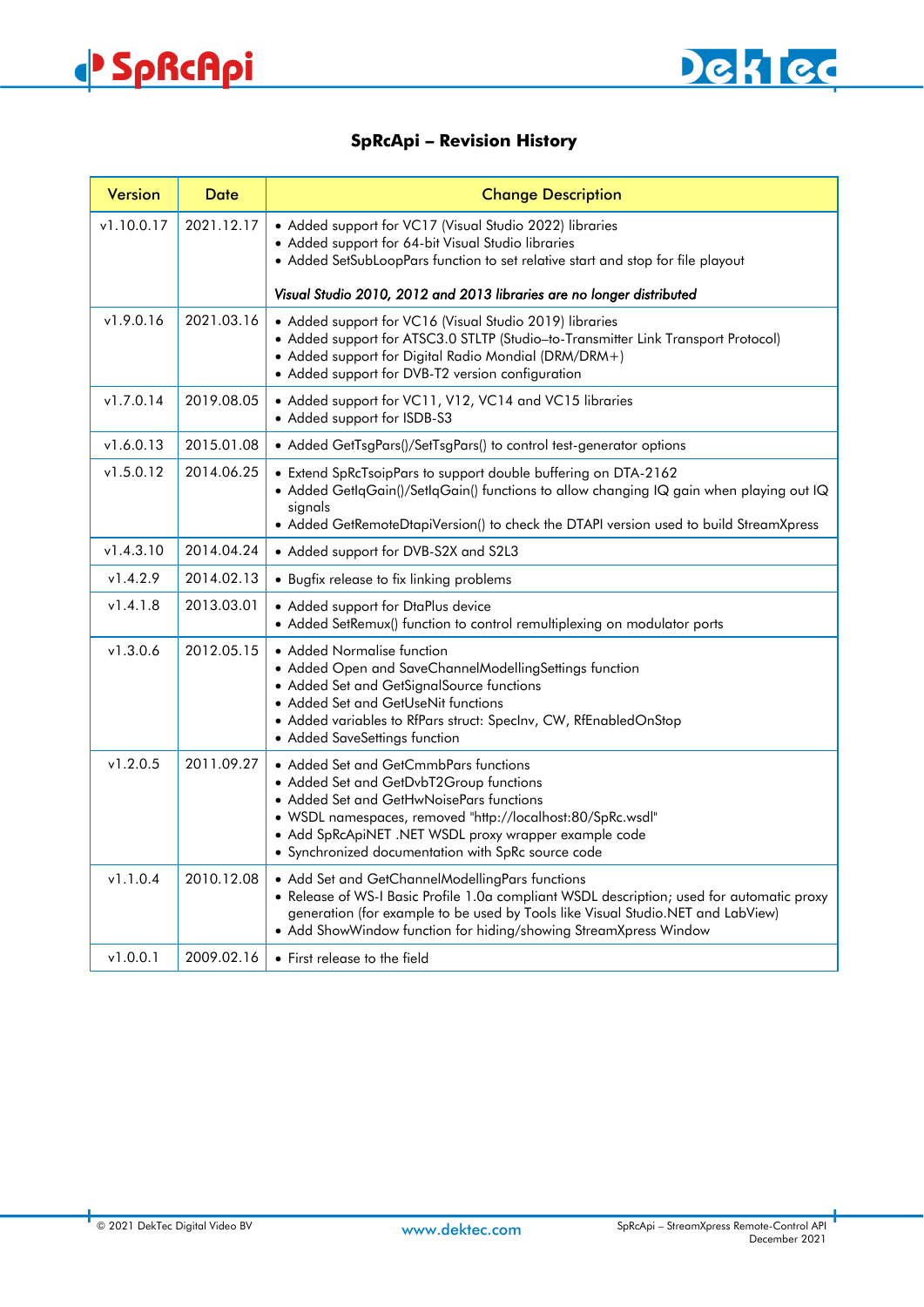## SpRcApi – Revision History

| Version | Date | Change Description |
|---|---|---|
| v1.10.0.17 | 2021.12.17 | • Added support for VC17 (Visual Studio 2022) libraries<br>• Added support for 64-bit Visual Studio libraries<br>• Added SetSubLoopPars function to set relative start and stop for file playout<br><br>*Visual Studio 2010, 2012 and 2013 libraries are no longer distributed* |
| v1.9.0.16 | 2021.03.16 | • Added support for VC16 (Visual Studio 2019) libraries<br>• Added support for ATSC3.0 STLTP (Studio–to-Transmitter Link Transport Protocol)<br>• Added support for Digital Radio Mondial (DRM/DRM+)<br>• Added support for DVB-T2 version configuration |
| v1.7.0.14 | 2019.08.05 | • Added support for VC11, V12, VC14 and VC15 libraries<br>• Added support for ISDB-S3 |
| v1.6.0.13 | 2015.01.08 | • Added GetTsgPars()/SetTsgPars() to control test-generator options |
| v1.5.0.12 | 2014.06.25 | • Extend SpRcTsoipPars to support double buffering on DTA-2162<br>• Added GetIqGain()/SetIqGain() functions to allow changing IQ gain when playing out IQ signals<br>• Added GetRemoteDtapiVersion() to check the DTAPI version used to build StreamXpress |
| v1.4.3.10 | 2014.04.24 | • Added support for DVB-S2X and S2L3 |
| v1.4.2.9 | 2014.02.13 | • Bugfix release to fix linking problems |
| v1.4.1.8 | 2013.03.01 | • Added support for DtaPlus device<br>• Added SetRemux() function to control remultiplexing on modulator ports |
| v1.3.0.6 | 2012.05.15 | • Added Normalise function<br>• Added Open and SaveChannelModellingSettings function<br>• Added Set and GetSignalSource functions<br>• Added Set and GetUseNit functions<br>• Added variables to RfPars struct: SpecInv, CW, RfEnabledOnStop<br>• Added SaveSettings function |
| v1.2.0.5 | 2011.09.27 | • Added Set and GetCmmbPars functions<br>• Added Set and GetDvbT2Group functions<br>• Added Set and GetHwNoisePars functions<br>• WSDL namespaces, removed "http://localhost:80/SpRc.wsdl"<br>• Add SpRcApiNET .NET WSDL proxy wrapper example code<br>• Synchronized documentation with SpRc source code |
| v1.1.0.4 | 2010.12.08 | • Add Set and GetChannelModellingPars functions<br>• Release of WS-I Basic Profile 1.0a compliant WSDL description; used for automatic proxy generation (for example to be used by Tools like Visual Studio.NET and LabView)<br>• Add ShowWindow function for hiding/showing StreamXpress Window |
| v1.0.0.1 | 2009.02.16 | • First release to the field |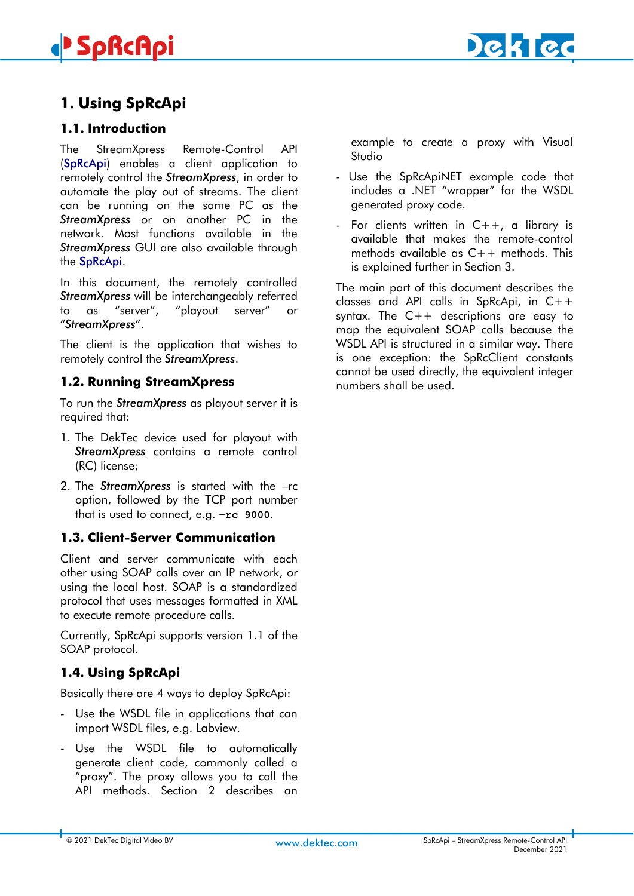# 1. Using SpRcApi

## 1.1. Introduction

The StreamXpress Remote-Control API (SpRcApi) enables a client application to remotely control the ***StreamXpress***, in order to automate the play out of streams. The client can be running on the same PC as the ***StreamXpress*** or on another PC in the network. Most functions available in the ***StreamXpress*** GUI are also available through the SpRcApi.

In this document, the remotely controlled ***StreamXpress*** will be interchangeably referred to as "server", "playout server" or "***StreamXpress***".

The client is the application that wishes to remotely control the ***StreamXpress***.

## 1.2. Running StreamXpress

To run the ***StreamXpress*** as playout server it is required that:

1. The DekTec device used for playout with ***StreamXpress*** contains a remote control (RC) license;
2. The ***StreamXpress*** is started with the –rc option, followed by the TCP port number that is used to connect, e.g. `-rc 9000`.

## 1.3. Client-Server Communication

Client and server communicate with each other using SOAP calls over an IP network, or using the local host. SOAP is a standardized protocol that uses messages formatted in XML to execute remote procedure calls.

Currently, SpRcApi supports version 1.1 of the SOAP protocol.

## 1.4. Using SpRcApi

Basically there are 4 ways to deploy SpRcApi:

- Use the WSDL file in applications that can import WSDL files, e.g. Labview.
- Use the WSDL file to automatically generate client code, commonly called a "proxy". The proxy allows you to call the API methods. Section 2 describes an example to create a proxy with Visual Studio
- Use the SpRcApiNET example code that includes a .NET "wrapper" for the WSDL generated proxy code.
- For clients written in C++, a library is available that makes the remote-control methods available as C++ methods. This is explained further in Section 3.

The main part of this document describes the classes and API calls in SpRcApi, in C++ syntax. The C++ descriptions are easy to map the equivalent SOAP calls because the WSDL API is structured in a similar way. There is one exception: the SpRcClient constants cannot be used directly, the equivalent integer numbers shall be used.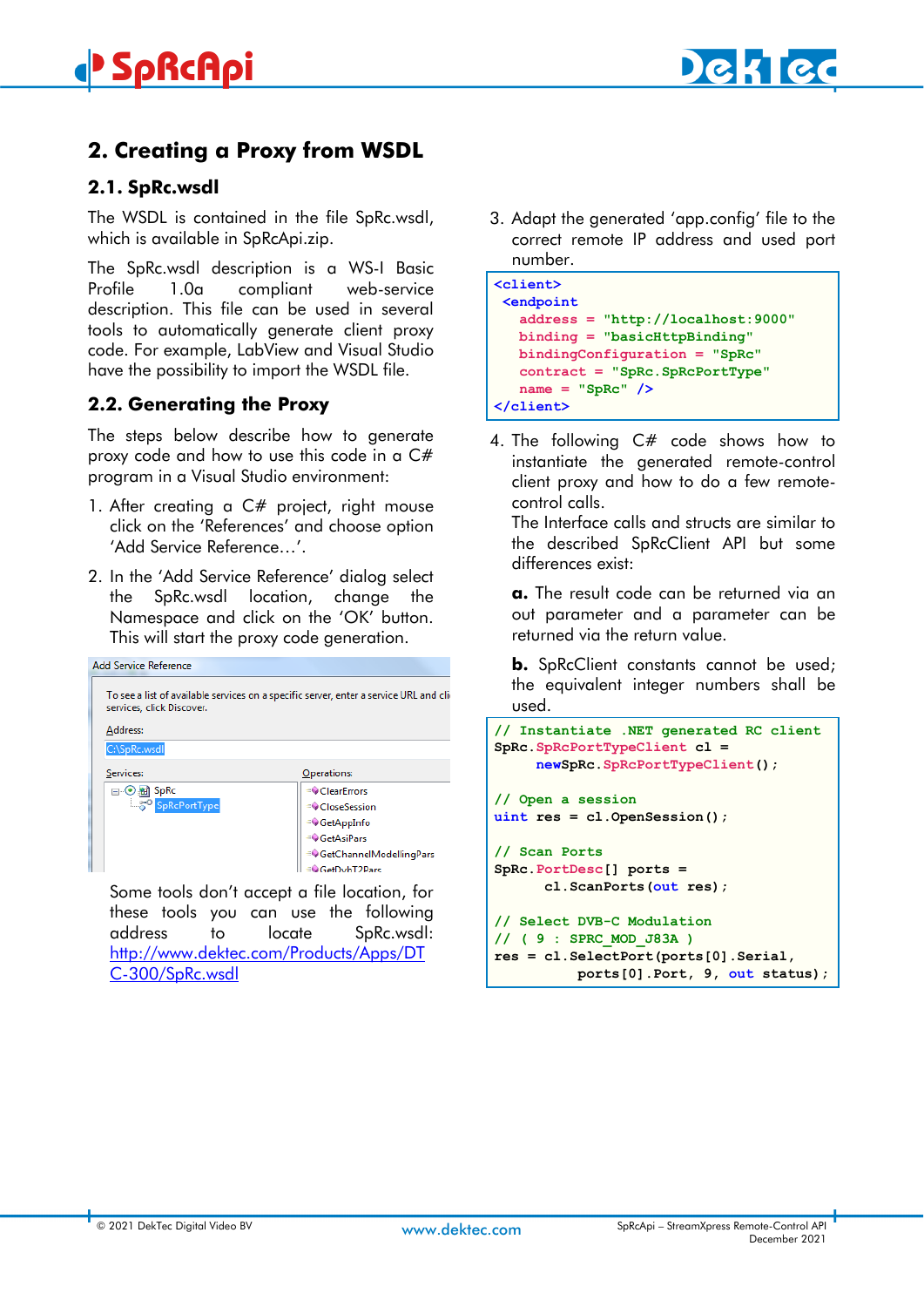## 2. Creating a Proxy from WSDL

### 2.1. SpRc.wsdl

The WSDL is contained in the file SpRc.wsdl, which is available in SpRcApi.zip.

The SpRc.wsdl description is a WS-I Basic Profile 1.0a compliant web-service description. This file can be used in several tools to automatically generate client proxy code. For example, LabView and Visual Studio have the possibility to import the WSDL file.

### 2.2. Generating the Proxy

The steps below describe how to generate proxy code and how to use this code in a C# program in a Visual Studio environment:

1. After creating a C# project, right mouse click on the 'References' and choose option 'Add Service Reference…'.
2. In the 'Add Service Reference' dialog select the SpRc.wsdl location, change the Namespace and click on the 'OK' button. This will start the proxy code generation.

   Add Service Reference

   To see a list of available services on a specific server, enter a service URL and cli services, click Discover.

   Address: C:\SpRc.wsdl

   Services: SpRc, SpRcPortType

   Operations: ClearErrors, CloseSession, GetAppInfo, GetAsiPars, GetChannelModellingPars, GetDvbT2Pars

   Some tools don't accept a file location, for these tools you can use the following address to locate SpRc.wsdl: [http://www.dektec.com/Products/Apps/DTC-300/SpRc.wsdl](http://www.dektec.com/Products/Apps/DTC-300/SpRc.wsdl)

3. Adapt the generated 'app.config' file to the correct remote IP address and used port number.

```
<client>
 <endpoint
   address = "http://localhost:9000"
   binding = "basicHttpBinding"
   bindingConfiguration = "SpRc"
   contract = "SpRc.SpRcPortType"
   name = "SpRc" />
</client>
```

4. The following C# code shows how to instantiate the generated remote-control client proxy and how to do a few remote-control calls.
   The Interface calls and structs are similar to the described SpRcClient API but some differences exist:

   **a.** The result code can be returned via an out parameter and a parameter can be returned via the return value.

   **b.** SpRcClient constants cannot be used; the equivalent integer numbers shall be used.

```
// Instantiate .NET generated RC client
SpRc.SpRcPortTypeClient cl =
     newSpRc.SpRcPortTypeClient();

// Open a session
uint res = cl.OpenSession();

// Scan Ports
SpRc.PortDesc[] ports =
      cl.ScanPorts(out res);

// Select DVB-C Modulation
// ( 9 : SPRC_MOD_J83A )
res = cl.SelectPort(ports[0].Serial,
          ports[0].Port, 9, out status);
```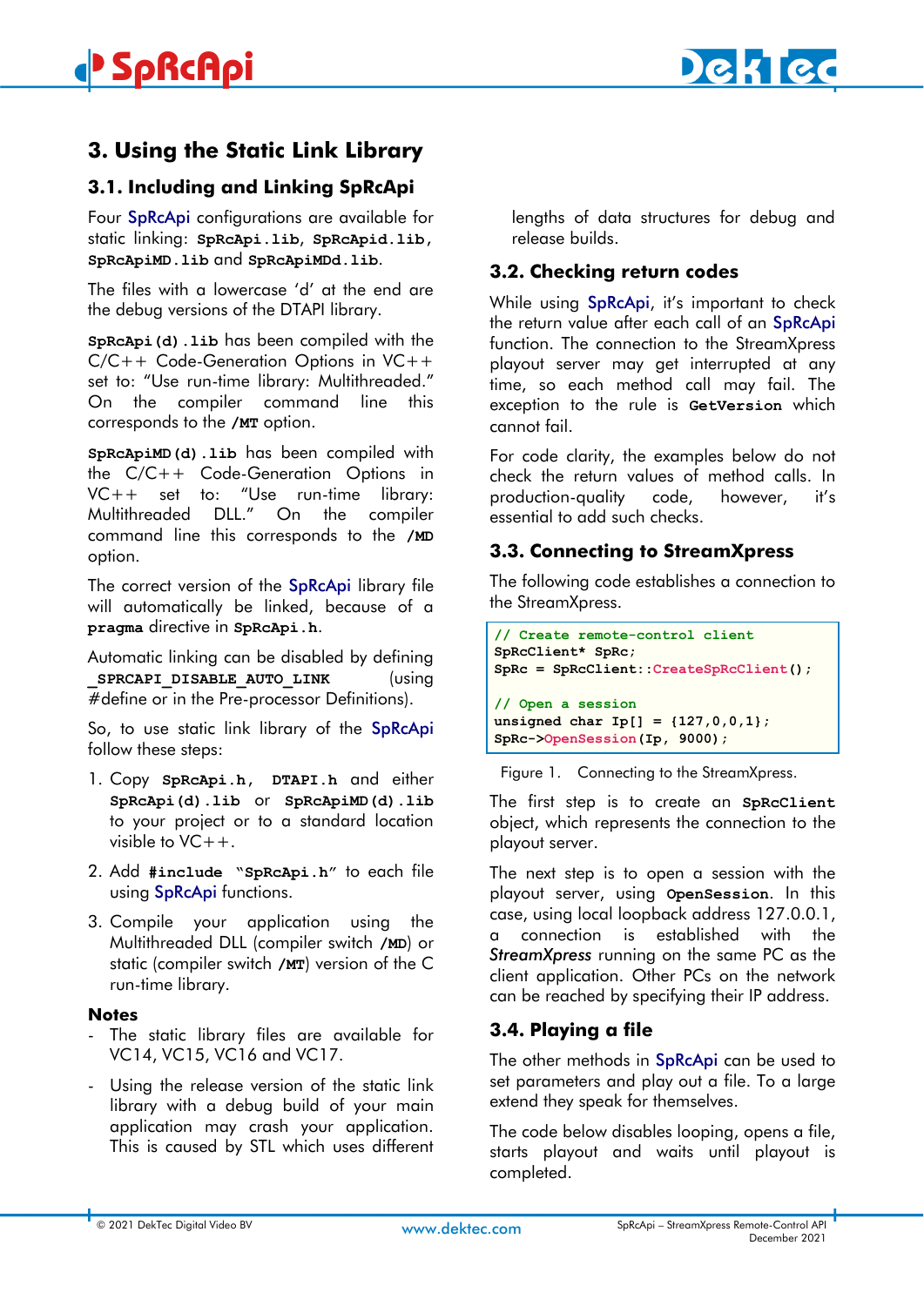## 3. Using the Static Link Library

### 3.1. Including and Linking SpRcApi

Four SpRcApi configurations are available for static linking: **SpRcApi.lib**, **SpRcApid.lib**, **SpRcApiMD.lib** and **SpRcApiMDd.lib**.

The files with a lowercase 'd' at the end are the debug versions of the DTAPI library.

**SpRcApi(d).lib** has been compiled with the C/C++ Code-Generation Options in VC++ set to: "Use run-time library: Multithreaded." On the compiler command line this corresponds to the **/MT** option.

**SpRcApiMD(d).lib** has been compiled with the C/C++ Code-Generation Options in VC++ set to: "Use run-time library: Multithreaded DLL." On the compiler command line this corresponds to the **/MD** option.

The correct version of the SpRcApi library file will automatically be linked, because of a **pragma** directive in **SpRcApi.h**.

Automatic linking can be disabled by defining **_SPRCAPI_DISABLE_AUTO_LINK** (using #define or in the Pre-processor Definitions).

So, to use static link library of the SpRcApi follow these steps:

1. Copy **SpRcApi.h**, **DTAPI.h** and either **SpRcApi(d).lib** or **SpRcApiMD(d).lib** to your project or to a standard location visible to VC++.
2. Add **#include "SpRcApi.h"** to each file using SpRcApi functions.
3. Compile your application using the Multithreaded DLL (compiler switch **/MD**) or static (compiler switch **/MT**) version of the C run-time library.

**Notes**

- The static library files are available for VC14, VC15, VC16 and VC17.
- Using the release version of the static link library with a debug build of your main application may crash your application. This is caused by STL which uses different lengths of data structures for debug and release builds.

### 3.2. Checking return codes

While using SpRcApi, it's important to check the return value after each call of an SpRcApi function. The connection to the StreamXpress playout server may get interrupted at any time, so each method call may fail. The exception to the rule is **GetVersion** which cannot fail.

For code clarity, the examples below do not check the return values of method calls. In production-quality code, however, it's essential to add such checks.

### 3.3. Connecting to StreamXpress

The following code establishes a connection to the StreamXpress.

```
// Create remote-control client
SpRcClient* SpRc;
SpRc = SpRcClient::CreateSpRcClient();

// Open a session
unsigned char Ip[] = {127,0,0,1};
SpRc->OpenSession(Ip, 9000);
```

Figure 1. Connecting to the StreamXpress.

The first step is to create an **SpRcClient** object, which represents the connection to the playout server.

The next step is to open a session with the playout server, using **OpenSession**. In this case, using local loopback address 127.0.0.1, a connection is established with the *StreamXpress* running on the same PC as the client application. Other PCs on the network can be reached by specifying their IP address.

### 3.4. Playing a file

The other methods in SpRcApi can be used to set parameters and play out a file. To a large extend they speak for themselves.

The code below disables looping, opens a file, starts playout and waits until playout is completed.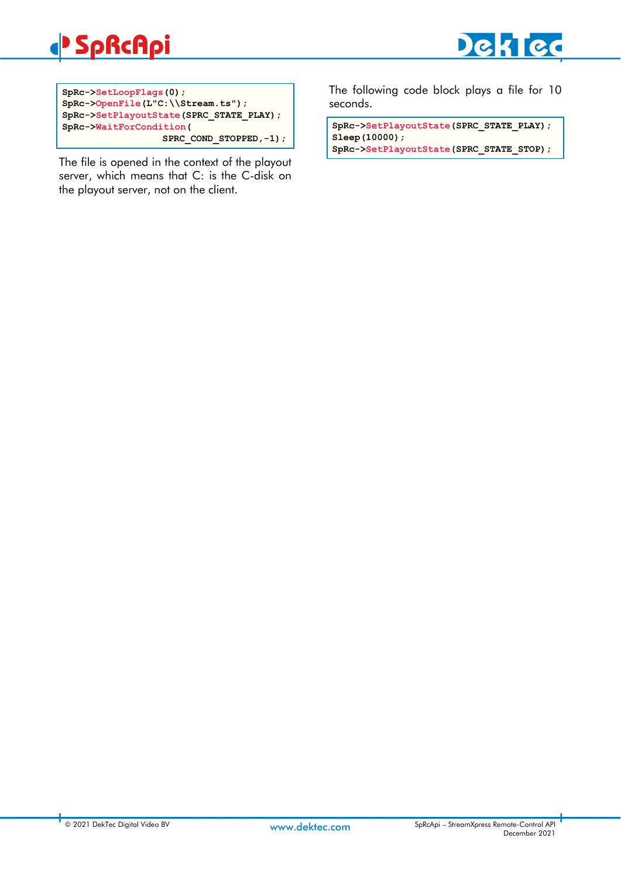```
SpRc->SetLoopFlags(0);
SpRc->OpenFile(L"C:\\Stream.ts");
SpRc->SetPlayoutState(SPRC_STATE_PLAY);
SpRc->WaitForCondition(
                     SPRC_COND_STOPPED,-1);
```

The file is opened in the context of the playout server, which means that C: is the C-disk on the playout server, not on the client.

The following code block plays a file for 10 seconds.

```
SpRc->SetPlayoutState(SPRC_STATE_PLAY);
Sleep(10000);
SpRc->SetPlayoutState(SPRC_STATE_STOP);
```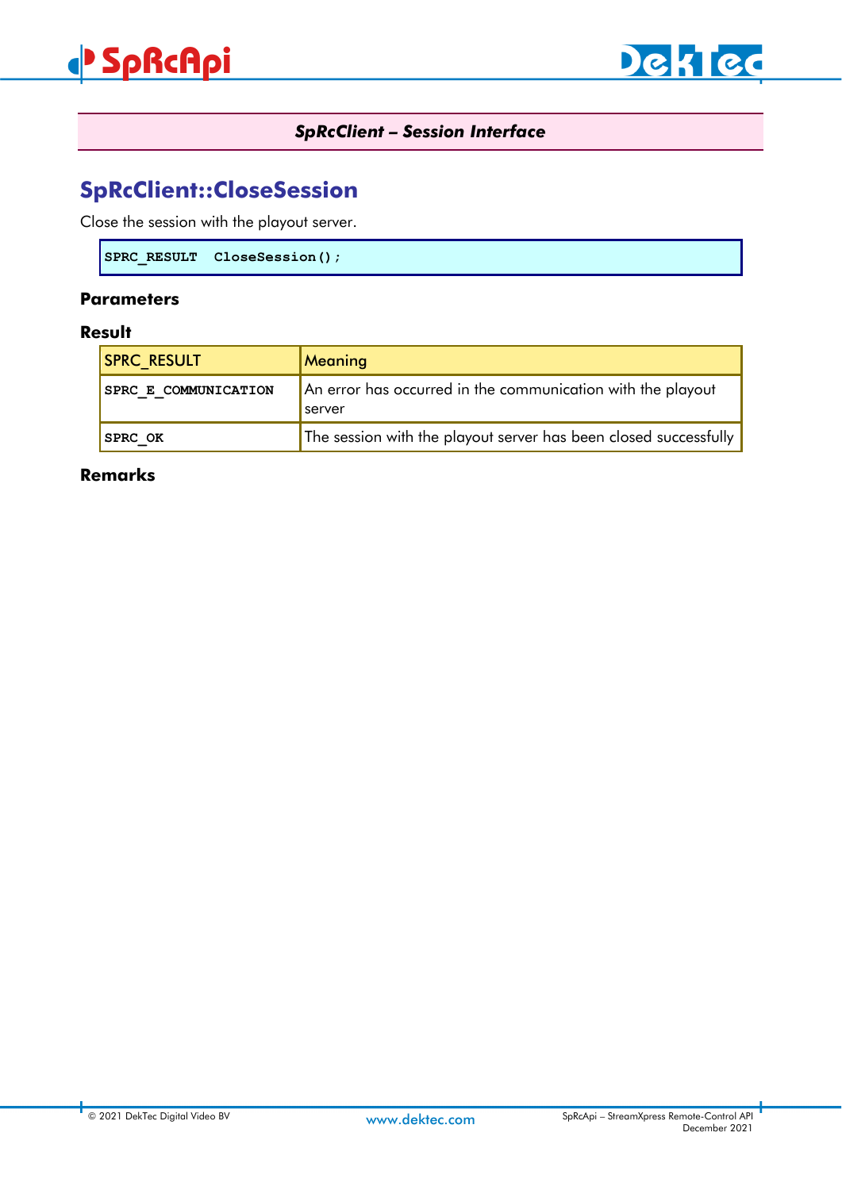**SpRcClient – Session Interface**

## SpRcClient::CloseSession

Close the session with the playout server.

```
SPRC_RESULT  CloseSession();
```

### Parameters

### Result

| SPRC_RESULT | Meaning |
|---|---|
| **SPRC_E_COMMUNICATION** | An error has occurred in the communication with the playout server |
| **SPRC_OK** | The session with the playout server has been closed successfully |

### Remarks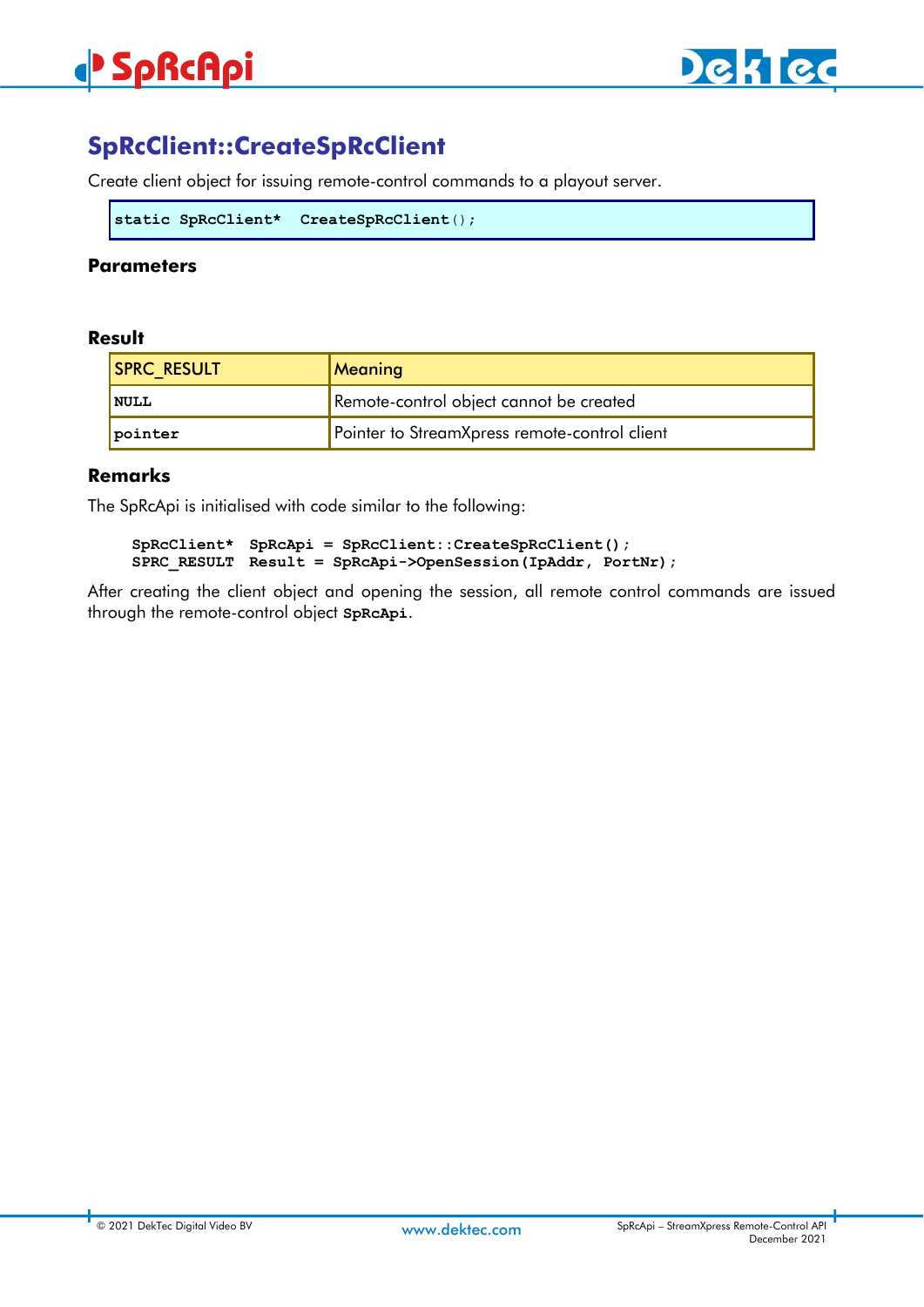## SpRcClient::CreateSpRcClient

Create client object for issuing remote-control commands to a playout server.

```
static SpRcClient*  CreateSpRcClient();
```

### Parameters

### Result

| SPRC_RESULT | Meaning |
|---|---|
| `NULL` | Remote-control object cannot be created |
| `pointer` | Pointer to StreamXpress remote-control client |

### Remarks

The SpRcApi is initialised with code similar to the following:

```
SpRcClient*  SpRcApi = SpRcClient::CreateSpRcClient();
SPRC_RESULT  Result = SpRcApi->OpenSession(IpAddr, PortNr);
```

After creating the client object and opening the session, all remote control commands are issued through the remote-control object **`SpRcApi`**.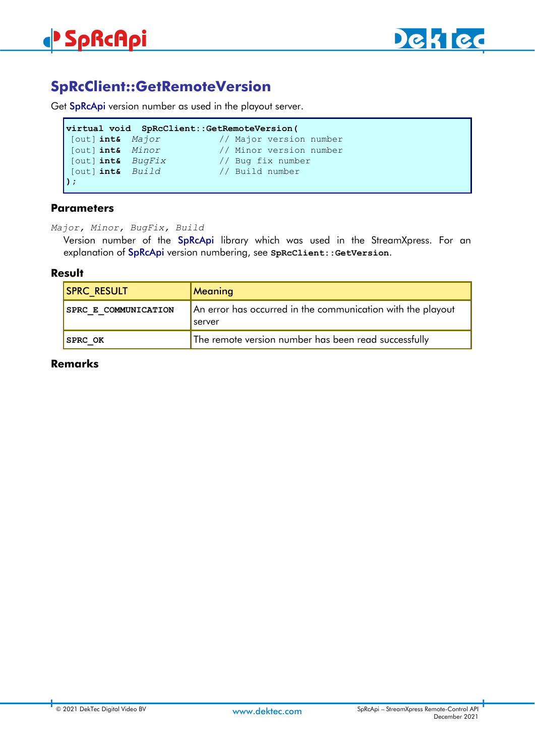## SpRcClient::GetRemoteVersion

Get SpRcApi version number as used in the playout server.

```
virtual void  SpRcClient::GetRemoteVersion(
 [out] int&  Major           // Major version number
 [out] int&  Minor           // Minor version number
 [out] int&  BugFix          // Bug fix number
 [out] int&  Build           // Build number
);
```

### Parameters

*Major, Minor, BugFix, Build*

Version number of the SpRcApi library which was used in the StreamXpress. For an explanation of SpRcApi version numbering, see **SpRcClient::GetVersion**.

### Result

| SPRC_RESULT | Meaning |
| --- | --- |
| **SPRC_E_COMMUNICATION** | An error has occurred in the communication with the playout server |
| **SPRC_OK** | The remote version number has been read successfully |

### Remarks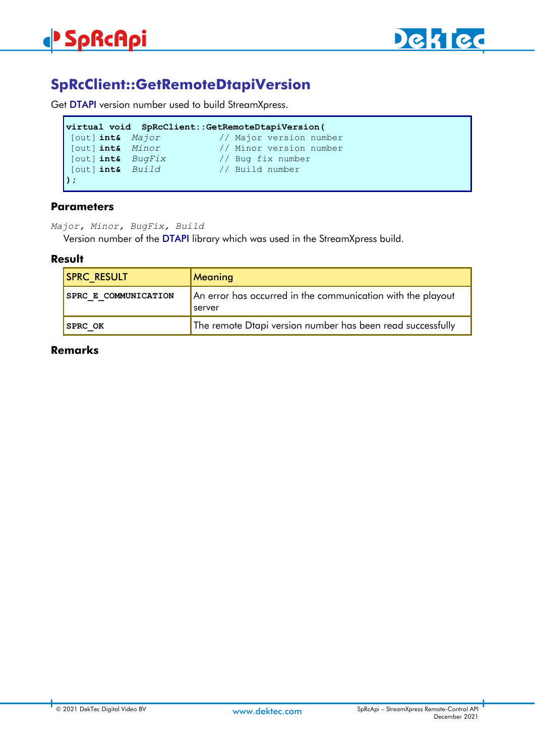## SpRcClient::GetRemoteDtapiVersion

Get DTAPI version number used to build StreamXpress.

```
virtual void  SpRcClient::GetRemoteDtapiVersion(
 [out] int&  Major            // Major version number
 [out] int&  Minor            // Minor version number
 [out] int&  BugFix           // Bug fix number
 [out] int&  Build            // Build number
);
```

### Parameters

*Major, Minor, BugFix, Build*

Version number of the DTAPI library which was used in the StreamXpress build.

### Result

| SPRC_RESULT | Meaning |
|---|---|
| **SPRC_E_COMMUNICATION** | An error has occurred in the communication with the playout server |
| **SPRC_OK** | The remote Dtapi version number has been read successfully |

### Remarks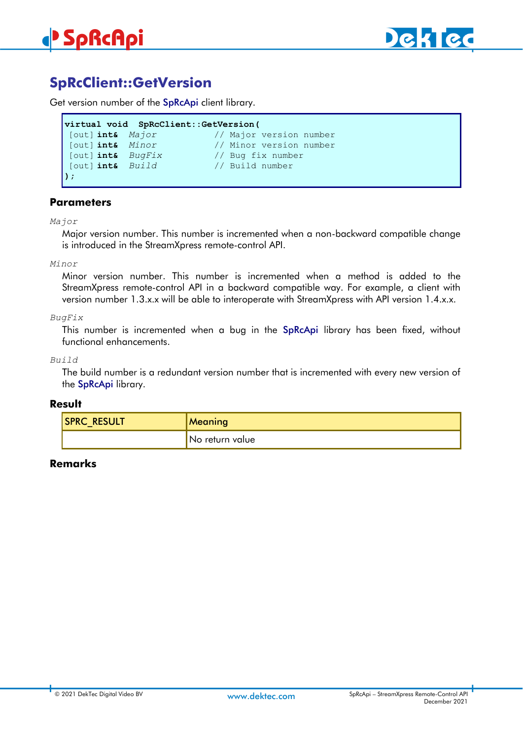## SpRcClient::GetVersion

Get version number of the SpRcApi client library.

```
virtual void  SpRcClient::GetVersion(
 [out] int&  Major          // Major version number
 [out] int&  Minor          // Minor version number
 [out] int&  BugFix         // Bug fix number
 [out] int&  Build          // Build number
);
```

### Parameters

*Major*

Major version number. This number is incremented when a non-backward compatible change is introduced in the StreamXpress remote-control API.

*Minor*

Minor version number. This number is incremented when a method is added to the StreamXpress remote-control API in a backward compatible way. For example, a client with version number 1.3.x.x will be able to interoperate with StreamXpress with API version 1.4.x.x.

*BugFix*

This number is incremented when a bug in the SpRcApi library has been fixed, without functional enhancements.

*Build*

The build number is a redundant version number that is incremented with every new version of the SpRcApi library.

### Result

| SPRC_RESULT | Meaning |
|---|---|
| | No return value |

### Remarks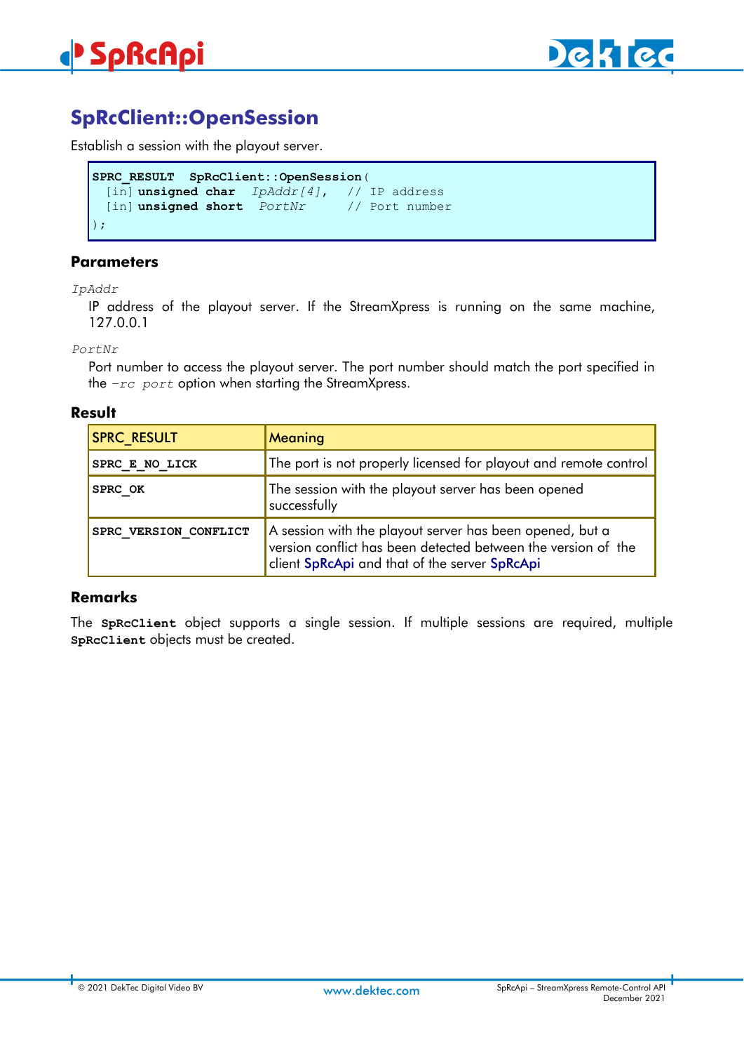## SpRcClient::OpenSession

Establish a session with the playout server.

```
SPRC_RESULT  SpRcClient::OpenSession(
  [in] unsigned char   IpAddr[4],    // IP address
  [in] unsigned short  PortNr        // Port number
);
```

### Parameters

*IpAddr*

IP address of the playout server. If the StreamXpress is running on the same machine, 127.0.0.1

*PortNr*

Port number to access the playout server. The port number should match the port specified in the *-rc port* option when starting the StreamXpress.

### Result

| SPRC_RESULT | Meaning |
|---|---|
| **SPRC_E_NO_LICK** | The port is not properly licensed for playout and remote control |
| **SPRC_OK** | The session with the playout server has been opened successfully |
| **SPRC_VERSION_CONFLICT** | A session with the playout server has been opened, but a version conflict has been detected between the version of the client SpRcApi and that of the server SpRcApi |

### Remarks

The **SpRcClient** object supports a single session. If multiple sessions are required, multiple **SpRcClient** objects must be created.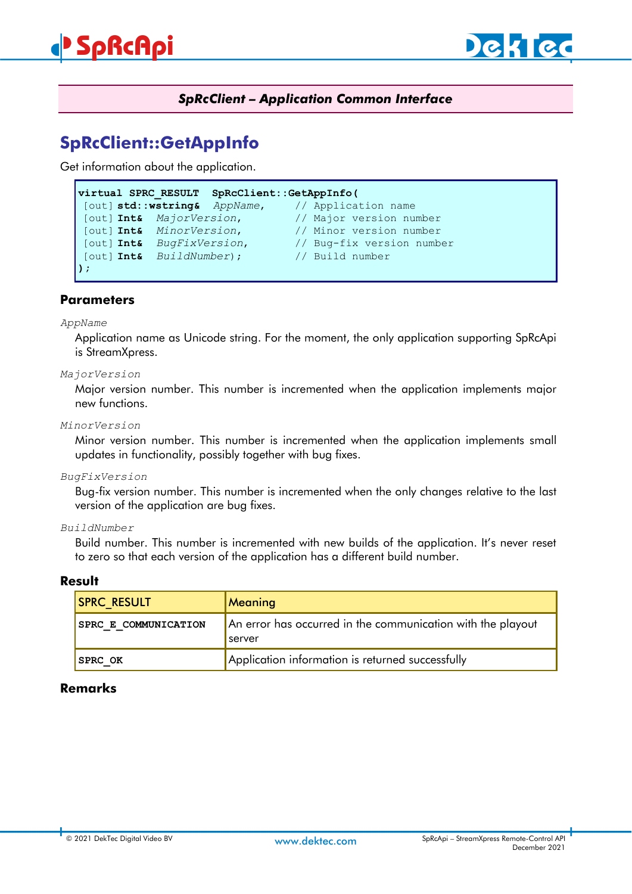**SpRcClient – Application Common Interface**

## SpRcClient::GetAppInfo

Get information about the application.

```
virtual SPRC_RESULT  SpRcClient::GetAppInfo(
 [out] std::wstring&  AppName,      // Application name
 [out] Int&  MajorVersion,          // Major version number
 [out] Int&  MinorVersion,          // Minor version number
 [out] Int&  BugFixVersion,         // Bug-fix version number
 [out] Int&  BuildNumber);          // Build number
);
```

### Parameters

*AppName*

Application name as Unicode string. For the moment, the only application supporting SpRcApi is StreamXpress.

*MajorVersion*

Major version number. This number is incremented when the application implements major new functions.

*MinorVersion*

Minor version number. This number is incremented when the application implements small updates in functionality, possibly together with bug fixes.

*BugFixVersion*

Bug-fix version number. This number is incremented when the only changes relative to the last version of the application are bug fixes.

*BuildNumber*

Build number. This number is incremented with new builds of the application. It's never reset to zero so that each version of the application has a different build number.

### Result

| SPRC_RESULT | Meaning |
|---|---|
| **SPRC_E_COMMUNICATION** | An error has occurred in the communication with the playout server |
| **SPRC_OK** | Application information is returned successfully |

### Remarks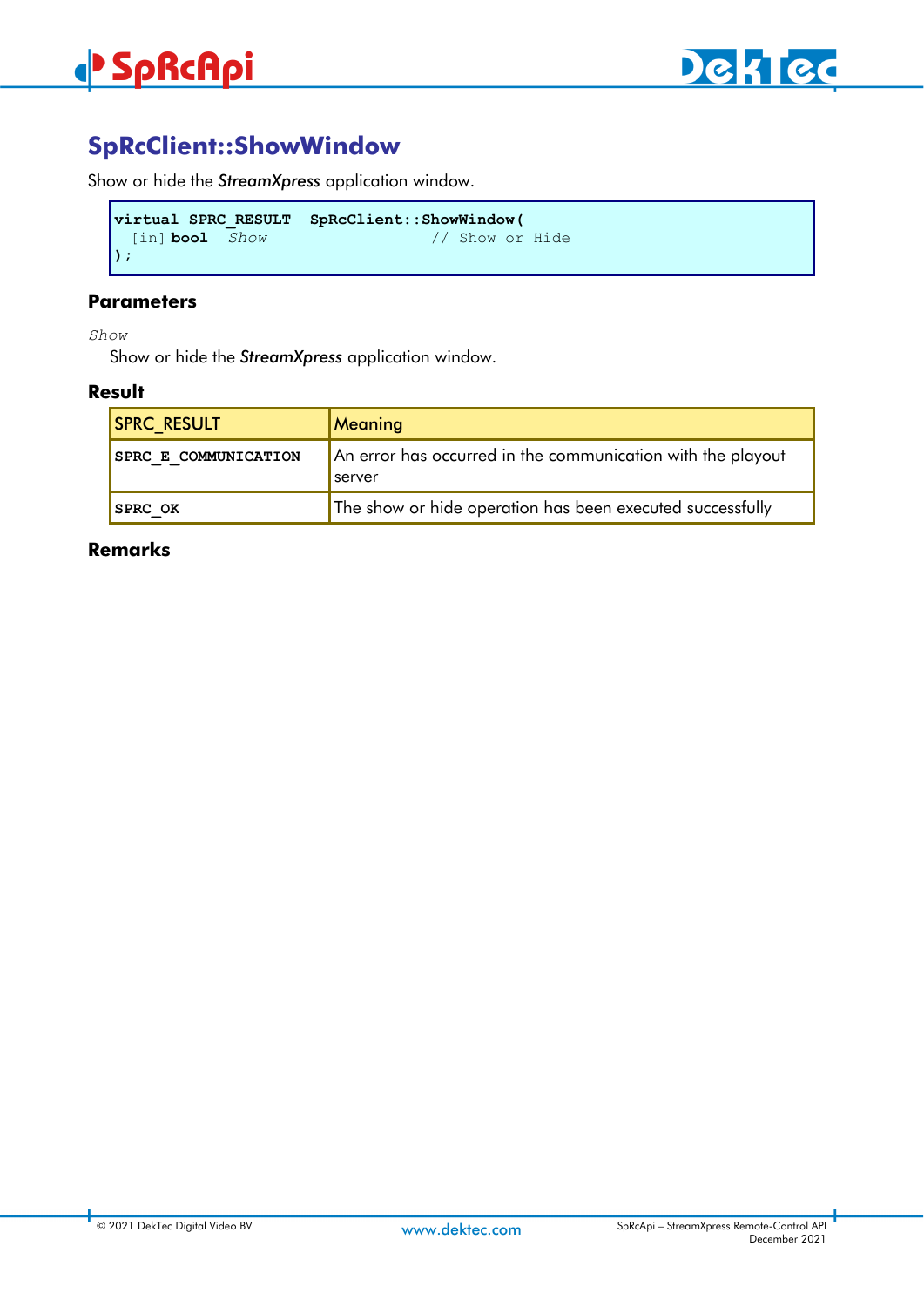## SpRcClient::ShowWindow

Show or hide the ***StreamXpress*** application window.

```
virtual SPRC_RESULT  SpRcClient::ShowWindow(
  [in] bool   Show                  // Show or Hide
);
```

### Parameters

*Show*

Show or hide the ***StreamXpress*** application window.

### Result

| SPRC_RESULT | Meaning |
|---|---|
| **SPRC_E_COMMUNICATION** | An error has occurred in the communication with the playout server |
| **SPRC_OK** | The show or hide operation has been executed successfully |

### Remarks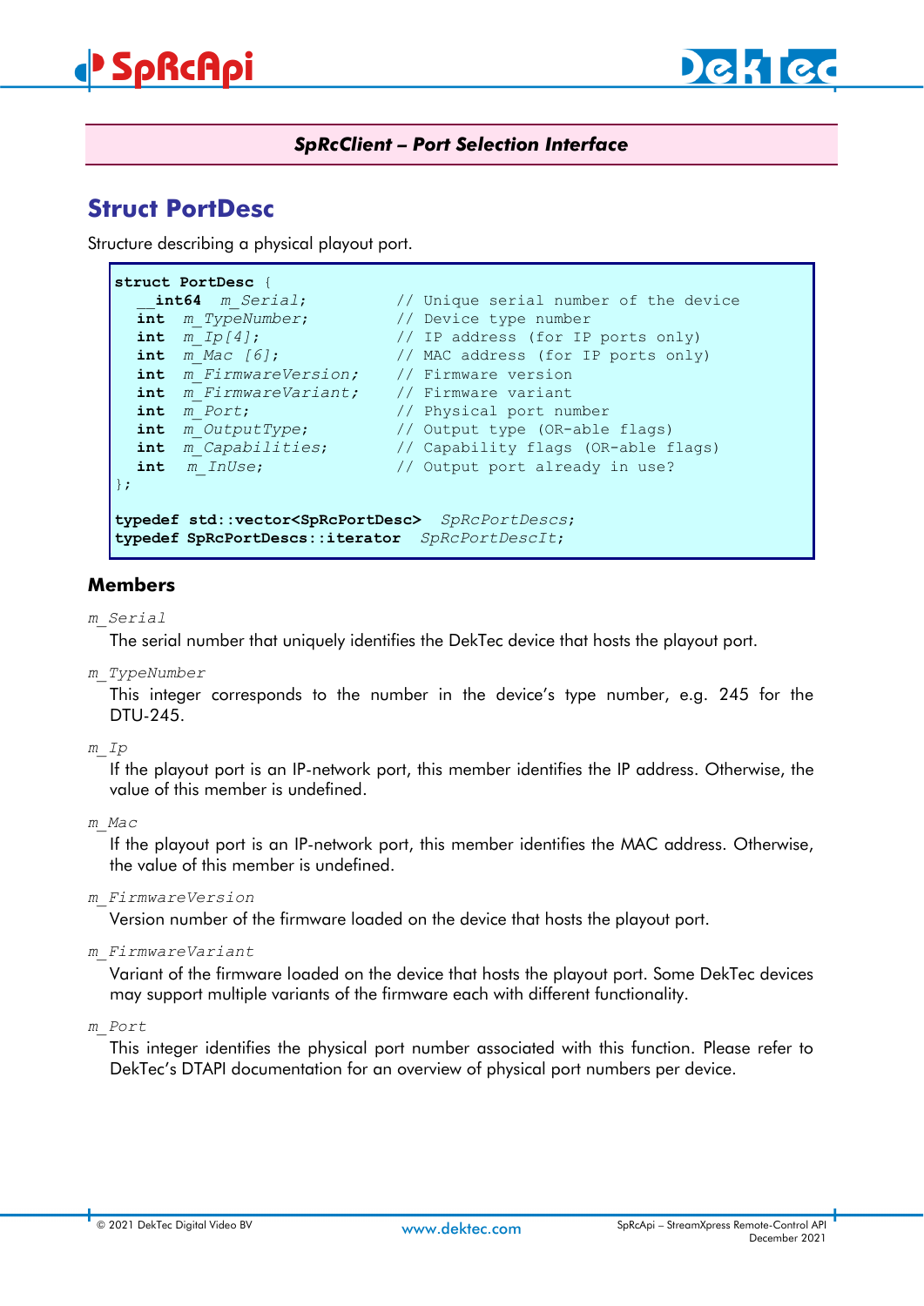**SpRcClient – Port Selection Interface**

## Struct PortDesc

Structure describing a physical playout port.

```
struct PortDesc {
   __int64  m_Serial;          // Unique serial number of the device
   int   m_TypeNumber;         // Device type number
   int   m_Ip[4];              // IP address (for IP ports only)
   int   m_Mac [6];            // MAC address (for IP ports only)
   int   m_FirmwareVersion;    // Firmware version
   int   m_FirmwareVariant;    // Firmware variant
   int   m_Port;               // Physical port number
   int   m_OutputType;         // Output type (OR-able flags)
   int   m_Capabilities;       // Capability flags (OR-able flags)
   int    m_InUse;             // Output port already in use?
};

typedef std::vector<SpRcPortDesc>  SpRcPortDescs;
typedef SpRcPortDescs::iterator  SpRcPortDescIt;
```

### Members

*m_Serial*

The serial number that uniquely identifies the DekTec device that hosts the playout port.

*m_TypeNumber*

This integer corresponds to the number in the device's type number, e.g. 245 for the DTU-245.

*m_Ip*

If the playout port is an IP-network port, this member identifies the IP address. Otherwise, the value of this member is undefined.

*m_Mac*

If the playout port is an IP-network port, this member identifies the MAC address. Otherwise, the value of this member is undefined.

*m_FirmwareVersion*

Version number of the firmware loaded on the device that hosts the playout port.

*m_FirmwareVariant*

Variant of the firmware loaded on the device that hosts the playout port. Some DekTec devices may support multiple variants of the firmware each with different functionality.

*m_Port*

This integer identifies the physical port number associated with this function. Please refer to DekTec's DTAPI documentation for an overview of physical port numbers per device.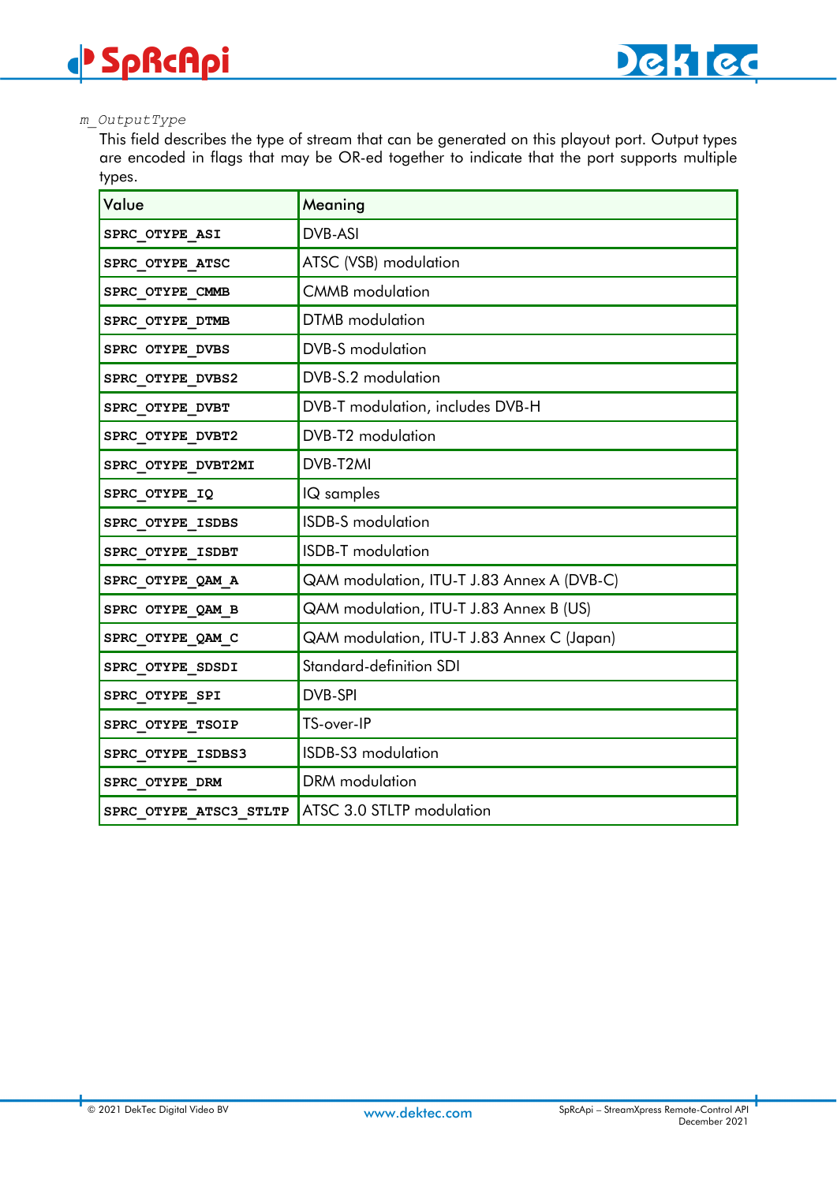*m_OutputType*

This field describes the type of stream that can be generated on this playout port. Output types are encoded in flags that may be OR-ed together to indicate that the port supports multiple types.

| Value | Meaning |
|---|---|
| **SPRC_OTYPE_ASI** | DVB-ASI |
| **SPRC_OTYPE_ATSC** | ATSC (VSB) modulation |
| **SPRC_OTYPE_CMMB** | CMMB modulation |
| **SPRC_OTYPE_DTMB** | DTMB modulation |
| **SPRC_OTYPE_DVBS** | DVB-S modulation |
| **SPRC_OTYPE_DVBS2** | DVB-S.2 modulation |
| **SPRC_OTYPE_DVBT** | DVB-T modulation, includes DVB-H |
| **SPRC_OTYPE_DVBT2** | DVB-T2 modulation |
| **SPRC_OTYPE_DVBT2MI** | DVB-T2MI |
| **SPRC_OTYPE_IQ** | IQ samples |
| **SPRC_OTYPE_ISDBS** | ISDB-S modulation |
| **SPRC_OTYPE_ISDBT** | ISDB-T modulation |
| **SPRC_OTYPE_QAM_A** | QAM modulation, ITU-T J.83 Annex A (DVB-C) |
| **SPRC_OTYPE_QAM_B** | QAM modulation, ITU-T J.83 Annex B (US) |
| **SPRC_OTYPE_QAM_C** | QAM modulation, ITU-T J.83 Annex C (Japan) |
| **SPRC_OTYPE_SDSDI** | Standard-definition SDI |
| **SPRC_OTYPE_SPI** | DVB-SPI |
| **SPRC_OTYPE_TSOIP** | TS-over-IP |
| **SPRC_OTYPE_ISDBS3** | ISDB-S3 modulation |
| **SPRC_OTYPE_DRM** | DRM modulation |
| **SPRC_OTYPE_ATSC3_STLTP** | ATSC 3.0 STLTP modulation |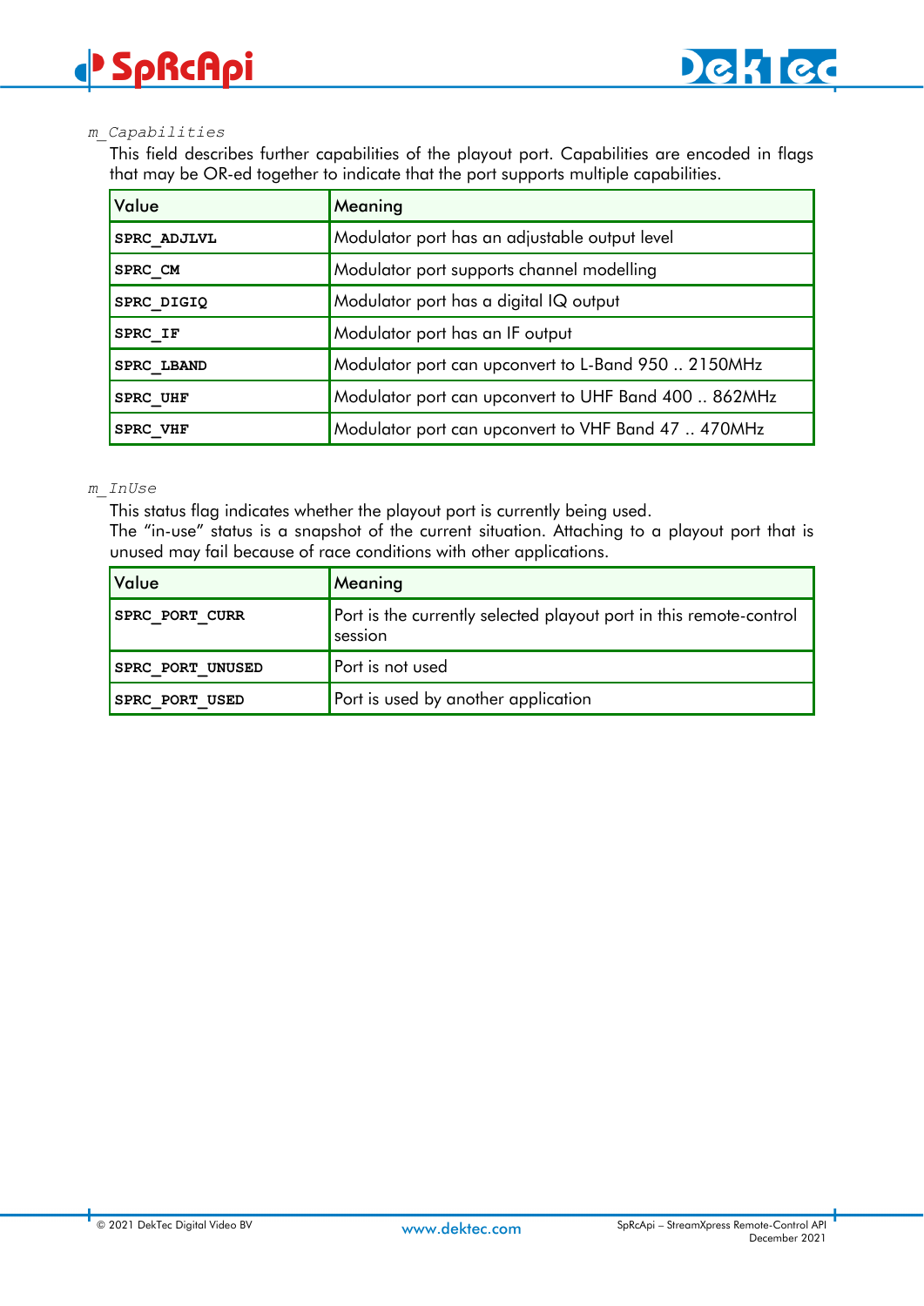*m_Capabilities*

This field describes further capabilities of the playout port. Capabilities are encoded in flags that may be OR-ed together to indicate that the port supports multiple capabilities.

| Value | Meaning |
|---|---|
| **SPRC_ADJLVL** | Modulator port has an adjustable output level |
| **SPRC_CM** | Modulator port supports channel modelling |
| **SPRC_DIGIQ** | Modulator port has a digital IQ output |
| **SPRC_IF** | Modulator port has an IF output |
| **SPRC_LBAND** | Modulator port can upconvert to L-Band 950 .. 2150MHz |
| **SPRC_UHF** | Modulator port can upconvert to UHF Band 400 .. 862MHz |
| **SPRC_VHF** | Modulator port can upconvert to VHF Band 47 .. 470MHz |

*m_InUse*

This status flag indicates whether the playout port is currently being used.
The "in-use" status is a snapshot of the current situation. Attaching to a playout port that is unused may fail because of race conditions with other applications.

| Value | Meaning |
|---|---|
| **SPRC_PORT_CURR** | Port is the currently selected playout port in this remote-control session |
| **SPRC_PORT_UNUSED** | Port is not used |
| **SPRC_PORT_USED** | Port is used by another application |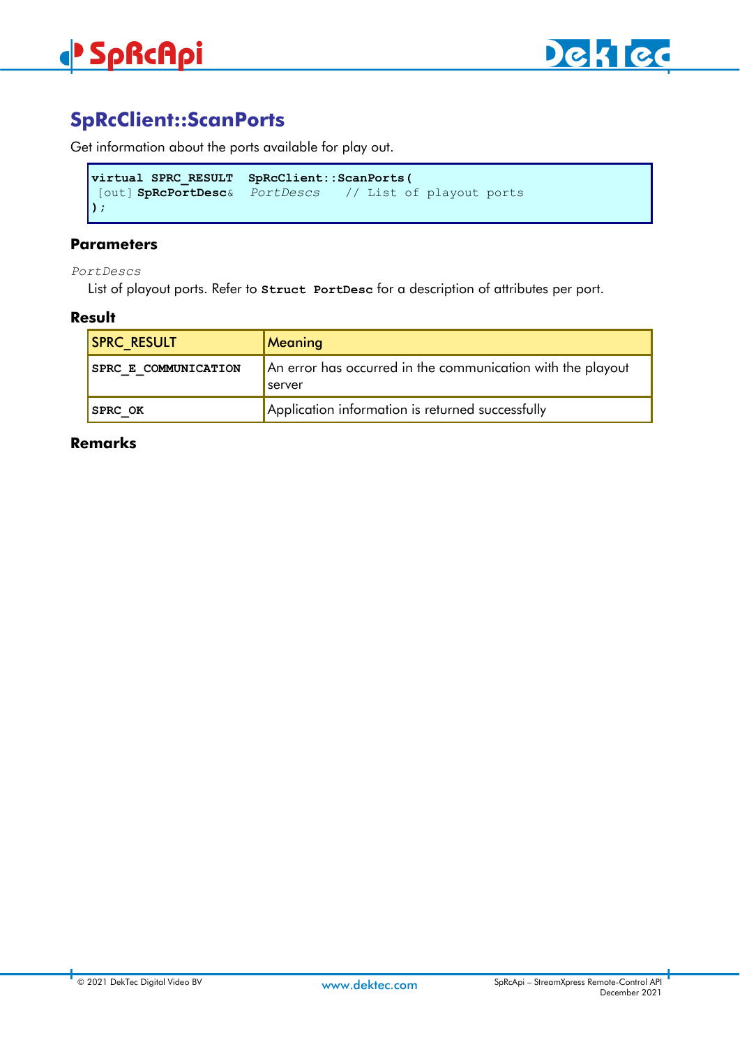## SpRcClient::ScanPorts

Get information about the ports available for play out.

```
virtual SPRC_RESULT  SpRcClient::ScanPorts(
 [out] SpRcPortDesc&  PortDescs    // List of playout ports
);
```

### Parameters

*PortDescs*

List of playout ports. Refer to **Struct PortDesc** for a description of attributes per port.

### Result

| SPRC_RESULT | Meaning |
|---|---|
| **SPRC_E_COMMUNICATION** | An error has occurred in the communication with the playout server |
| **SPRC_OK** | Application information is returned successfully |

### Remarks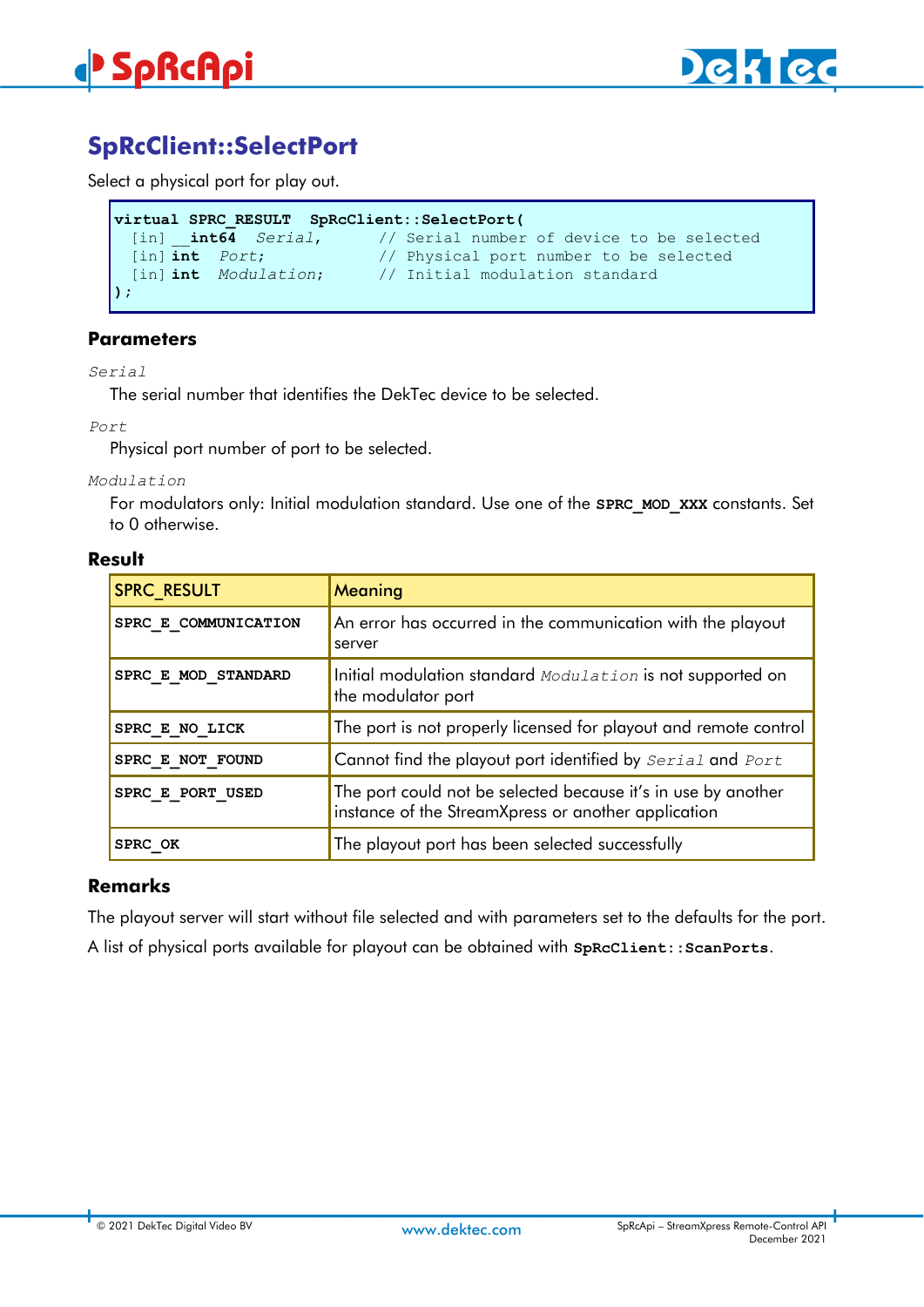## SpRcClient::SelectPort

Select a physical port for play out.

```
virtual SPRC_RESULT  SpRcClient::SelectPort(
  [in] __int64  Serial,       // Serial number of device to be selected
  [in] int  Port;             // Physical port number to be selected
  [in] int  Modulation;       // Initial modulation standard
);
```

### Parameters

*Serial*

The serial number that identifies the DekTec device to be selected.

*Port*

Physical port number of port to be selected.

*Modulation*

For modulators only: Initial modulation standard. Use one of the **SPRC_MOD_XXX** constants. Set to 0 otherwise.

### Result

| SPRC_RESULT | Meaning |
|---|---|
| **SPRC_E_COMMUNICATION** | An error has occurred in the communication with the playout server |
| **SPRC_E_MOD_STANDARD** | Initial modulation standard *Modulation* is not supported on the modulator port |
| **SPRC_E_NO_LICK** | The port is not properly licensed for playout and remote control |
| **SPRC_E_NOT_FOUND** | Cannot find the playout port identified by *Serial* and *Port* |
| **SPRC_E_PORT_USED** | The port could not be selected because it's in use by another instance of the StreamXpress or another application |
| **SPRC_OK** | The playout port has been selected successfully |

### Remarks

The playout server will start without file selected and with parameters set to the defaults for the port.

A list of physical ports available for playout can be obtained with **SpRcClient::ScanPorts**.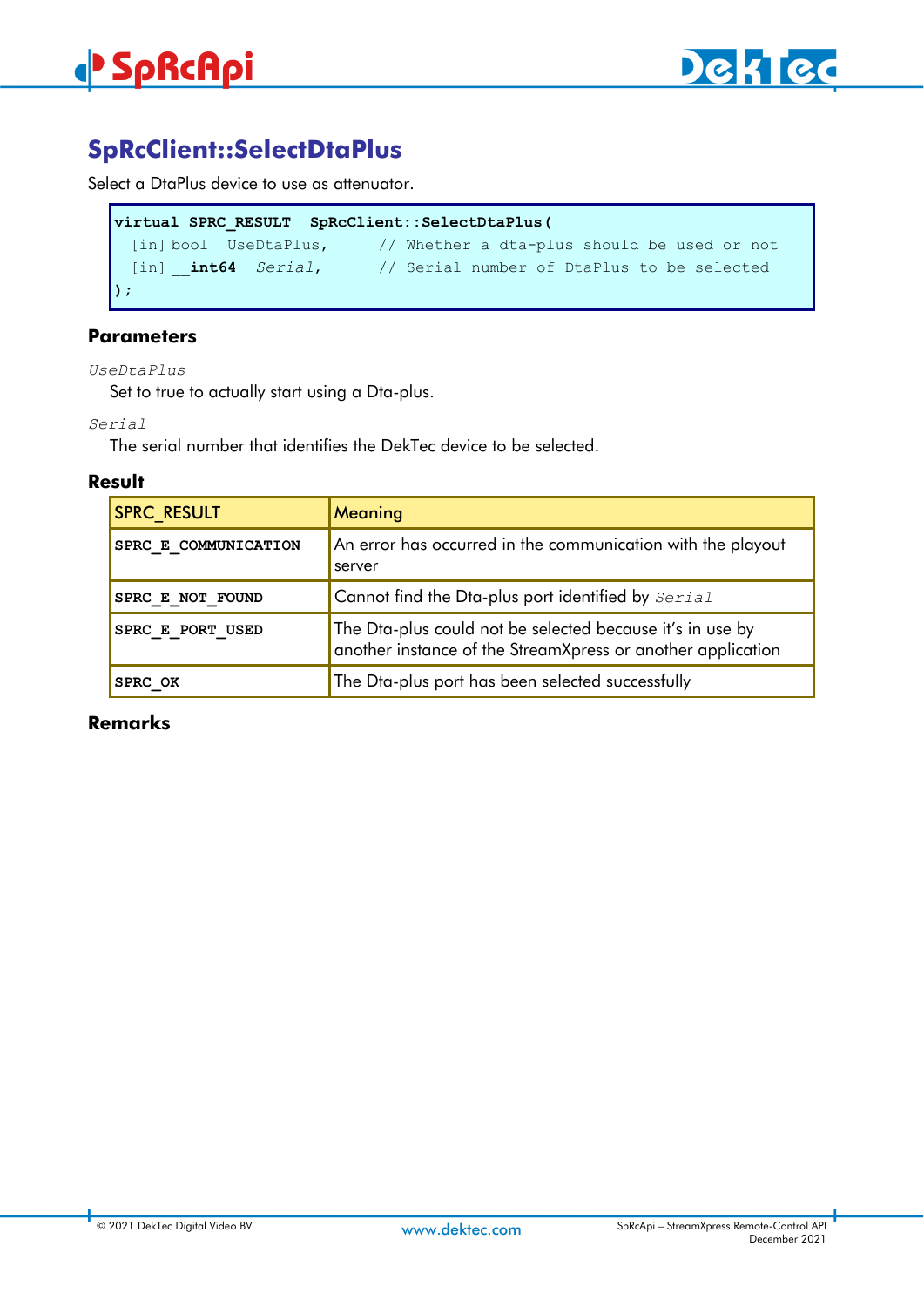## SpRcClient::SelectDtaPlus

Select a DtaPlus device to use as attenuator.

```
virtual SPRC_RESULT  SpRcClient::SelectDtaPlus(
  [in] bool  UseDtaPlus,      // Whether a dta-plus should be used or not
  [in] __int64  Serial,       // Serial number of DtaPlus to be selected
);
```

### Parameters

*UseDtaPlus*

Set to true to actually start using a Dta-plus.

*Serial*

The serial number that identifies the DekTec device to be selected.

### Result

| SPRC_RESULT | Meaning |
| --- | --- |
| **SPRC_E_COMMUNICATION** | An error has occurred in the communication with the playout server |
| **SPRC_E_NOT_FOUND** | Cannot find the Dta-plus port identified by *Serial* |
| **SPRC_E_PORT_USED** | The Dta-plus could not be selected because it's in use by another instance of the StreamXpress or another application |
| **SPRC_OK** | The Dta-plus port has been selected successfully |

### Remarks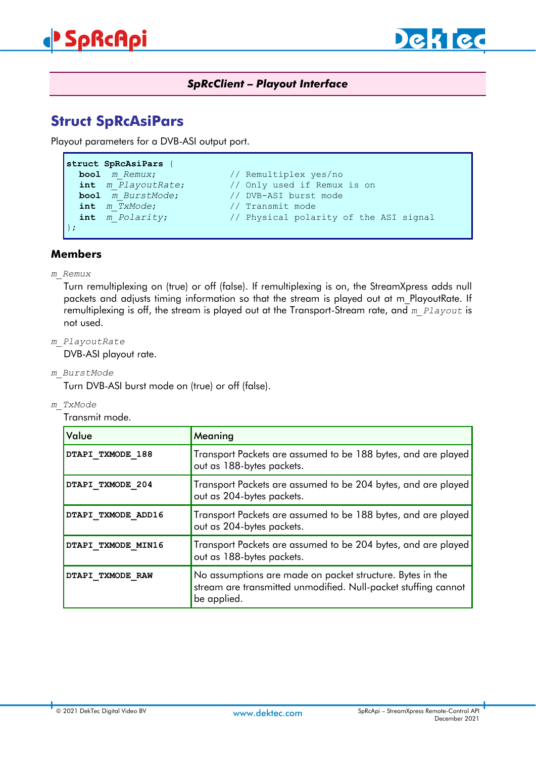**SpRcClient – Playout Interface**

## Struct SpRcAsiPars

Playout parameters for a DVB-ASI output port.

```
struct SpRcAsiPars {
  bool  m_Remux;              // Remultiplex yes/no
  int   m_PlayoutRate;        // Only used if Remux is on
  bool  m_BurstMode;          // DVB-ASI burst mode
  int   m_TxMode;             // Transmit mode
  int   m_Polarity;           // Physical polarity of the ASI signal
};
```

### Members

*m_Remux*

Turn remultiplexing on (true) or off (false). If remultiplexing is on, the StreamXpress adds null packets and adjusts timing information so that the stream is played out at m_PlayoutRate. If remultiplexing is off, the stream is played out at the Transport-Stream rate, and *m_Playout* is not used.

*m_PlayoutRate*

DVB-ASI playout rate.

*m_BurstMode*

Turn DVB-ASI burst mode on (true) or off (false).

*m_TxMode*

Transmit mode.

| Value | Meaning |
|---|---|
| **DTAPI_TXMODE_188** | Transport Packets are assumed to be 188 bytes, and are played out as 188-bytes packets. |
| **DTAPI_TXMODE_204** | Transport Packets are assumed to be 204 bytes, and are played out as 204-bytes packets. |
| **DTAPI_TXMODE_ADD16** | Transport Packets are assumed to be 188 bytes, and are played out as 204-bytes packets. |
| **DTAPI_TXMODE_MIN16** | Transport Packets are assumed to be 204 bytes, and are played out as 188-bytes packets. |
| **DTAPI_TXMODE_RAW** | No assumptions are made on packet structure. Bytes in the stream are transmitted unmodified. Null-packet stuffing cannot be applied. |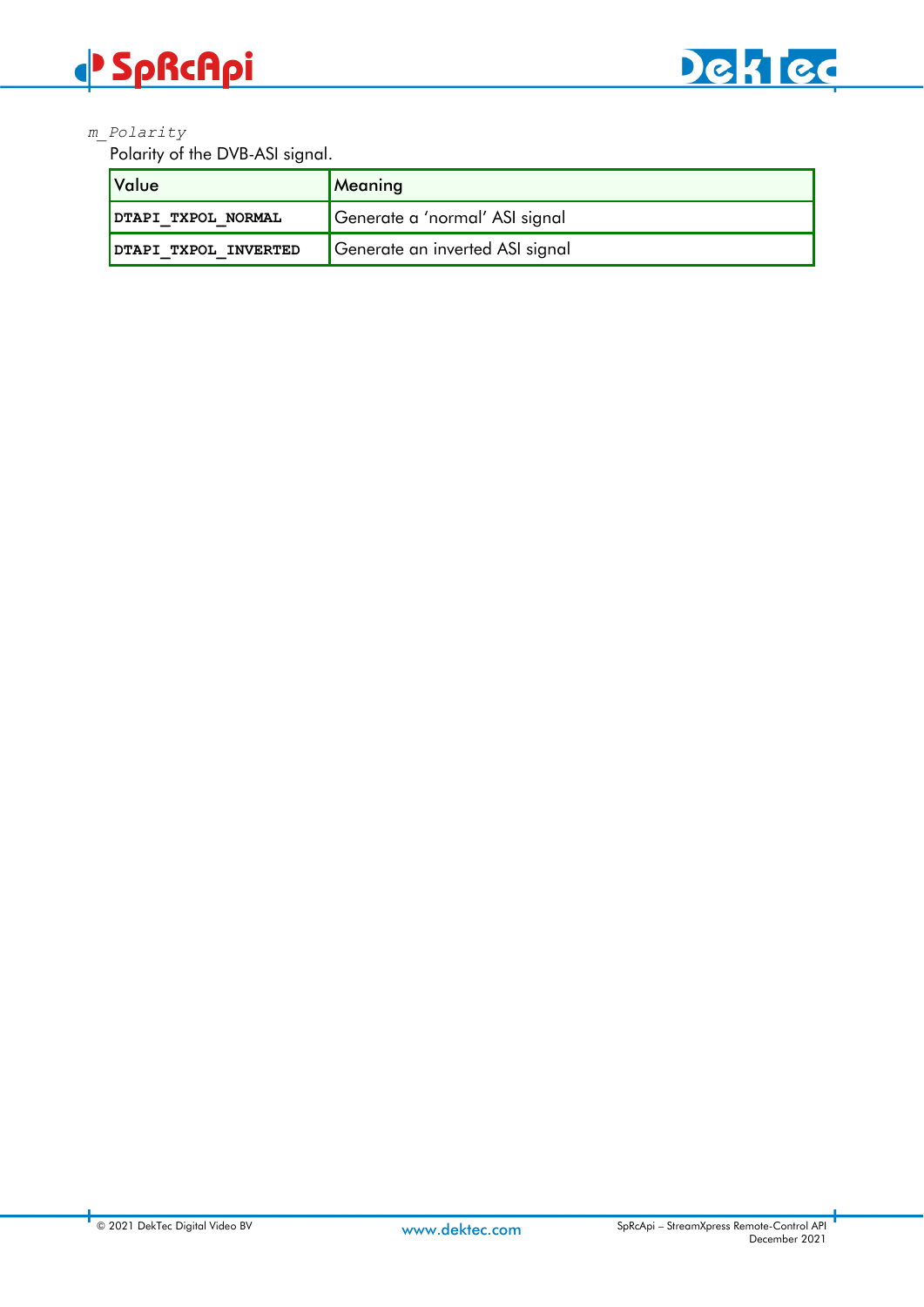*m_Polarity*

Polarity of the DVB-ASI signal.

| Value | Meaning |
|---|---|
| **DTAPI_TXPOL_NORMAL** | Generate a 'normal' ASI signal |
| **DTAPI_TXPOL_INVERTED** | Generate an inverted ASI signal |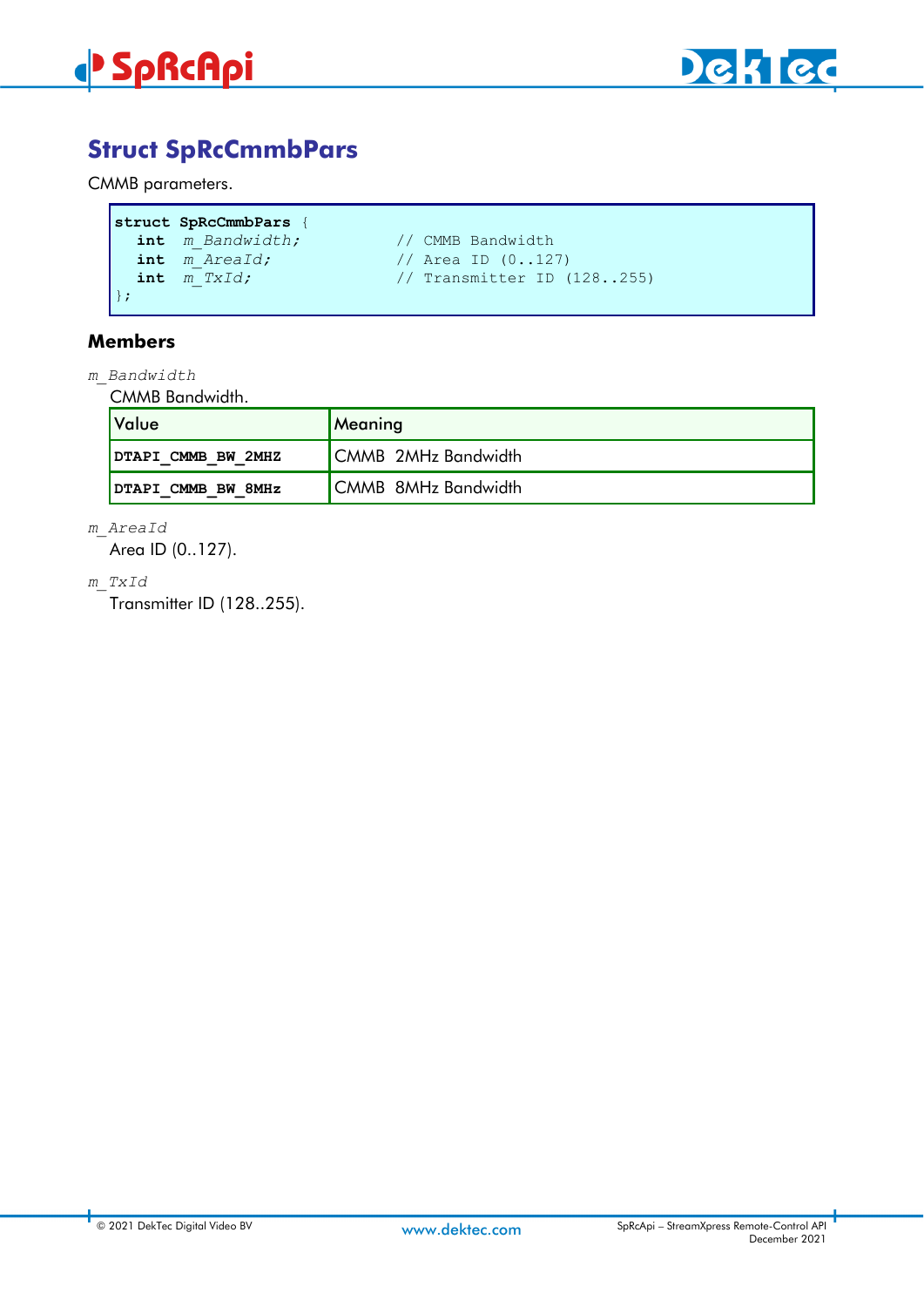# Struct SpRcCmmbPars

CMMB parameters.

```
struct SpRcCmmbPars {
  int  m_Bandwidth;          // CMMB Bandwidth
  int  m_AreaId;             // Area ID (0..127)
  int  m_TxId;               // Transmitter ID (128..255)
};
```

## Members

*m_Bandwidth*

CMMB Bandwidth.

| Value | Meaning |
|---|---|
| **DTAPI_CMMB_BW_2MHZ** | CMMB 2MHz Bandwidth |
| **DTAPI_CMMB_BW_8MHz** | CMMB 8MHz Bandwidth |

*m_AreaId*

Area ID (0..127).

*m_TxId*

Transmitter ID (128..255).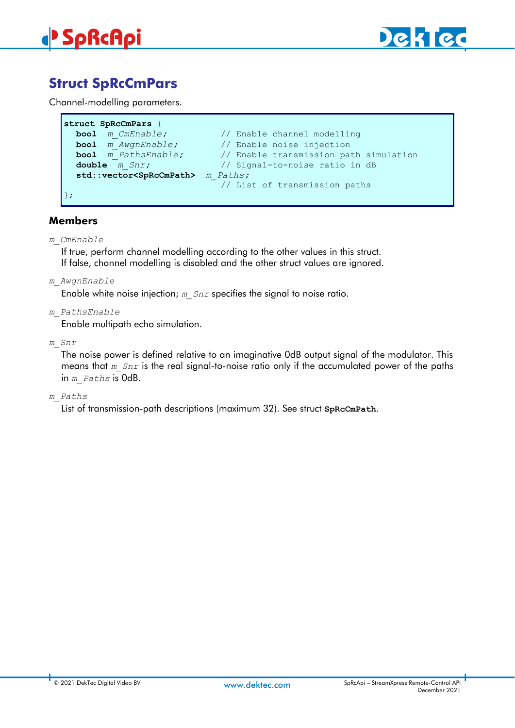# Struct SpRcCmPars

Channel-modelling parameters.

```
struct SpRcCmPars {
  bool  m_CmEnable;            // Enable channel modelling
  bool  m_AwgnEnable;          // Enable noise injection
  bool  m_PathsEnable;         // Enable transmission path simulation
  double  m_Snr;               // Signal-to-noise ratio in dB
  std::vector<SpRcCmPath>  m_Paths;
                               // List of transmission paths
};
```

## Members

*m_CmEnable*

If true, perform channel modelling according to the other values in this struct.
If false, channel modelling is disabled and the other struct values are ignored.

*m_AwgnEnable*

Enable white noise injection; *m_Snr* specifies the signal to noise ratio.

*m_PathsEnable*

Enable multipath echo simulation.

*m_Snr*

The noise power is defined relative to an imaginative 0dB output signal of the modulator. This means that *m_Snr* is the real signal-to-noise ratio only if the accumulated power of the paths in *m_Paths* is 0dB.

*m_Paths*

List of transmission-path descriptions (maximum 32). See struct **SpRcCmPath**.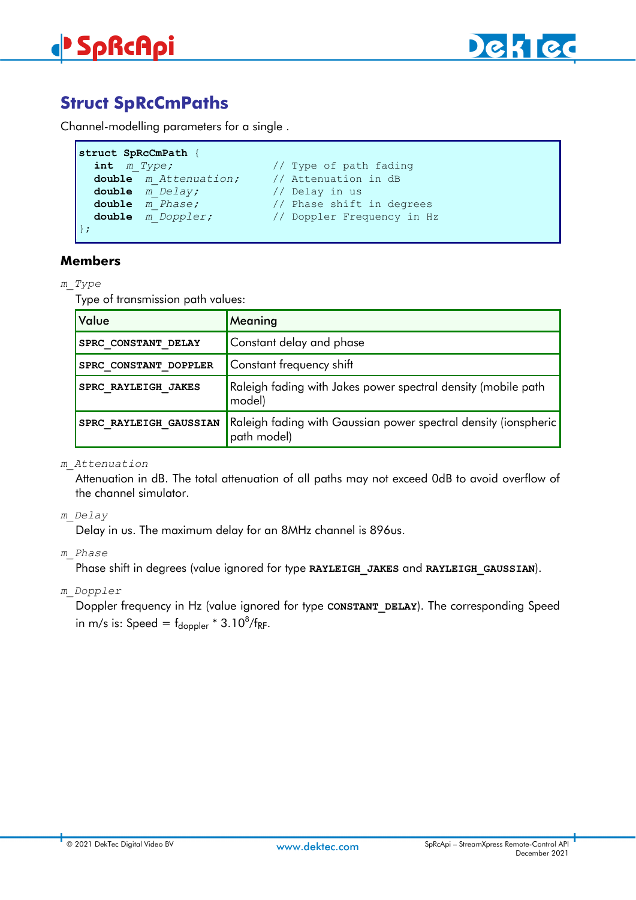## Struct SpRcCmPaths

Channel-modelling parameters for a single .

```
struct SpRcCmPath {
  int    m_Type;                 // Type of path fading
  double m_Attenuation;          // Attenuation in dB
  double m_Delay;                // Delay in us
  double m_Phase;                // Phase shift in degrees
  double m_Doppler;              // Doppler Frequency in Hz
};
```

### Members

*m_Type*

Type of transmission path values:

| Value | Meaning |
|---|---|
| **SPRC_CONSTANT_DELAY** | Constant delay and phase |
| **SPRC_CONSTANT_DOPPLER** | Constant frequency shift |
| **SPRC_RAYLEIGH_JAKES** | Raleigh fading with Jakes power spectral density (mobile path model) |
| **SPRC_RAYLEIGH_GAUSSIAN** | Raleigh fading with Gaussian power spectral density (ionspheric path model) |

*m_Attenuation*

Attenuation in dB. The total attenuation of all paths may not exceed 0dB to avoid overflow of the channel simulator.

*m_Delay*

Delay in us. The maximum delay for an 8MHz channel is 896us.

*m_Phase*

Phase shift in degrees (value ignored for type **RAYLEIGH_JAKES** and **RAYLEIGH_GAUSSIAN**).

*m_Doppler*

Doppler frequency in Hz (value ignored for type **CONSTANT_DELAY**). The corresponding Speed in m/s is: Speed = $f_{doppler} * 3.10^8/f_{RF}$.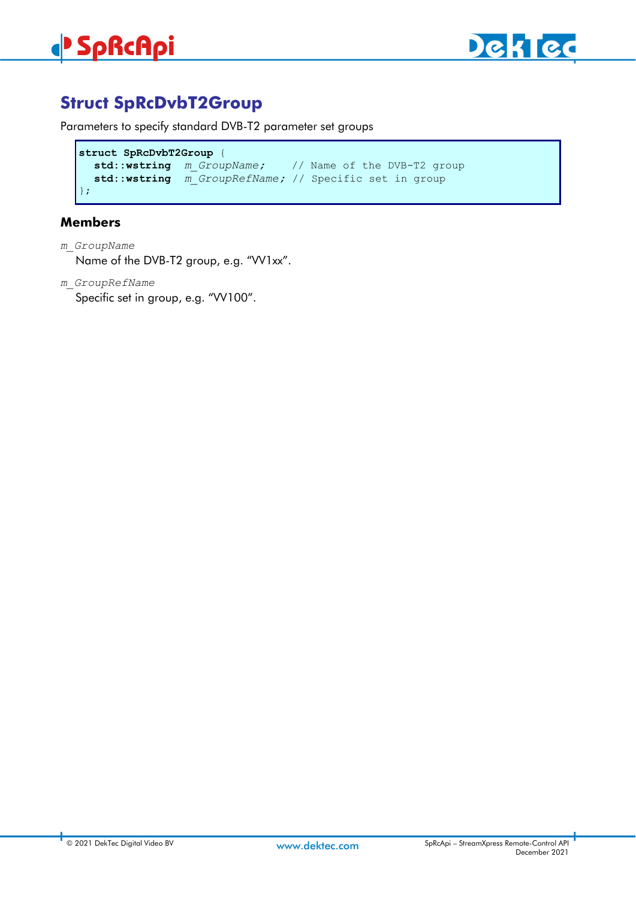## Struct SpRcDvbT2Group

Parameters to specify standard DVB-T2 parameter set groups

```
struct SpRcDvbT2Group {
  std::wstring  m_GroupName;    // Name of the DVB-T2 group
  std::wstring  m_GroupRefName; // Specific set in group
};
```

### Members

*m_GroupName*

Name of the DVB-T2 group, e.g. “VV1xx”.

*m_GroupRefName*

Specific set in group, e.g. “VV100”.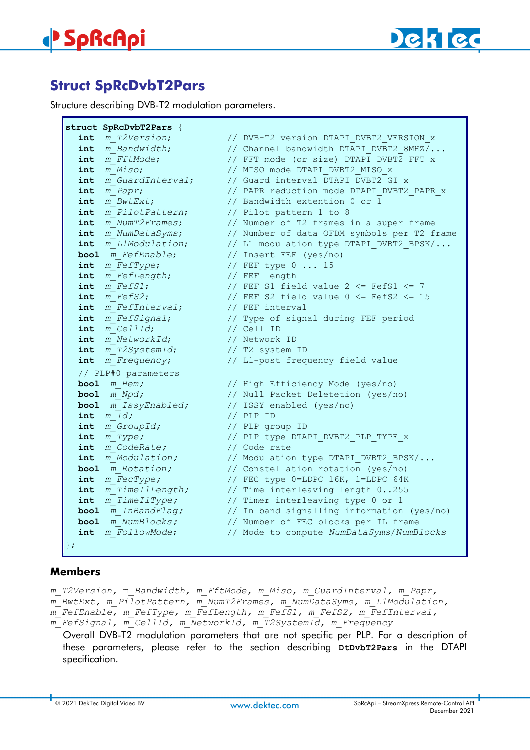## Struct SpRcDvbT2Pars

Structure describing DVB-T2 modulation parameters.

```
struct SpRcDvbT2Pars {
  int  m_T2Version;           // DVB-T2 version DTAPI_DVBT2_VERSION_x
  int  m_Bandwidth;           // Channel bandwidth DTAPI_DVBT2_8MHZ/...
  int  m_FftMode;             // FFT mode (or size) DTAPI_DVBT2_FFT_x
  int  m_Miso;                // MISO mode DTAPI_DVBT2_MISO_x
  int  m_GuardInterval;       // Guard interval DTAPI_DVBT2_GI_x
  int  m_Papr;                // PAPR reduction mode DTAPI_DVBT2_PAPR_x
  int  m_BwtExt;              // Bandwidth extention 0 or 1
  int  m_PilotPattern;        // Pilot pattern 1 to 8
  int  m_NumT2Frames;         // Number of T2 frames in a super frame
  int  m_NumDataSyms;         // Number of data OFDM symbols per T2 frame
  int  m_L1Modulation;        // L1 modulation type DTAPI_DVBT2_BPSK/...
  bool  m_FefEnable;          // Insert FEF (yes/no)
  int  m_FefType;             // FEF type 0 ... 15
  int  m_FefLength;           // FEF length
  int  m_FefS1;               // FEF S1 field value 2 <= FefS1 <= 7
  int  m_FefS2;               // FEF S2 field value 0 <= FefS2 <= 15
  int  m_FefInterval;         // FEF interval
  int  m_FefSignal;           // Type of signal during FEF period
  int  m_CellId;              // Cell ID
  int  m_NetworkId;           // Network ID
  int  m_T2SystemId;          // T2 system ID
  int  m_Frequency;           // L1-post frequency field value
  // PLP#0 parameters
  bool  m_Hem;                // High Efficiency Mode (yes/no)
  bool  m_Npd;                // Null Packet Deletetion (yes/no)
  bool  m_IssyEnabled;        // ISSY enabled (yes/no)
  int  m_Id;                  // PLP ID
  int  m_GroupId;             // PLP group ID
  int  m_Type;                // PLP type DTAPI_DVBT2_PLP_TYPE_x
  int  m_CodeRate;            // Code rate
  int  m_Modulation;          // Modulation type DTAPI_DVBT2_BPSK/...
  bool  m_Rotation;           // Constellation rotation (yes/no)
  int  m_FecType;             // FEC type 0=LDPC 16K, 1=LDPC 64K
  int  m_TimeIlLength;        // Time interleaving length 0..255
  int  m_TimeIlType;          // Timer interleaving type 0 or 1
  bool  m_InBandFlag;         // In band signalling information (yes/no)
  bool  m_NumBlocks;          // Number of FEC blocks per IL frame
  int  m_FollowMode;          // Mode to compute NumDataSyms/NumBlocks
};
```

### Members

*m_T2Version, m_Bandwidth, m_FftMode, m_Miso, m_GuardInterval, m_Papr, m_BwtExt, m_PilotPattern, m_NumT2Frames, m_NumDataSyms, m_L1Modulation, m_FefEnable, m_FefType, m_FefLength, m_FefS1, m_FefS2, m_FefInterval, m_FefSignal, m_CellId, m_NetworkId, m_T2SystemId, m_Frequency*

Overall DVB-T2 modulation parameters that are not specific per PLP. For a description of these parameters, please refer to the section describing **DtDvbT2Pars** in the DTAPI specification.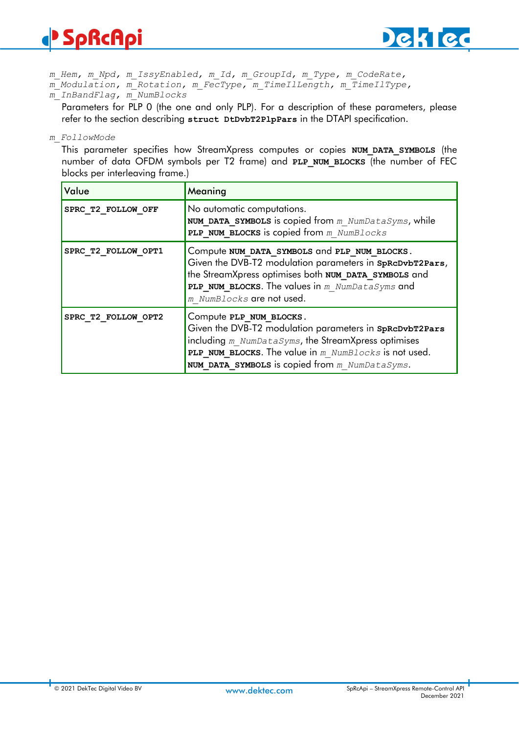*m_Hem, m_Npd, m_IssyEnabled, m_Id, m_GroupId, m_Type, m_CodeRate, m_Modulation, m_Rotation, m_FecType, m_TimeIlLength, m_TimeIlType, m_InBandFlag, m_NumBlocks*

Parameters for PLP 0 (the one and only PLP). For a description of these parameters, please refer to the section describing **struct DtDvbT2PlpPars** in the DTAPI specification.

*m_FollowMode*

This parameter specifies how StreamXpress computes or copies **NUM_DATA_SYMBOLS** (the number of data OFDM symbols per T2 frame) and **PLP_NUM_BLOCKS** (the number of FEC blocks per interleaving frame.)

| Value | Meaning |
|---|---|
| **SPRC_T2_FOLLOW_OFF** | No automatic computations. **NUM_DATA_SYMBOLS** is copied from *m_NumDataSyms*, while **PLP_NUM_BLOCKS** is copied from *m_NumBlocks* |
| **SPRC_T2_FOLLOW_OPT1** | Compute **NUM_DATA_SYMBOLS** and **PLP_NUM_BLOCKS**. Given the DVB-T2 modulation parameters in **SpRcDvbT2Pars**, the StreamXpress optimises both **NUM_DATA_SYMBOLS** and **PLP_NUM_BLOCKS**. The values in *m_NumDataSyms* and *m_NumBlocks* are not used. |
| **SPRC_T2_FOLLOW_OPT2** | Compute **PLP_NUM_BLOCKS**. Given the DVB-T2 modulation parameters in **SpRcDvbT2Pars** including *m_NumDataSyms*, the StreamXpress optimises **PLP_NUM_BLOCKS**. The value in *m_NumBlocks* is not used. **NUM_DATA_SYMBOLS** is copied from *m_NumDataSyms*. |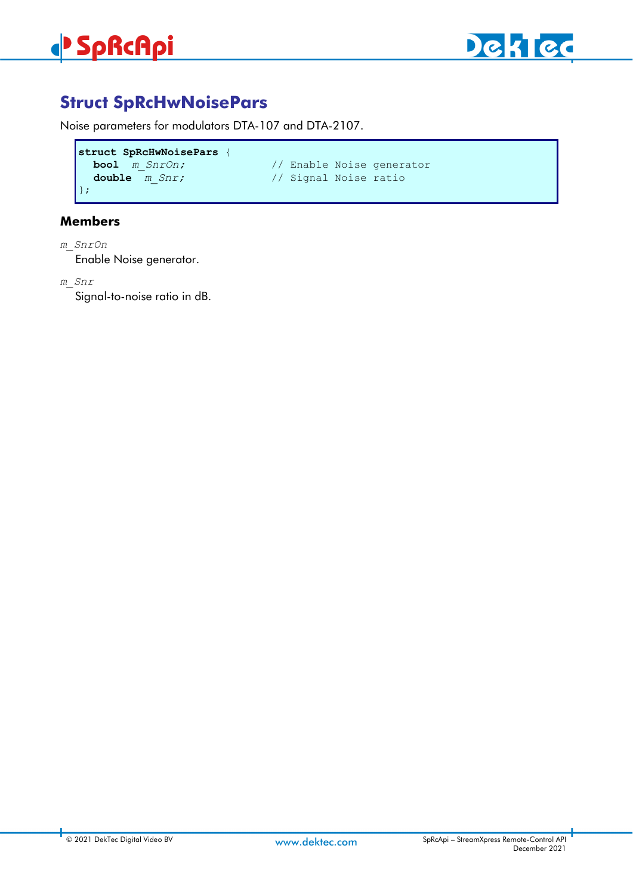## Struct SpRcHwNoisePars

Noise parameters for modulators DTA-107 and DTA-2107.

```
struct SpRcHwNoisePars {
  bool  m_SnrOn;              // Enable Noise generator
  double  m_Snr;              // Signal Noise ratio
};
```

### Members

*m_SnrOn*

Enable Noise generator.

*m_Snr*

Signal-to-noise ratio in dB.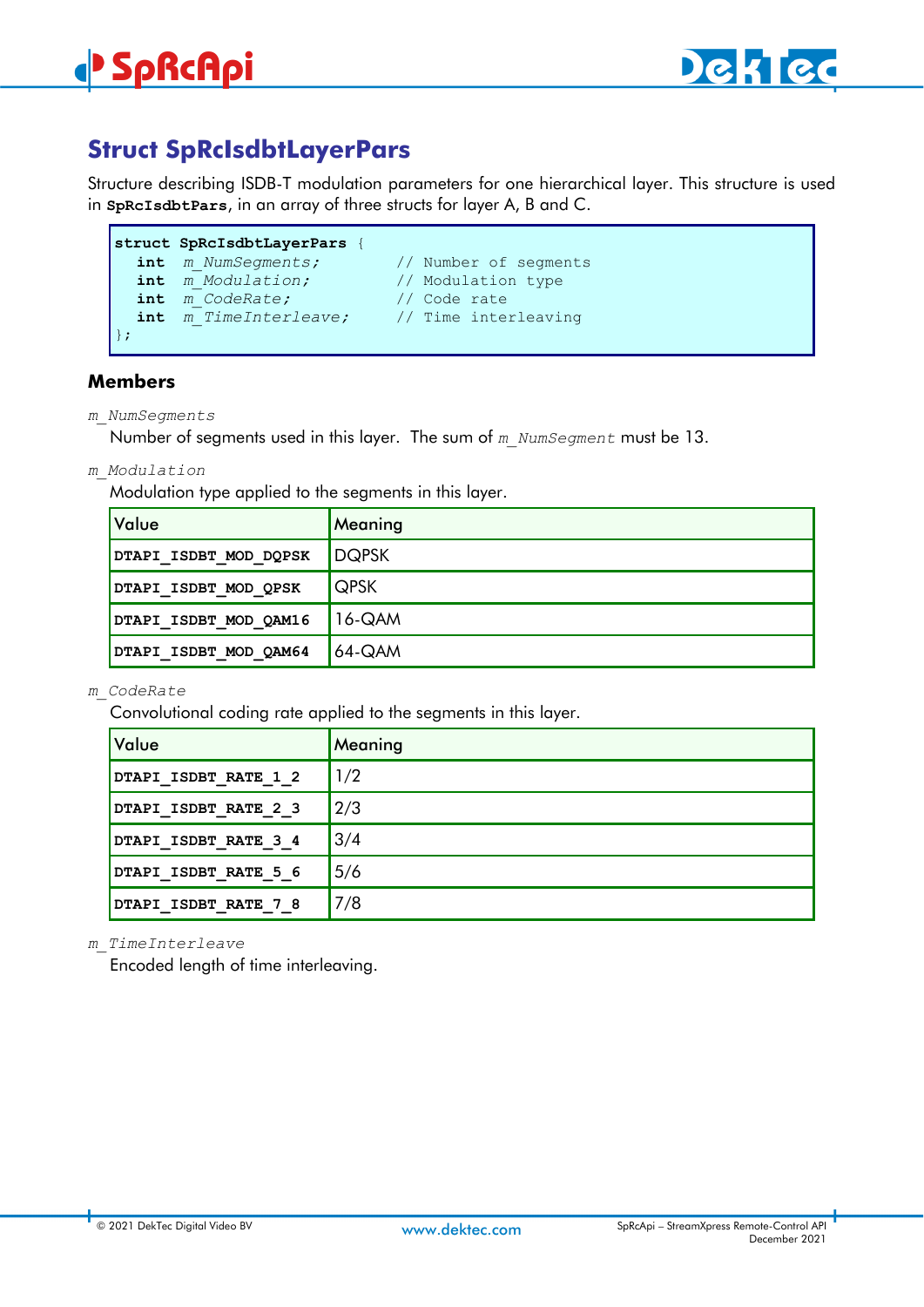## Struct SpRcIsdbtLayerPars

Structure describing ISDB-T modulation parameters for one hierarchical layer. This structure is used in **SpRcIsdbtPars**, in an array of three structs for layer A, B and C.

```
struct SpRcIsdbtLayerPars {
   int  m_NumSegments;        // Number of segments
   int  m_Modulation;         // Modulation type
   int  m_CodeRate;           // Code rate
   int  m_TimeInterleave;     // Time interleaving
};
```

### Members

*m_NumSegments*

Number of segments used in this layer. The sum of *m_NumSegment* must be 13.

*m_Modulation*

Modulation type applied to the segments in this layer.

| Value | Meaning |
|---|---|
| **DTAPI_ISDBT_MOD_DQPSK** | DQPSK |
| **DTAPI_ISDBT_MOD_QPSK** | QPSK |
| **DTAPI_ISDBT_MOD_QAM16** | 16-QAM |
| **DTAPI_ISDBT_MOD_QAM64** | 64-QAM |

*m_CodeRate*

Convolutional coding rate applied to the segments in this layer.

| Value | Meaning |
|---|---|
| **DTAPI_ISDBT_RATE_1_2** | 1/2 |
| **DTAPI_ISDBT_RATE_2_3** | 2/3 |
| **DTAPI_ISDBT_RATE_3_4** | 3/4 |
| **DTAPI_ISDBT_RATE_5_6** | 5/6 |
| **DTAPI_ISDBT_RATE_7_8** | 7/8 |

*m_TimeInterleave*

Encoded length of time interleaving.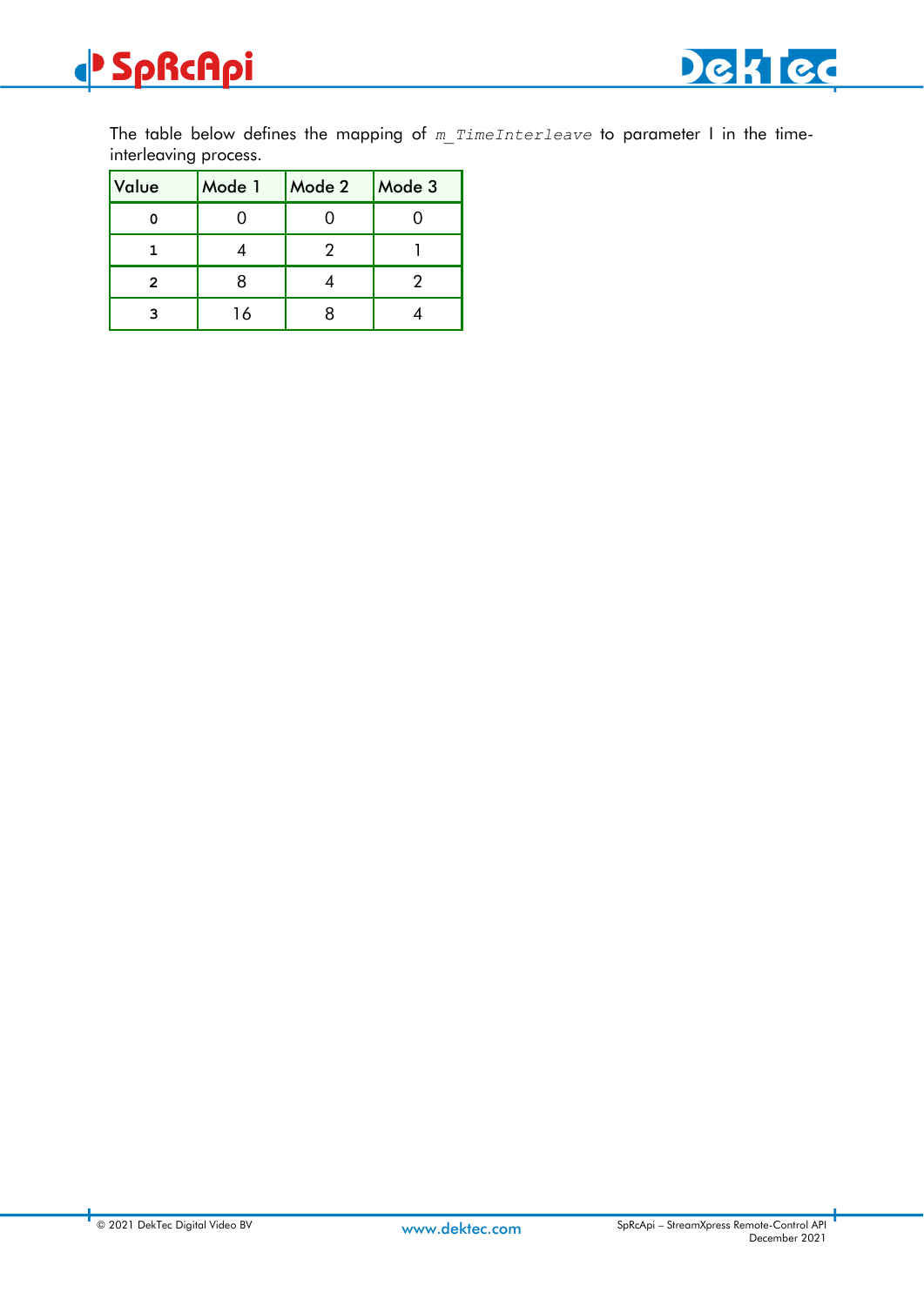The table below defines the mapping of `m_TimeInterleave` to parameter I in the time-interleaving process.

| Value | Mode 1 | Mode 2 | Mode 3 |
|---|---|---|---|
| 0 | 0 | 0 | 0 |
| 1 | 4 | 2 | 1 |
| 2 | 8 | 4 | 2 |
| 3 | 16 | 8 | 4 |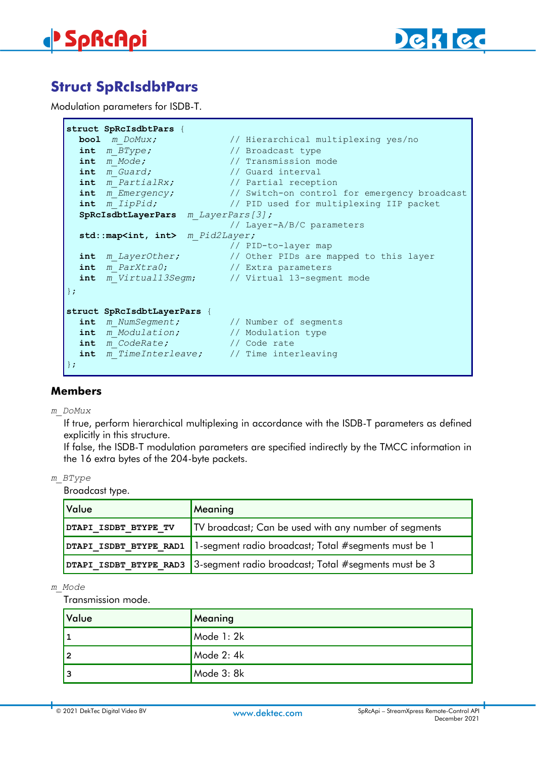# Struct SpRcIsdbtPars

Modulation parameters for ISDB-T.

```
struct SpRcIsdbtPars {
  bool  m_DoMux;              // Hierarchical multiplexing yes/no
  int   m_BType;              // Broadcast type
  int   m_Mode;               // Transmission mode
  int   m_Guard;              // Guard interval
  int   m_PartialRx;          // Partial reception
  int   m_Emergency;          // Switch-on control for emergency broadcast
  int   m_IipPid;             // PID used for multiplexing IIP packet
  SpRcIsdbtLayerPars  m_LayerPars[3];
                              // Layer-A/B/C parameters
  std::map<int, int>  m_Pid2Layer;
                              // PID-to-layer map
  int   m_LayerOther;         // Other PIDs are mapped to this layer
  int   m_ParXtra0;           // Extra parameters
  int   m_Virtual13Segm;      // Virtual 13-segment mode
};

struct SpRcIsdbtLayerPars {
  int   m_NumSegment;         // Number of segments
  int   m_Modulation;         // Modulation type
  int   m_CodeRate;           // Code rate
  int   m_TimeInterleave;     // Time interleaving
};
```

## Members

*m_DoMux*

If true, perform hierarchical multiplexing in accordance with the ISDB-T parameters as defined explicitly in this structure.
If false, the ISDB-T modulation parameters are specified indirectly by the TMCC information in the 16 extra bytes of the 204-byte packets.

*m_BType*

Broadcast type.

| Value | Meaning |
|---|---|
| **DTAPI_ISDBT_BTYPE_TV** | TV broadcast; Can be used with any number of segments |
| **DTAPI_ISDBT_BTYPE_RAD1** | 1-segment radio broadcast; Total #segments must be 1 |
| **DTAPI_ISDBT_BTYPE_RAD3** | 3-segment radio broadcast; Total #segments must be 3 |

*m_Mode*

Transmission mode.

| Value | Meaning |
|---|---|
| **1** | Mode 1: 2k |
| **2** | Mode 2: 4k |
| **3** | Mode 3: 8k |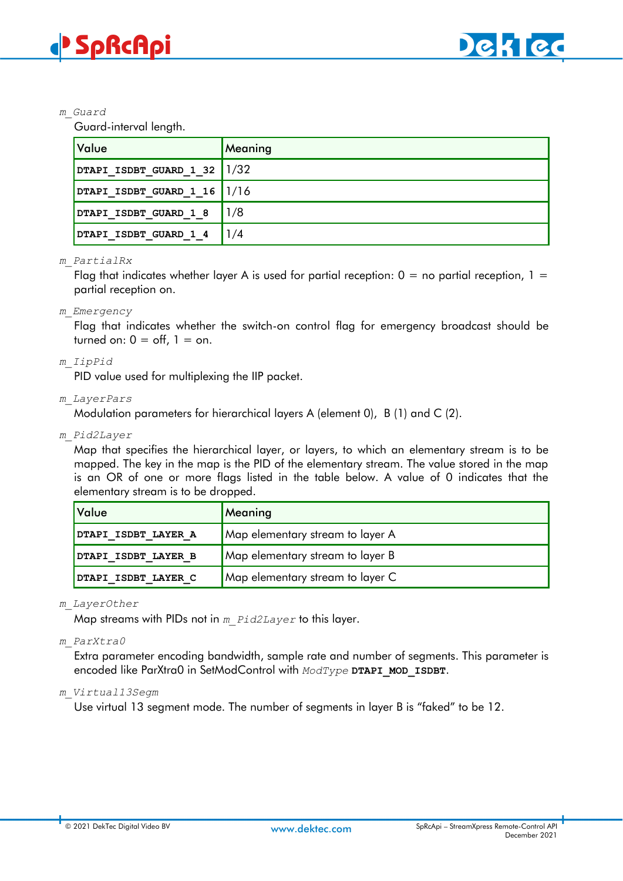*m_Guard*

Guard-interval length.

| Value | Meaning |
|---|---|
| **DTAPI_ISDBT_GUARD_1_32** | 1/32 |
| **DTAPI_ISDBT_GUARD_1_16** | 1/16 |
| **DTAPI_ISDBT_GUARD_1_8** | 1/8 |
| **DTAPI_ISDBT_GUARD_1_4** | 1/4 |

*m_PartialRx*

Flag that indicates whether layer A is used for partial reception: 0 = no partial reception, 1 = partial reception on.

*m_Emergency*

Flag that indicates whether the switch-on control flag for emergency broadcast should be turned on: 0 = off, 1 = on.

*m_IipPid*

PID value used for multiplexing the IIP packet.

*m_LayerPars*

Modulation parameters for hierarchical layers A (element 0), B (1) and C (2).

*m_Pid2Layer*

Map that specifies the hierarchical layer, or layers, to which an elementary stream is to be mapped. The key in the map is the PID of the elementary stream. The value stored in the map is an OR of one or more flags listed in the table below. A value of 0 indicates that the elementary stream is to be dropped.

| Value | Meaning |
|---|---|
| **DTAPI_ISDBT_LAYER_A** | Map elementary stream to layer A |
| **DTAPI_ISDBT_LAYER_B** | Map elementary stream to layer B |
| **DTAPI_ISDBT_LAYER_C** | Map elementary stream to layer C |

*m_LayerOther*

Map streams with PIDs not in *m_Pid2Layer* to this layer.

*m_ParXtra0*

Extra parameter encoding bandwidth, sample rate and number of segments. This parameter is encoded like ParXtra0 in SetModControl with *ModType* **DTAPI_MOD_ISDBT**.

*m_Virtual13Segm*

Use virtual 13 segment mode. The number of segments in layer B is "faked" to be 12.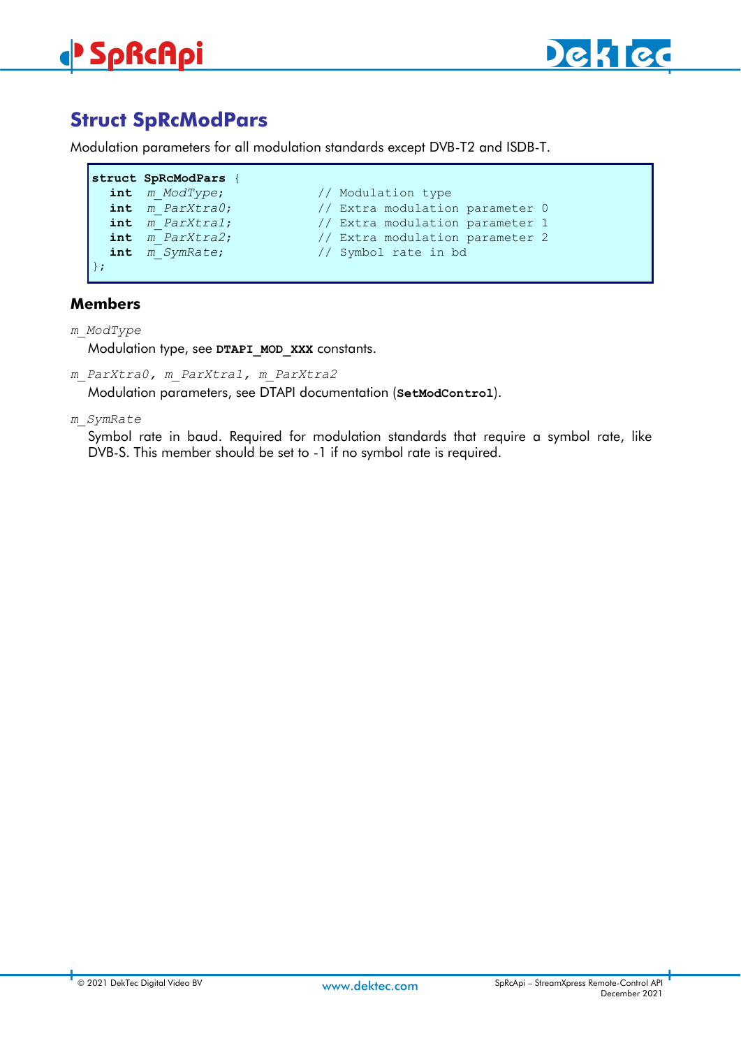## Struct SpRcModPars

Modulation parameters for all modulation standards except DVB-T2 and ISDB-T.

```
struct SpRcModPars {
  int  m_ModType;              // Modulation type
  int  m_ParXtra0;             // Extra modulation parameter 0
  int  m_ParXtra1;             // Extra modulation parameter 1
  int  m_ParXtra2;             // Extra modulation parameter 2
  int  m_SymRate;              // Symbol rate in bd
};
```

### Members

*m_ModType*

Modulation type, see **DTAPI_MOD_XXX** constants.

*m_ParXtra0, m_ParXtra1, m_ParXtra2*

Modulation parameters, see DTAPI documentation (**SetModControl**).

*m_SymRate*

Symbol rate in baud. Required for modulation standards that require a symbol rate, like DVB-S. This member should be set to -1 if no symbol rate is required.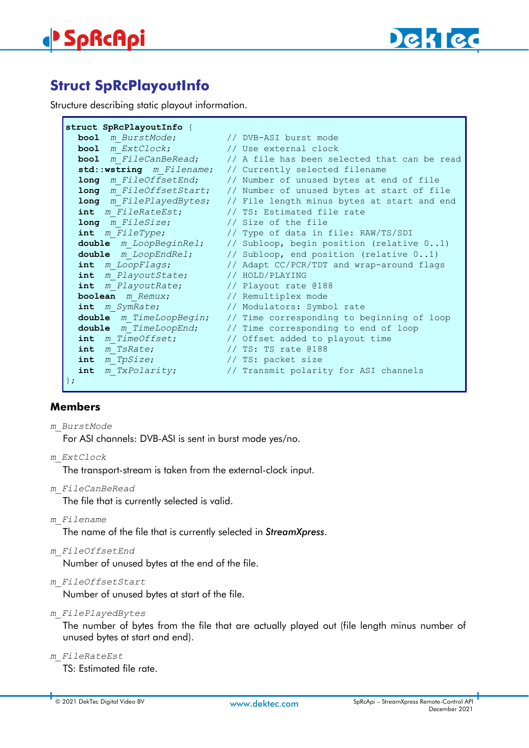## Struct SpRcPlayoutInfo

Structure describing static playout information.

```
struct SpRcPlayoutInfo {
  bool  m_BurstMode;          // DVB-ASI burst mode
  bool  m_ExtClock;           // Use external clock
  bool  m_FileCanBeRead;      // A file has been selected that can be read
  std::wstring  m_Filename;   // Currently selected filename
  long  m_FileOffsetEnd;      // Number of unused bytes at end of file
  long  m_FileOffsetStart;    // Number of unused bytes at start of file
  long  m_FilePlayedBytes;    // File length minus bytes at start and end
  int  m_FileRateEst;         // TS: Estimated file rate
  long  m_FileSize;           // Size of the file
  int  m_FileType;            // Type of data in file: RAW/TS/SDI
  double  m_LoopBeginRel;     // Subloop, begin position (relative 0..1)
  double  m_LoopEndRel;       // Subloop, end position (relative 0..1)
  int  m_LoopFlags;           // Adapt CC/PCR/TDT and wrap-around flags
  int  m_PlayoutState;        // HOLD/PLAYING
  int  m_PlayoutRate;         // Playout rate @188
  boolean  m_Remux;           // Remultiplex mode
  int  m_SymRate;             // Modulators: Symbol rate
  double  m_TimeLoopBegin;    // Time corresponding to beginning of loop
  double  m_TimeLoopEnd;      // Time corresponding to end of loop
  int  m_TimeOffset;          // Offset added to playout time
  int  m_TsRate;              // TS: TS rate @188
  int  m_TpSize;              // TS: packet size
  int  m_TxPolarity;          // Transmit polarity for ASI channels
};
```

### Members

*m_BurstMode*

For ASI channels: DVB-ASI is sent in burst mode yes/no.

*m_ExtClock*

The transport-stream is taken from the external-clock input.

*m_FileCanBeRead*

The file that is currently selected is valid.

*m_Filename*

The name of the file that is currently selected in ***StreamXpress***.

*m_FileOffsetEnd*

Number of unused bytes at the end of the file.

*m_FileOffsetStart*

Number of unused bytes at start of the file.

*m_FilePlayedBytes*

The number of bytes from the file that are actually played out (file length minus number of unused bytes at start and end).

*m_FileRateEst*

TS: Estimated file rate.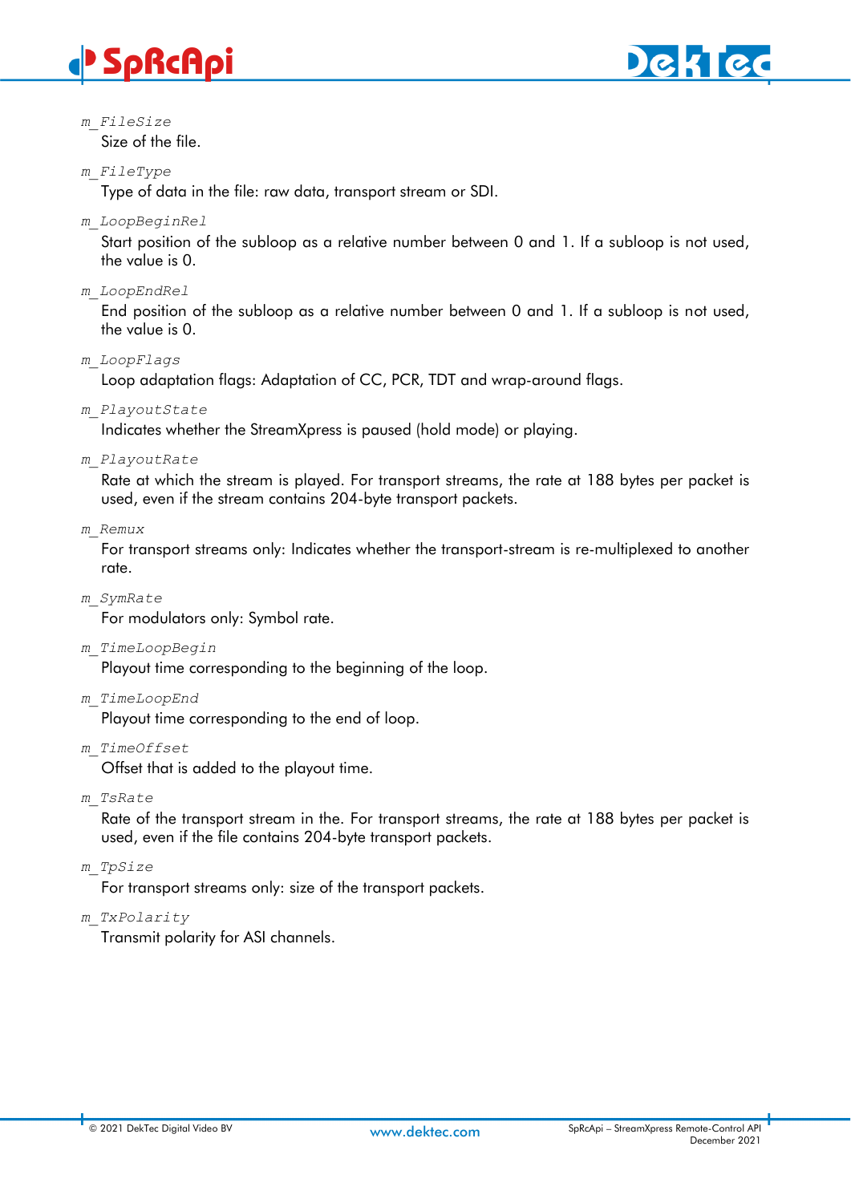*m_FileSize*

Size of the file.

*m_FileType*

Type of data in the file: raw data, transport stream or SDI.

*m_LoopBeginRel*

Start position of the subloop as a relative number between 0 and 1. If a subloop is not used, the value is 0.

*m_LoopEndRel*

End position of the subloop as a relative number between 0 and 1. If a subloop is not used, the value is 0.

*m_LoopFlags*

Loop adaptation flags: Adaptation of CC, PCR, TDT and wrap-around flags.

*m_PlayoutState*

Indicates whether the StreamXpress is paused (hold mode) or playing.

*m_PlayoutRate*

Rate at which the stream is played. For transport streams, the rate at 188 bytes per packet is used, even if the stream contains 204-byte transport packets.

*m_Remux*

For transport streams only: Indicates whether the transport-stream is re-multiplexed to another rate.

*m_SymRate*

For modulators only: Symbol rate.

*m_TimeLoopBegin*

Playout time corresponding to the beginning of the loop.

*m_TimeLoopEnd*

Playout time corresponding to the end of loop.

*m_TimeOffset*

Offset that is added to the playout time.

*m_TsRate*

Rate of the transport stream in the. For transport streams, the rate at 188 bytes per packet is used, even if the file contains 204-byte transport packets.

*m_TpSize*

For transport streams only: size of the transport packets.

*m_TxPolarity*

Transmit polarity for ASI channels.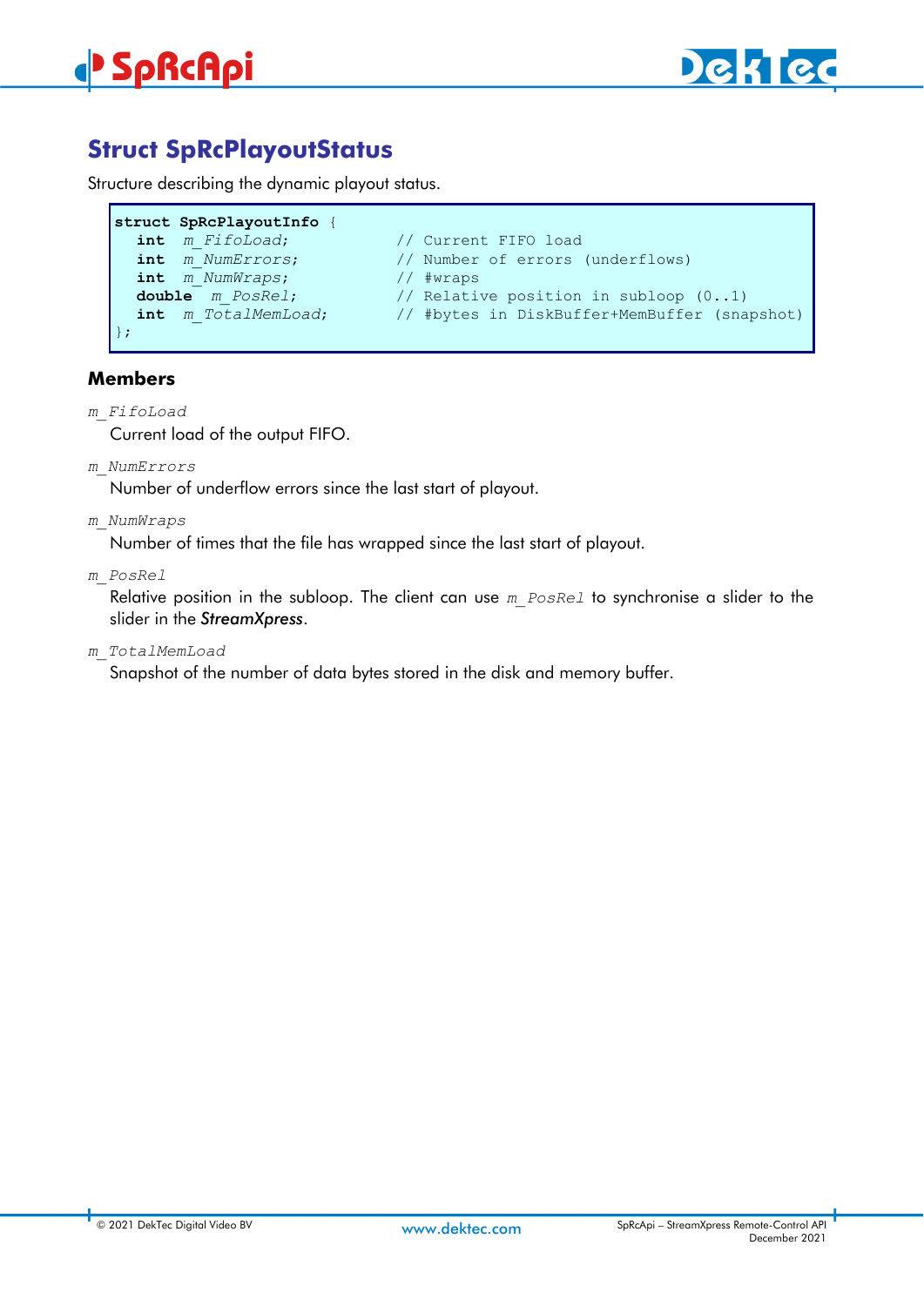## Struct SpRcPlayoutStatus

Structure describing the dynamic playout status.

```
struct SpRcPlayoutInfo {
  int  m_FifoLoad;            // Current FIFO load
  int  m_NumErrors;           // Number of errors (underflows)
  int  m_NumWraps;            // #wraps
  double  m_PosRel;           // Relative position in subloop (0..1)
  int  m_TotalMemLoad;        // #bytes in DiskBuffer+MemBuffer (snapshot)
};
```

### Members

*m_FifoLoad*

Current load of the output FIFO.

*m_NumErrors*

Number of underflow errors since the last start of playout.

*m_NumWraps*

Number of times that the file has wrapped since the last start of playout.

*m_PosRel*

Relative position in the subloop. The client can use *m_PosRel* to synchronise a slider to the slider in the ***StreamXpress***.

*m_TotalMemLoad*

Snapshot of the number of data bytes stored in the disk and memory buffer.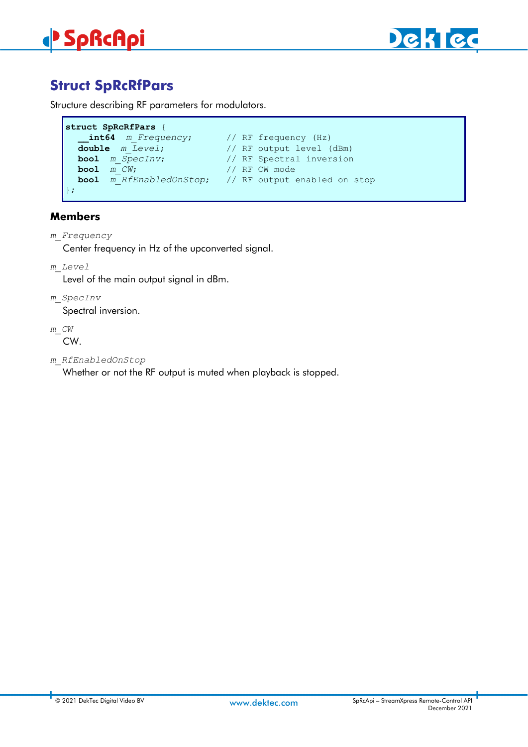## Struct SpRcRfPars

Structure describing RF parameters for modulators.

```
struct SpRcRfPars {
  __int64  m_Frequency;       // RF frequency (Hz)
  double  m_Level;            // RF output level (dBm)
  bool  m_SpecInv;            // RF Spectral inversion
  bool  m_CW;                 // RF CW mode
  bool  m_RfEnabledOnStop;    // RF output enabled on stop
};
```

### Members

*m_Frequency*
Center frequency in Hz of the upconverted signal.

*m_Level*
Level of the main output signal in dBm.

*m_SpecInv*
Spectral inversion.

*m_CW*
CW.

*m_RfEnabledOnStop*
Whether or not the RF output is muted when playback is stopped.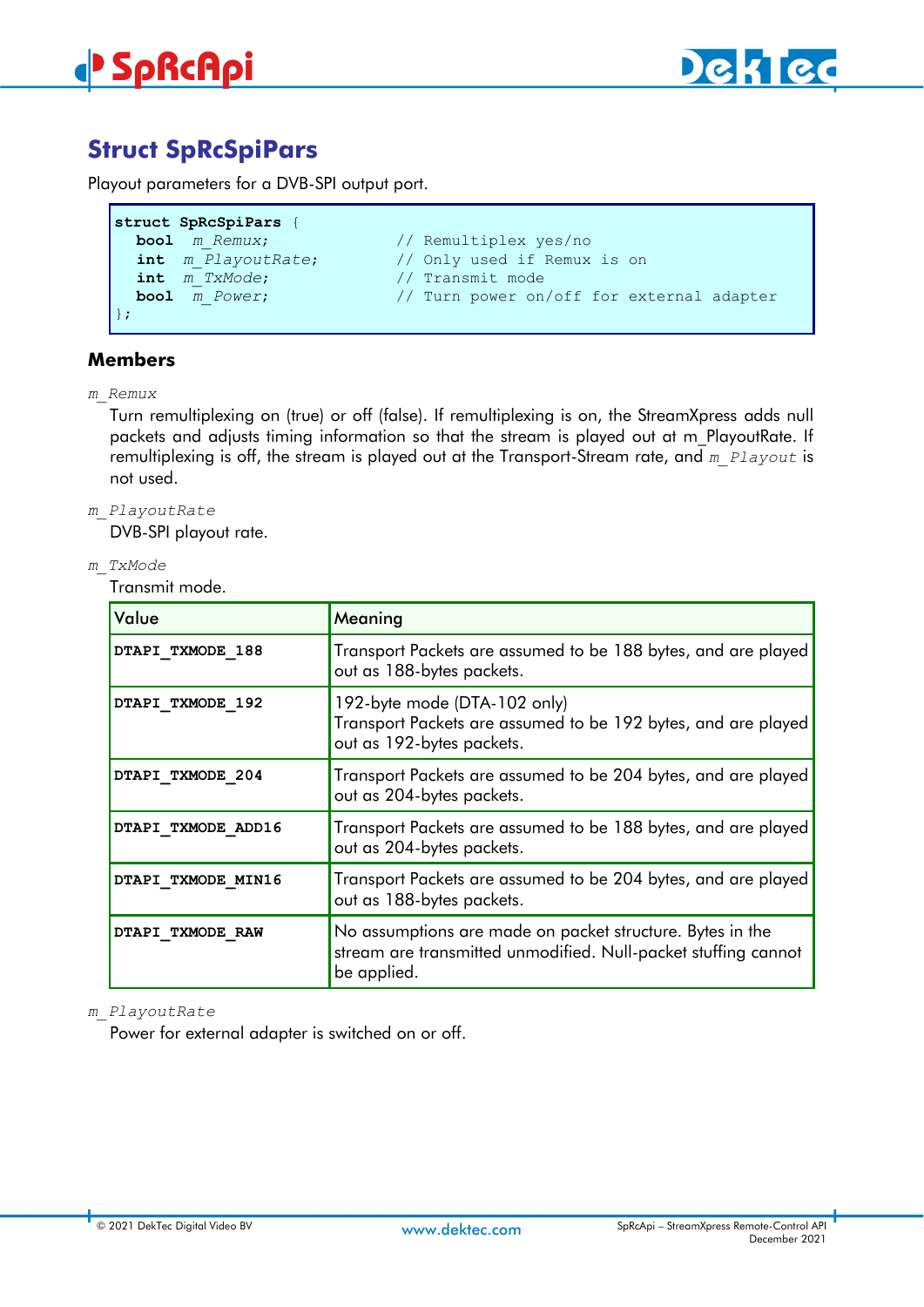## Struct SpRcSpiPars

Playout parameters for a DVB-SPI output port.

```
struct SpRcSpiPars {
  bool  m_Remux;               // Remultiplex yes/no
  int  m_PlayoutRate;          // Only used if Remux is on
  int  m_TxMode;               // Transmit mode
  bool  m_Power;               // Turn power on/off for external adapter
};
```

### Members

*m_Remux*

Turn remultiplexing on (true) or off (false). If remultiplexing is on, the StreamXpress adds null packets and adjusts timing information so that the stream is played out at m_PlayoutRate. If remultiplexing is off, the stream is played out at the Transport-Stream rate, and *m_Playout* is not used.

*m_PlayoutRate*

DVB-SPI playout rate.

*m_TxMode*

Transmit mode.

| Value | Meaning |
|---|---|
| **DTAPI_TXMODE_188** | Transport Packets are assumed to be 188 bytes, and are played out as 188-bytes packets. |
| **DTAPI_TXMODE_192** | 192-byte mode (DTA-102 only)<br>Transport Packets are assumed to be 192 bytes, and are played out as 192-bytes packets. |
| **DTAPI_TXMODE_204** | Transport Packets are assumed to be 204 bytes, and are played out as 204-bytes packets. |
| **DTAPI_TXMODE_ADD16** | Transport Packets are assumed to be 188 bytes, and are played out as 204-bytes packets. |
| **DTAPI_TXMODE_MIN16** | Transport Packets are assumed to be 204 bytes, and are played out as 188-bytes packets. |
| **DTAPI_TXMODE_RAW** | No assumptions are made on packet structure. Bytes in the stream are transmitted unmodified. Null-packet stuffing cannot be applied. |

*m_PlayoutRate*

Power for external adapter is switched on or off.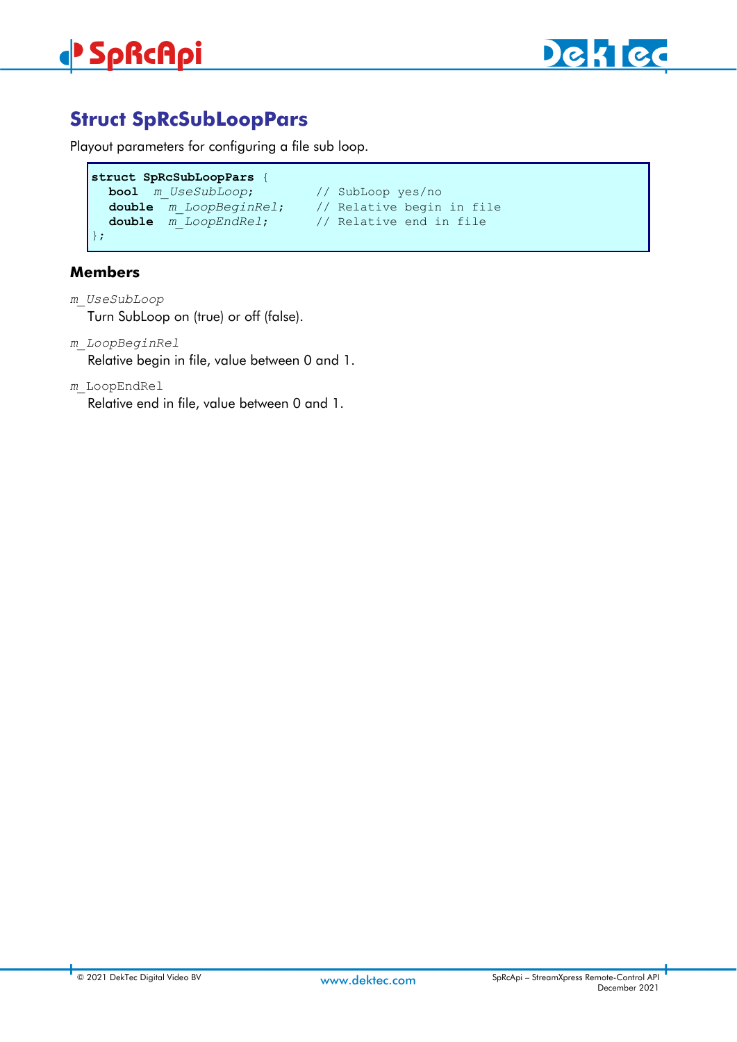## Struct SpRcSubLoopPars

Playout parameters for configuring a file sub loop.

```
struct SpRcSubLoopPars {
  bool   m_UseSubLoop;       // SubLoop yes/no
  double  m_LoopBeginRel;    // Relative begin in file
  double  m_LoopEndRel;      // Relative end in file
};
```

### Members

*m_UseSubLoop*

Turn SubLoop on (true) or off (false).

*m_LoopBeginRel*

Relative begin in file, value between 0 and 1.

*m_LoopEndRel*

Relative end in file, value between 0 and 1.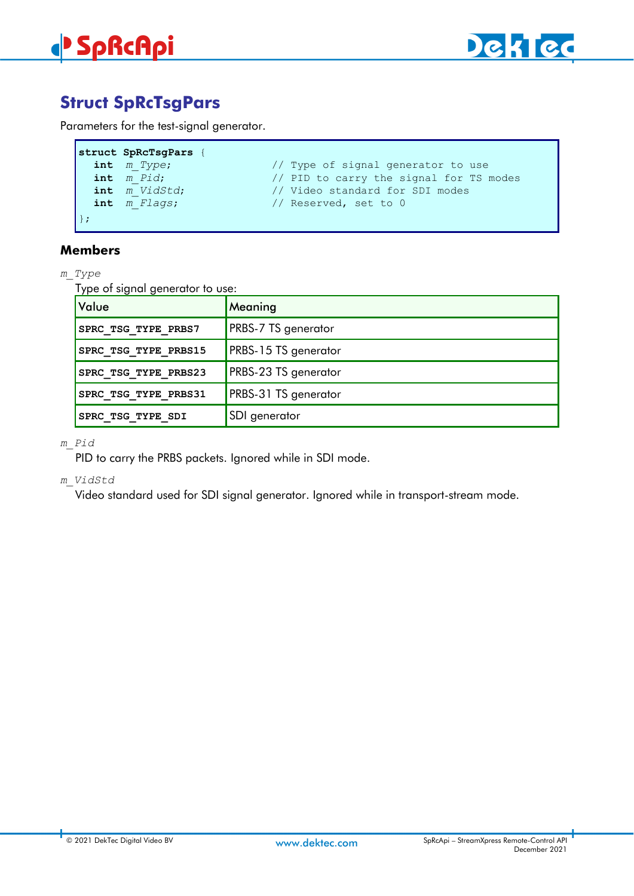## Struct SpRcTsgPars

Parameters for the test-signal generator.

```
struct SpRcTsgPars {
  int  m_Type;              // Type of signal generator to use
  int  m_Pid;               // PID to carry the signal for TS modes
  int  m_VidStd;            // Video standard for SDI modes
  int  m_Flags;             // Reserved, set to 0
};
```

### Members

*m_Type*

Type of signal generator to use:

| Value | Meaning |
|---|---|
| **SPRC_TSG_TYPE_PRBS7** | PRBS-7 TS generator |
| **SPRC_TSG_TYPE_PRBS15** | PRBS-15 TS generator |
| **SPRC_TSG_TYPE_PRBS23** | PRBS-23 TS generator |
| **SPRC_TSG_TYPE_PRBS31** | PRBS-31 TS generator |
| **SPRC_TSG_TYPE_SDI** | SDI generator |

*m_Pid*

PID to carry the PRBS packets. Ignored while in SDI mode.

*m_VidStd*

Video standard used for SDI signal generator. Ignored while in transport-stream mode.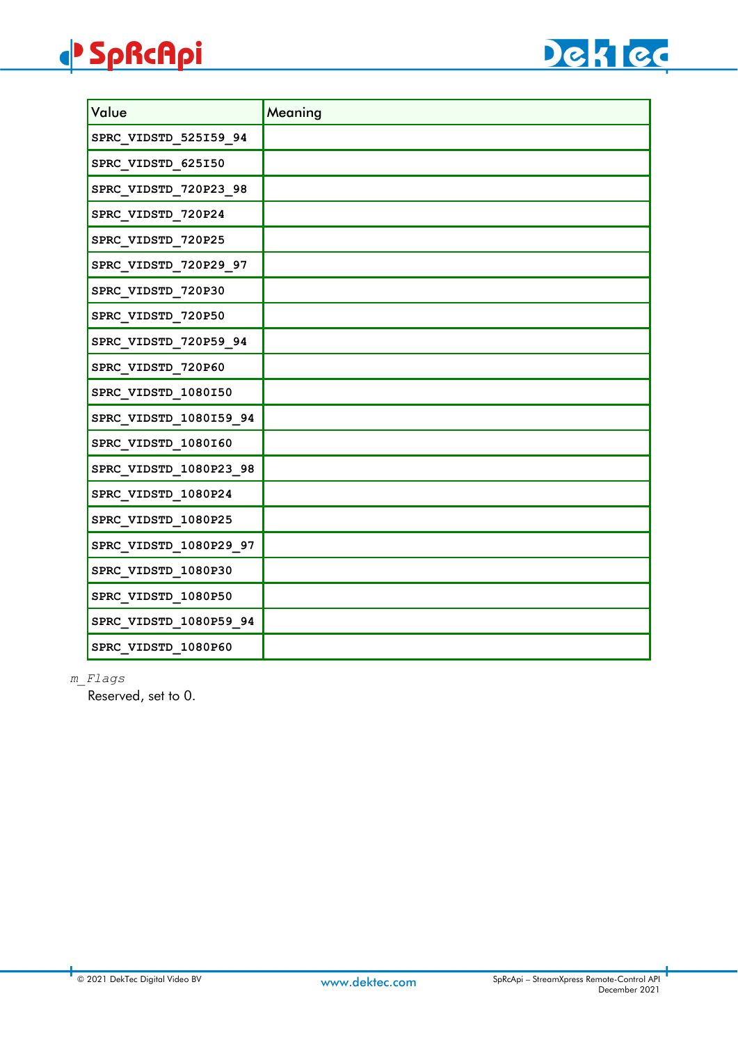| Value | Meaning |
|---|---|
| SPRC_VIDSTD_525I59_94 | |
| SPRC_VIDSTD_625I50 | |
| SPRC_VIDSTD_720P23_98 | |
| SPRC_VIDSTD_720P24 | |
| SPRC_VIDSTD_720P25 | |
| SPRC_VIDSTD_720P29_97 | |
| SPRC_VIDSTD_720P30 | |
| SPRC_VIDSTD_720P50 | |
| SPRC_VIDSTD_720P59_94 | |
| SPRC_VIDSTD_720P60 | |
| SPRC_VIDSTD_1080I50 | |
| SPRC_VIDSTD_1080I59_94 | |
| SPRC_VIDSTD_1080I60 | |
| SPRC_VIDSTD_1080P23_98 | |
| SPRC_VIDSTD_1080P24 | |
| SPRC_VIDSTD_1080P25 | |
| SPRC_VIDSTD_1080P29_97 | |
| SPRC_VIDSTD_1080P30 | |
| SPRC_VIDSTD_1080P50 | |
| SPRC_VIDSTD_1080P59_94 | |
| SPRC_VIDSTD_1080P60 | |

*m_Flags*

Reserved, set to 0.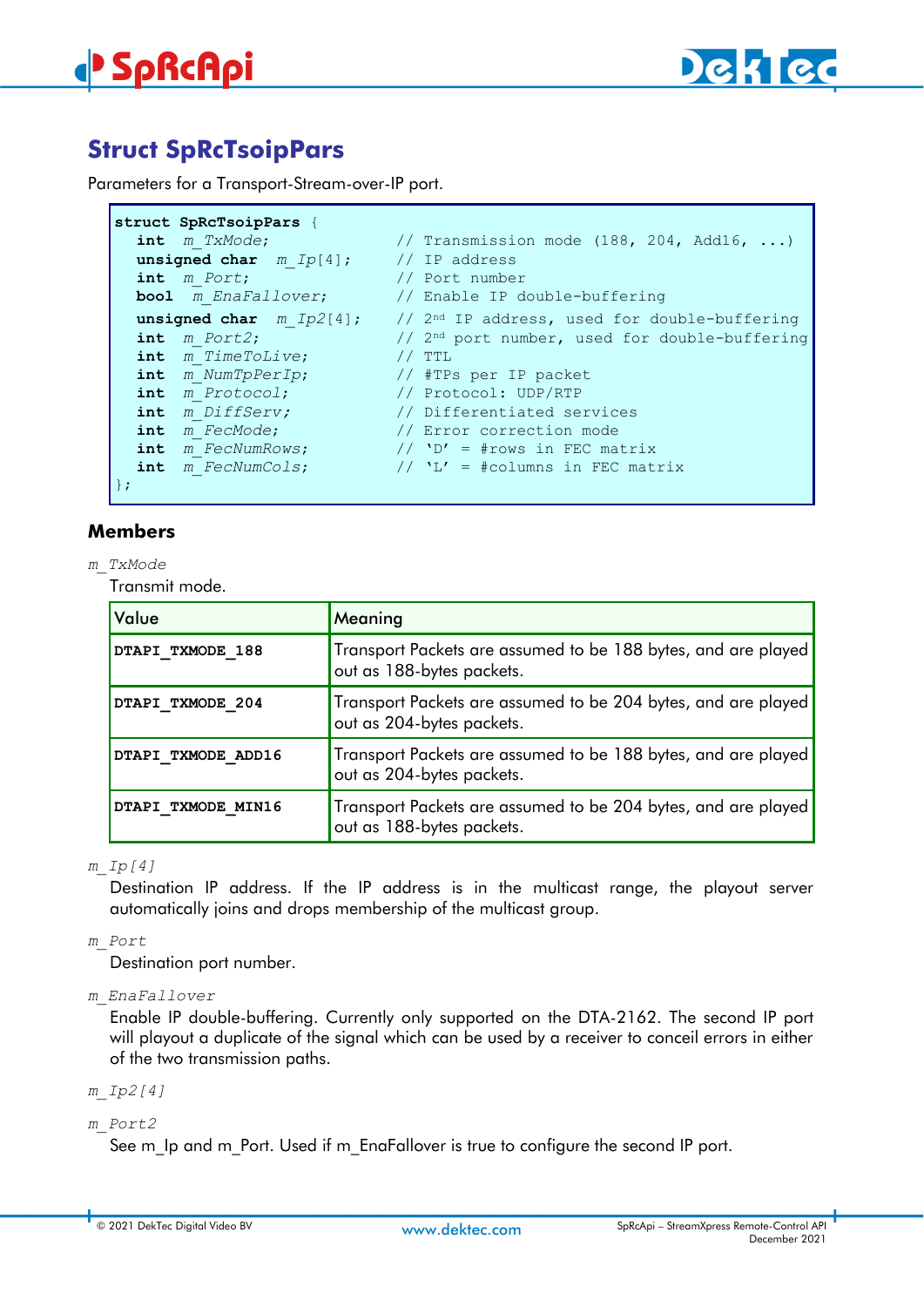## Struct SpRcTsoipPars

Parameters for a Transport-Stream-over-IP port.

```
struct SpRcTsoipPars {
  int  m_TxMode;                // Transmission mode (188, 204, Add16, ...)
  unsigned char  m_Ip[4];       // IP address
  int  m_Port;                  // Port number
  bool  m_EnaFallover;          // Enable IP double-buffering
  unsigned char  m_Ip2[4];      // 2nd IP address, used for double-buffering
  int  m_Port2;                 // 2nd port number, used for double-buffering
  int  m_TimeToLive;            // TTL
  int  m_NumTpPerIp;            // #TPs per IP packet
  int  m_Protocol;              // Protocol: UDP/RTP
  int  m_DiffServ;              // Differentiated services
  int  m_FecMode;               // Error correction mode
  int  m_FecNumRows;            // 'D' = #rows in FEC matrix
  int  m_FecNumCols;            // 'L' = #columns in FEC matrix
};
```

### Members

*m_TxMode*

Transmit mode.

| Value | Meaning |
|---|---|
| **DTAPI_TXMODE_188** | Transport Packets are assumed to be 188 bytes, and are played out as 188-bytes packets. |
| **DTAPI_TXMODE_204** | Transport Packets are assumed to be 204 bytes, and are played out as 204-bytes packets. |
| **DTAPI_TXMODE_ADD16** | Transport Packets are assumed to be 188 bytes, and are played out as 204-bytes packets. |
| **DTAPI_TXMODE_MIN16** | Transport Packets are assumed to be 204 bytes, and are played out as 188-bytes packets. |

*m_Ip[4]*

Destination IP address. If the IP address is in the multicast range, the playout server automatically joins and drops membership of the multicast group.

*m_Port*

Destination port number.

*m_EnaFallover*

Enable IP double-buffering. Currently only supported on the DTA-2162. The second IP port will playout a duplicate of the signal which can be used by a receiver to conceil errors in either of the two transmission paths.

*m_Ip2[4]*

*m_Port2*

See m_Ip and m_Port. Used if m_EnaFallover is true to configure the second IP port.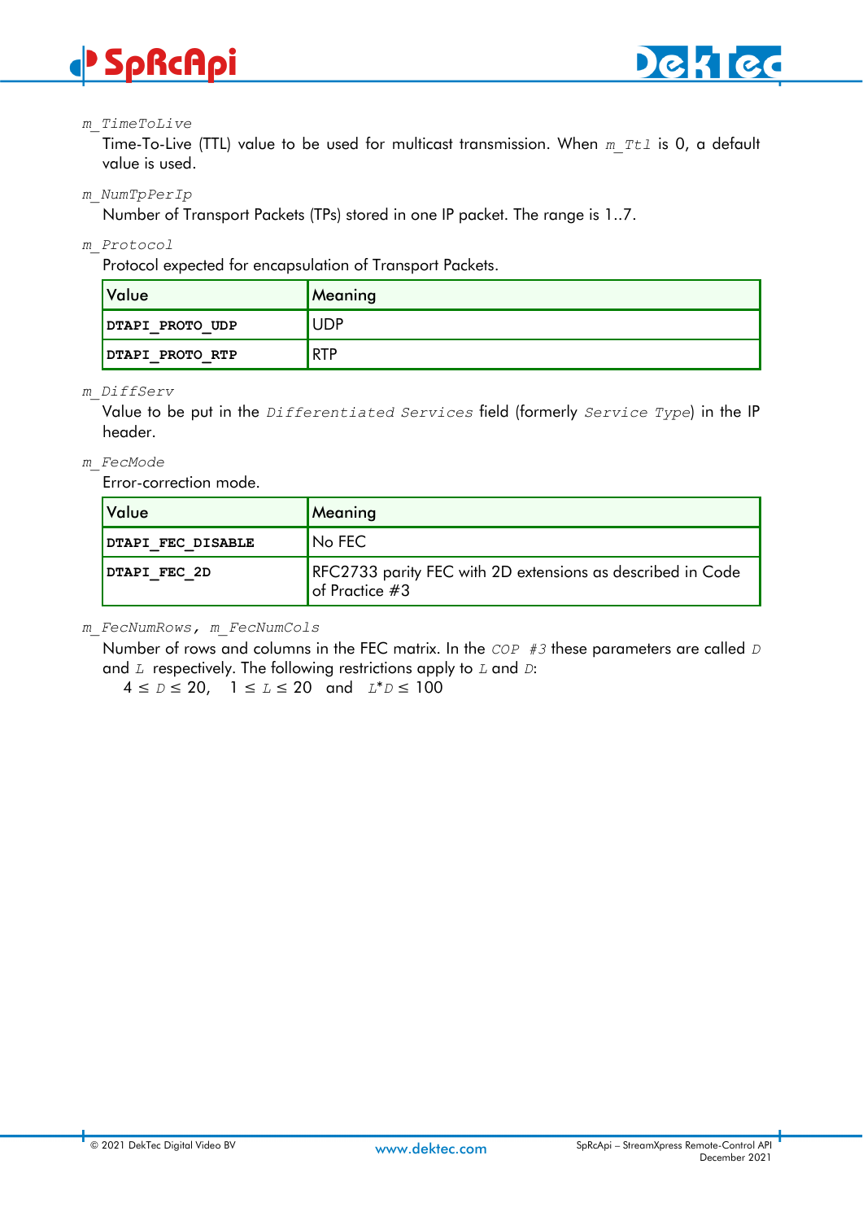*m_TimeToLive*

Time-To-Live (TTL) value to be used for multicast transmission. When *m_Ttl* is 0, a default value is used.

*m_NumTpPerIp*

Number of Transport Packets (TPs) stored in one IP packet. The range is 1..7.

*m_Protocol*

Protocol expected for encapsulation of Transport Packets.

| Value | Meaning |
|---|---|
| **DTAPI_PROTO_UDP** | UDP |
| **DTAPI_PROTO_RTP** | RTP |

*m_DiffServ*

Value to be put in the *Differentiated Services* field (formerly *Service Type*) in the IP header.

*m_FecMode*

Error-correction mode.

| Value | Meaning |
|---|---|
| **DTAPI_FEC_DISABLE** | No FEC |
| **DTAPI_FEC_2D** | RFC2733 parity FEC with 2D extensions as described in Code of Practice #3 |

*m_FecNumRows, m_FecNumCols*

Number of rows and columns in the FEC matrix. In the *COP #3* these parameters are called *D* and *L* respectively. The following restrictions apply to *L* and *D*:

$4 \le D \le 20$, $1 \le L \le 20$ and $L*D \le 100$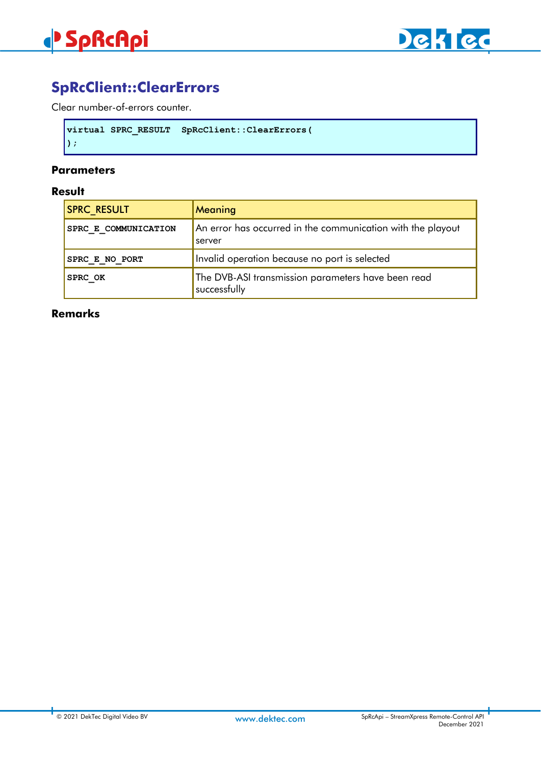## SpRcClient::ClearErrors

Clear number-of-errors counter.

```
virtual SPRC_RESULT  SpRcClient::ClearErrors(
);
```

### Parameters

### Result

| SPRC_RESULT | Meaning |
|---|---|
| **SPRC_E_COMMUNICATION** | An error has occurred in the communication with the playout server |
| **SPRC_E_NO_PORT** | Invalid operation because no port is selected |
| **SPRC_OK** | The DVB-ASI transmission parameters have been read successfully |

### Remarks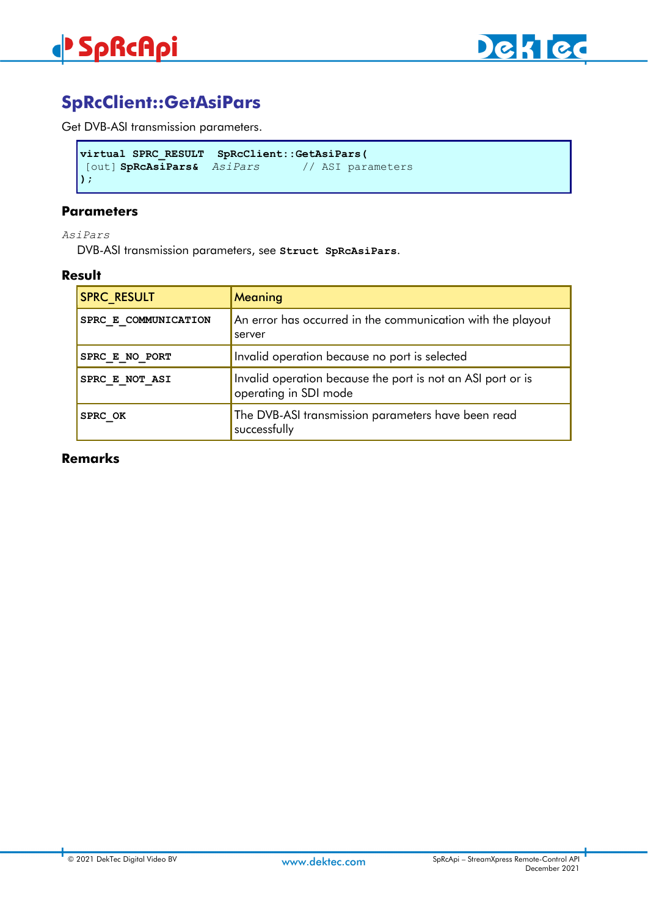## SpRcClient::GetAsiPars

Get DVB-ASI transmission parameters.

```
virtual SPRC_RESULT  SpRcClient::GetAsiPars(
 [out] SpRcAsiPars&  AsiPars       // ASI parameters
);
```

### Parameters

*AsiPars*

DVB-ASI transmission parameters, see **Struct SpRcAsiPars**.

### Result

| SPRC_RESULT | Meaning |
|---|---|
| **SPRC_E_COMMUNICATION** | An error has occurred in the communication with the playout server |
| **SPRC_E_NO_PORT** | Invalid operation because no port is selected |
| **SPRC_E_NOT_ASI** | Invalid operation because the port is not an ASI port or is operating in SDI mode |
| **SPRC_OK** | The DVB-ASI transmission parameters have been read successfully |

### Remarks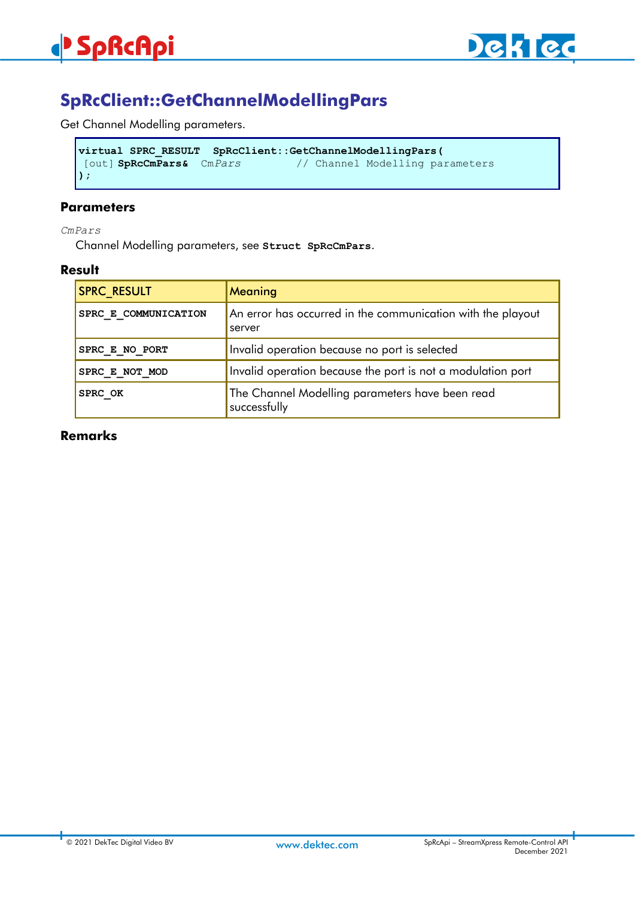## SpRcClient::GetChannelModellingPars

Get Channel Modelling parameters.

```
virtual SPRC_RESULT  SpRcClient::GetChannelModellingPars(
 [out] SpRcCmPars&  CmPars        // Channel Modelling parameters
);
```

### Parameters

*CmPars*

Channel Modelling parameters, see **Struct SpRcCmPars**.

### Result

| SPRC_RESULT | Meaning |
|---|---|
| **SPRC_E_COMMUNICATION** | An error has occurred in the communication with the playout server |
| **SPRC_E_NO_PORT** | Invalid operation because no port is selected |
| **SPRC_E_NOT_MOD** | Invalid operation because the port is not a modulation port |
| **SPRC_OK** | The Channel Modelling parameters have been read successfully |

### Remarks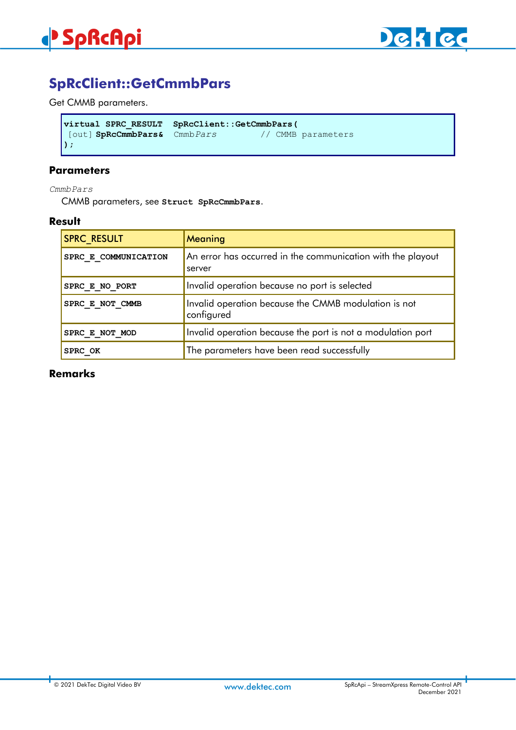## SpRcClient::GetCmmbPars

Get CMMB parameters.

```
virtual SPRC_RESULT  SpRcClient::GetCmmbPars(
 [out] SpRcCmmbPars&  CmmbPars        // CMMB parameters
);
```

### Parameters

*CmmbPars*

CMMB parameters, see **Struct SpRcCmmbPars**.

### Result

| SPRC_RESULT | Meaning |
|---|---|
| **SPRC_E_COMMUNICATION** | An error has occurred in the communication with the playout server |
| **SPRC_E_NO_PORT** | Invalid operation because no port is selected |
| **SPRC_E_NOT_CMMB** | Invalid operation because the CMMB modulation is not configured |
| **SPRC_E_NOT_MOD** | Invalid operation because the port is not a modulation port |
| **SPRC_OK** | The parameters have been read successfully |

### Remarks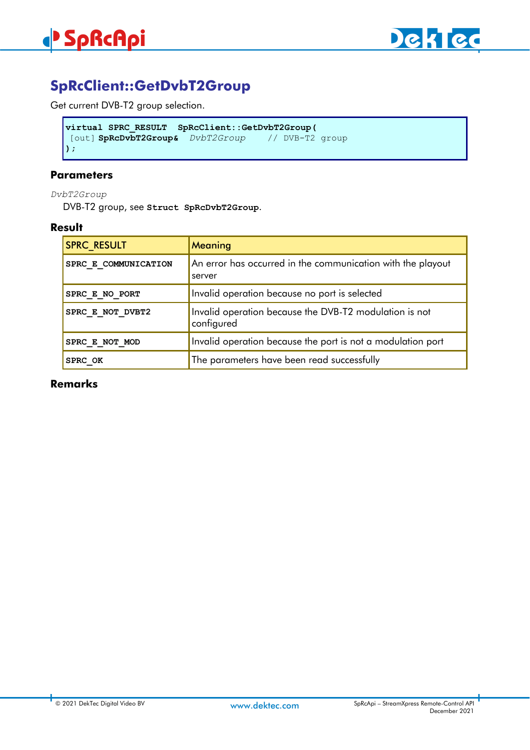## SpRcClient::GetDvbT2Group

Get current DVB-T2 group selection.

```
virtual SPRC_RESULT  SpRcClient::GetDvbT2Group(
 [out] SpRcDvbT2Group&  DvbT2Group    // DVB-T2 group
);
```

### Parameters

*DvbT2Group*
DVB-T2 group, see **Struct SpRcDvbT2Group**.

### Result

| SPRC_RESULT | Meaning |
|---|---|
| **SPRC_E_COMMUNICATION** | An error has occurred in the communication with the playout server |
| **SPRC_E_NO_PORT** | Invalid operation because no port is selected |
| **SPRC_E_NOT_DVBT2** | Invalid operation because the DVB-T2 modulation is not configured |
| **SPRC_E_NOT_MOD** | Invalid operation because the port is not a modulation port |
| **SPRC_OK** | The parameters have been read successfully |

### Remarks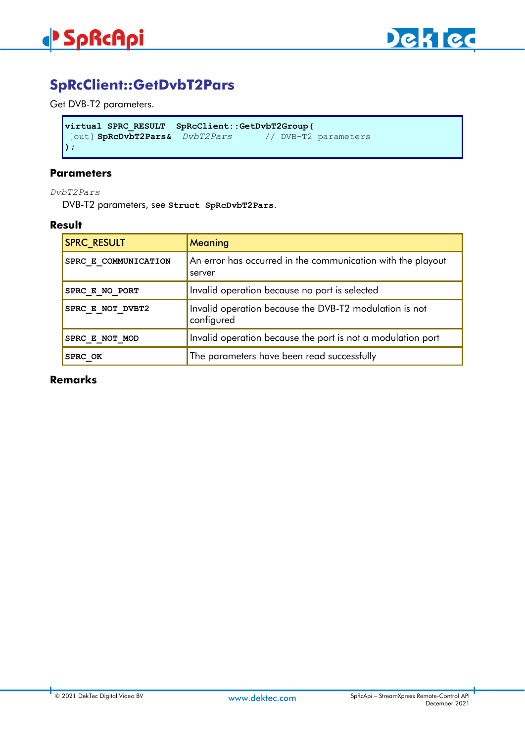## SpRcClient::GetDvbT2Pars

Get DVB-T2 parameters.

```
virtual SPRC_RESULT  SpRcClient::GetDvbT2Group(
 [out] SpRcDvbT2Pars&  DvbT2Pars      // DVB-T2 parameters
);
```

### Parameters

*DvbT2Pars*

DVB-T2 parameters, see **Struct SpRcDvbT2Pars**.

### Result

| SPRC_RESULT | Meaning |
|---|---|
| **SPRC_E_COMMUNICATION** | An error has occurred in the communication with the playout server |
| **SPRC_E_NO_PORT** | Invalid operation because no port is selected |
| **SPRC_E_NOT_DVBT2** | Invalid operation because the DVB-T2 modulation is not configured |
| **SPRC_E_NOT_MOD** | Invalid operation because the port is not a modulation port |
| **SPRC_OK** | The parameters have been read successfully |

### Remarks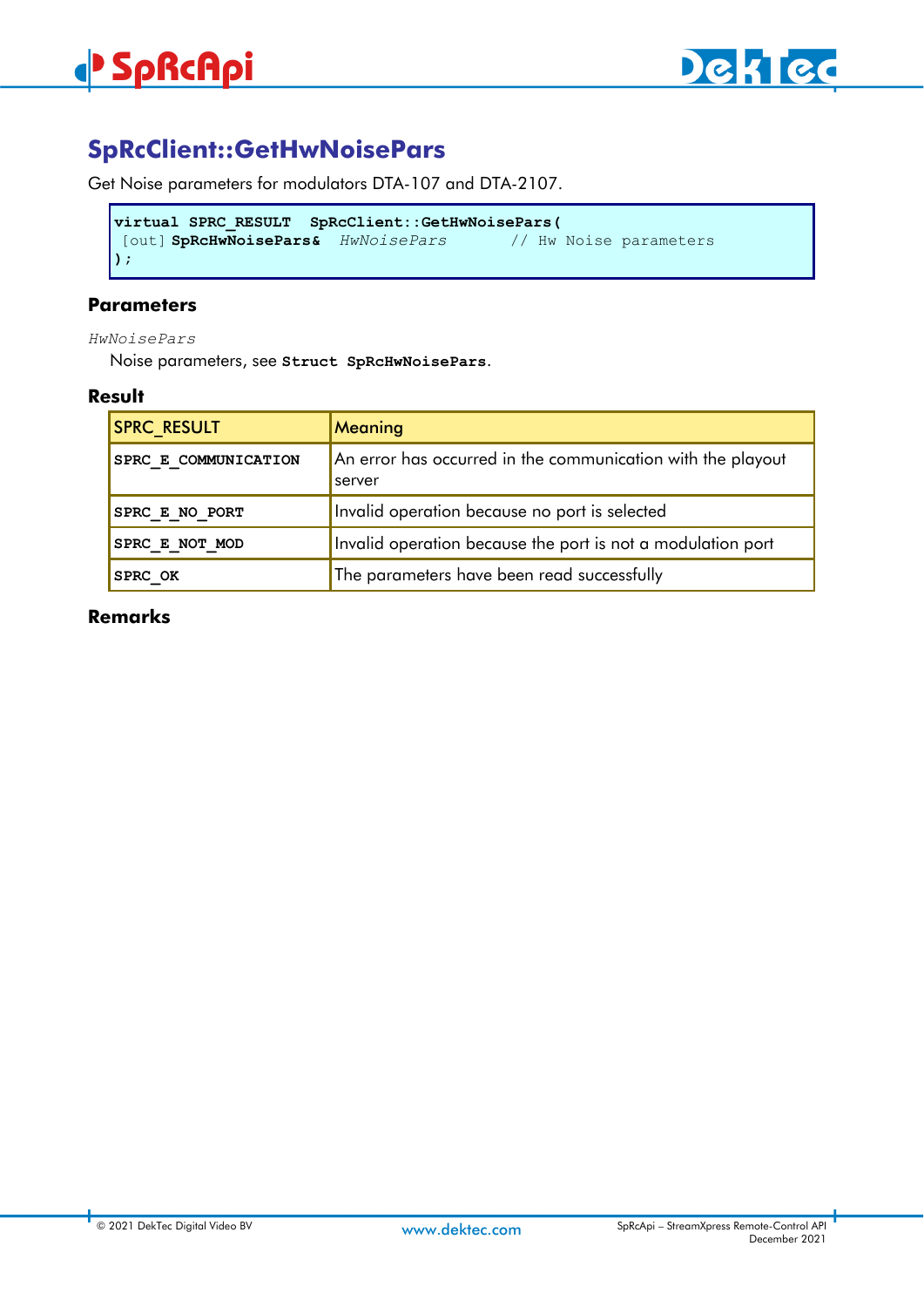## SpRcClient::GetHwNoisePars

Get Noise parameters for modulators DTA-107 and DTA-2107.

```
virtual SPRC_RESULT  SpRcClient::GetHwNoisePars(
 [out] SpRcHwNoisePars&  HwNoisePars      // Hw Noise parameters
);
```

### Parameters

*HwNoisePars*

Noise parameters, see **Struct SpRcHwNoisePars**.

### Result

| SPRC_RESULT | Meaning |
|---|---|
| **SPRC_E_COMMUNICATION** | An error has occurred in the communication with the playout server |
| **SPRC_E_NO_PORT** | Invalid operation because no port is selected |
| **SPRC_E_NOT_MOD** | Invalid operation because the port is not a modulation port |
| **SPRC_OK** | The parameters have been read successfully |

### Remarks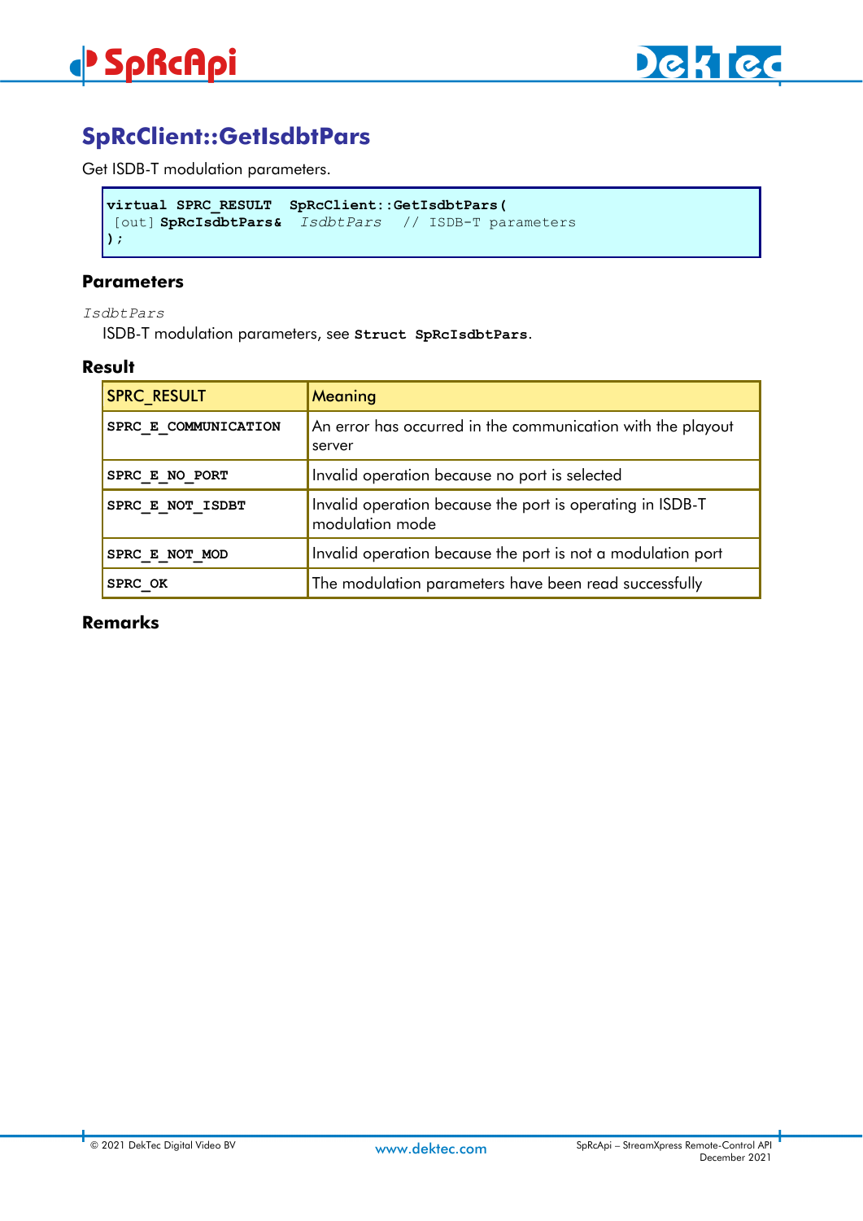## SpRcClient::GetIsdbtPars

Get ISDB-T modulation parameters.

```
virtual SPRC_RESULT  SpRcClient::GetIsdbtPars(
 [out] SpRcIsdbtPars&  IsdbtPars   // ISDB-T parameters
);
```

### Parameters

*IsdbtPars*

ISDB-T modulation parameters, see **Struct SpRcIsdbtPars**.

### Result

| SPRC_RESULT | Meaning |
|---|---|
| **SPRC_E_COMMUNICATION** | An error has occurred in the communication with the playout server |
| **SPRC_E_NO_PORT** | Invalid operation because no port is selected |
| **SPRC_E_NOT_ISDBT** | Invalid operation because the port is operating in ISDB-T modulation mode |
| **SPRC_E_NOT_MOD** | Invalid operation because the port is not a modulation port |
| **SPRC_OK** | The modulation parameters have been read successfully |

### Remarks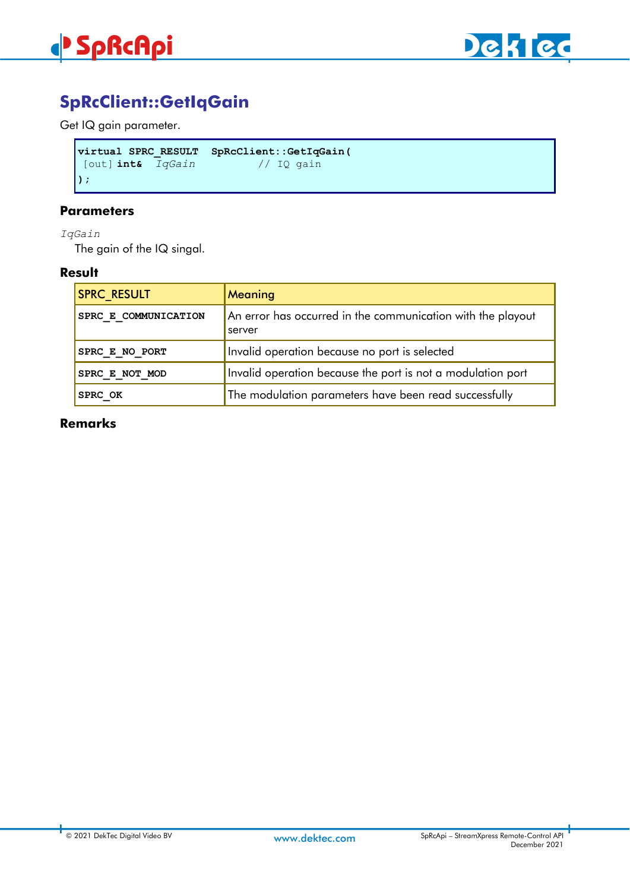## SpRcClient::GetIqGain

Get IQ gain parameter.

```
virtual SPRC_RESULT  SpRcClient::GetIqGain(
 [out] int&  IqGain          // IQ gain
);
```

### Parameters

*IqGain*

The gain of the IQ singal.

### Result

| SPRC_RESULT | Meaning |
|---|---|
| **SPRC_E_COMMUNICATION** | An error has occurred in the communication with the playout server |
| **SPRC_E_NO_PORT** | Invalid operation because no port is selected |
| **SPRC_E_NOT_MOD** | Invalid operation because the port is not a modulation port |
| **SPRC_OK** | The modulation parameters have been read successfully |

### Remarks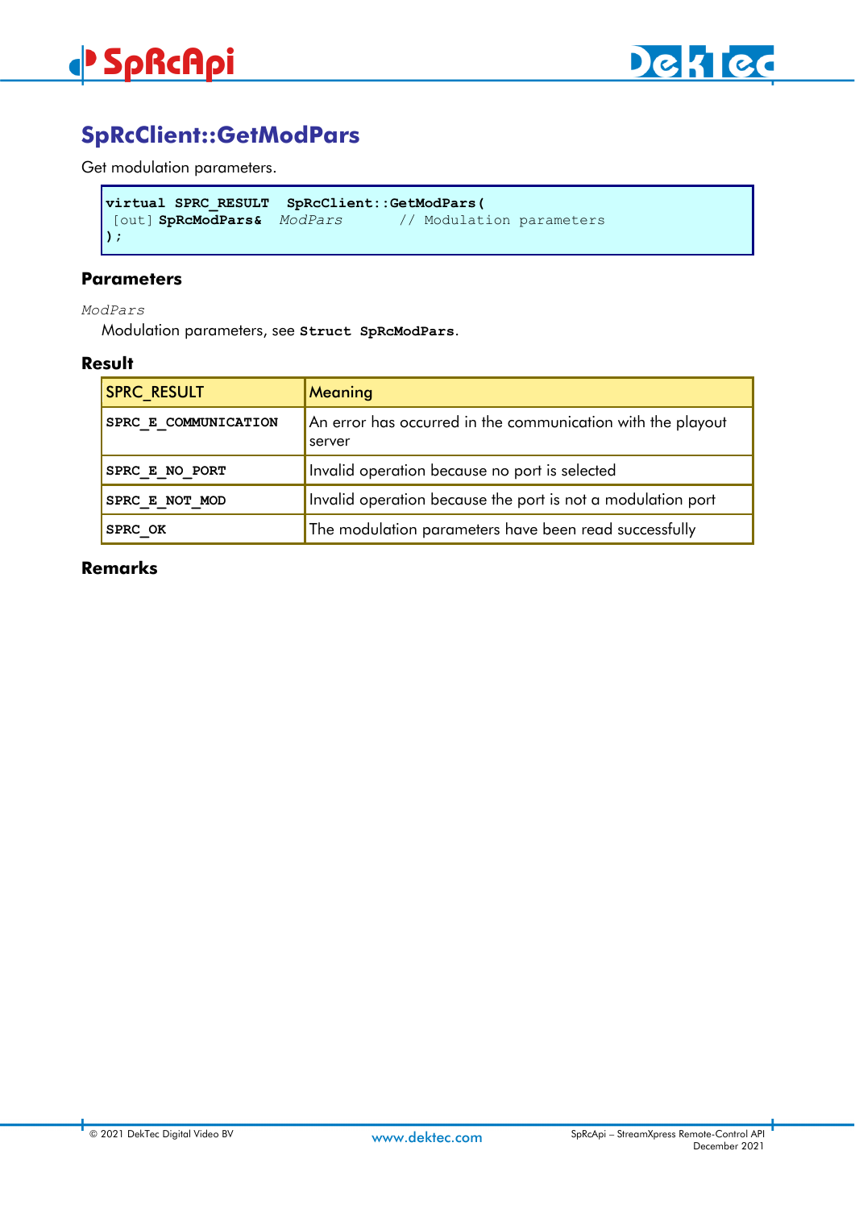## SpRcClient::GetModPars

Get modulation parameters.

```
virtual SPRC_RESULT  SpRcClient::GetModPars(
 [out] SpRcModPars&  ModPars       // Modulation parameters
);
```

### Parameters

*ModPars*

Modulation parameters, see **Struct SpRcModPars**.

### Result

| SPRC_RESULT | Meaning |
|---|---|
| **SPRC_E_COMMUNICATION** | An error has occurred in the communication with the playout server |
| **SPRC_E_NO_PORT** | Invalid operation because no port is selected |
| **SPRC_E_NOT_MOD** | Invalid operation because the port is not a modulation port |
| **SPRC_OK** | The modulation parameters have been read successfully |

### Remarks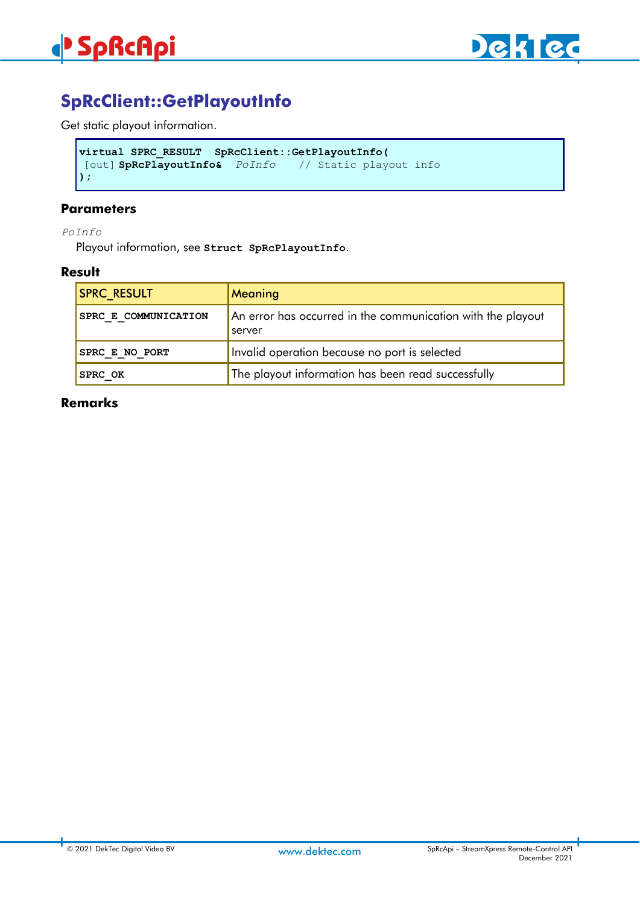## SpRcClient::GetPlayoutInfo

Get static playout information.

```
virtual SPRC_RESULT  SpRcClient::GetPlayoutInfo(
 [out] SpRcPlayoutInfo&  PoInfo    // Static playout info
);
```

### Parameters

*PoInfo*

Playout information, see **Struct SpRcPlayoutInfo**.

### Result

| SPRC_RESULT | Meaning |
|---|---|
| **SPRC_E_COMMUNICATION** | An error has occurred in the communication with the playout server |
| **SPRC_E_NO_PORT** | Invalid operation because no port is selected |
| **SPRC_OK** | The playout information has been read successfully |

### Remarks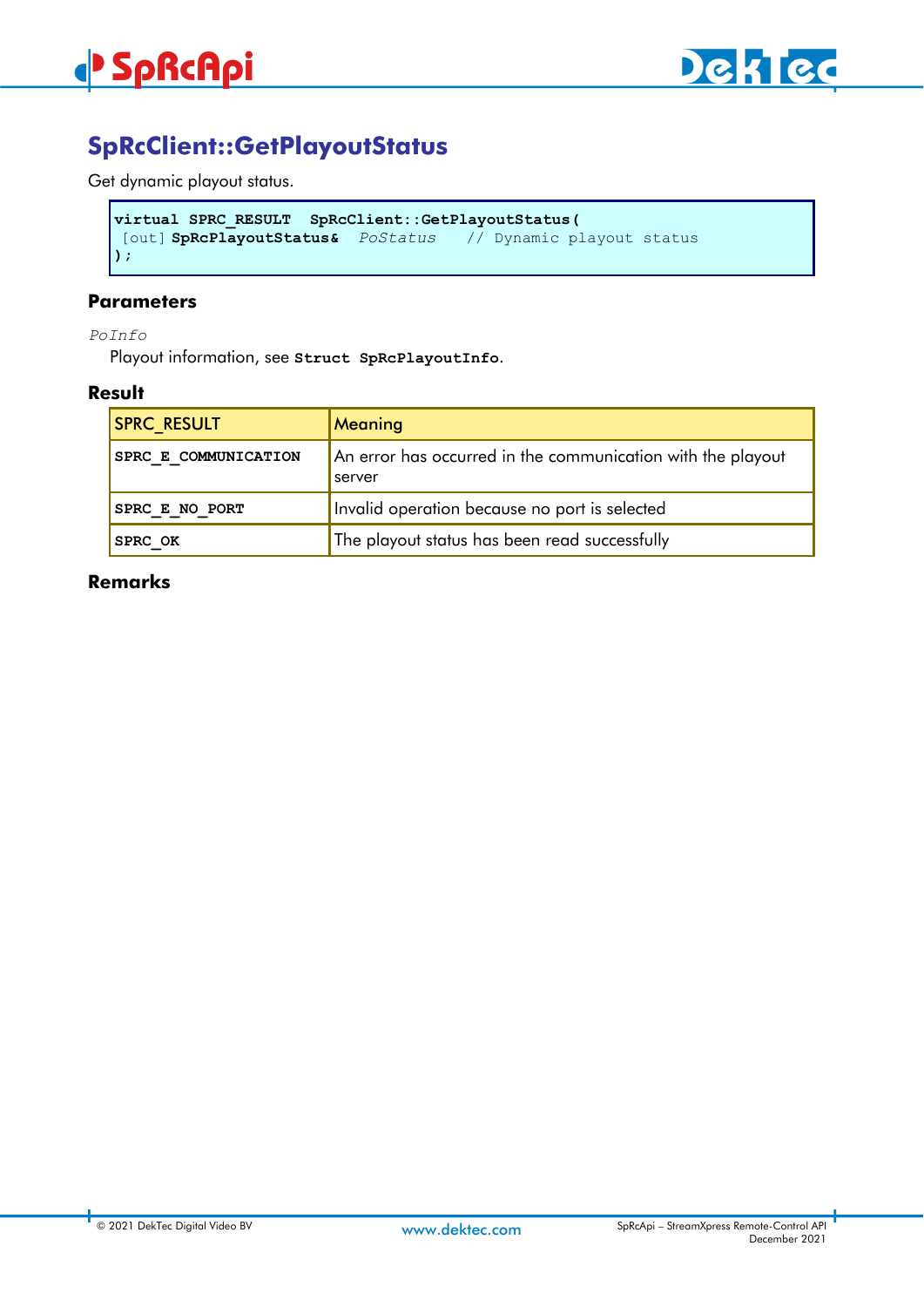## SpRcClient::GetPlayoutStatus

Get dynamic playout status.

```
virtual SPRC_RESULT  SpRcClient::GetPlayoutStatus(
 [out] SpRcPlayoutStatus&  PoStatus   // Dynamic playout status
);
```

### Parameters

*PoInfo*

Playout information, see **Struct SpRcPlayoutInfo**.

### Result

| SPRC_RESULT | Meaning |
|---|---|
| **SPRC_E_COMMUNICATION** | An error has occurred in the communication with the playout server |
| **SPRC_E_NO_PORT** | Invalid operation because no port is selected |
| **SPRC_OK** | The playout status has been read successfully |

### Remarks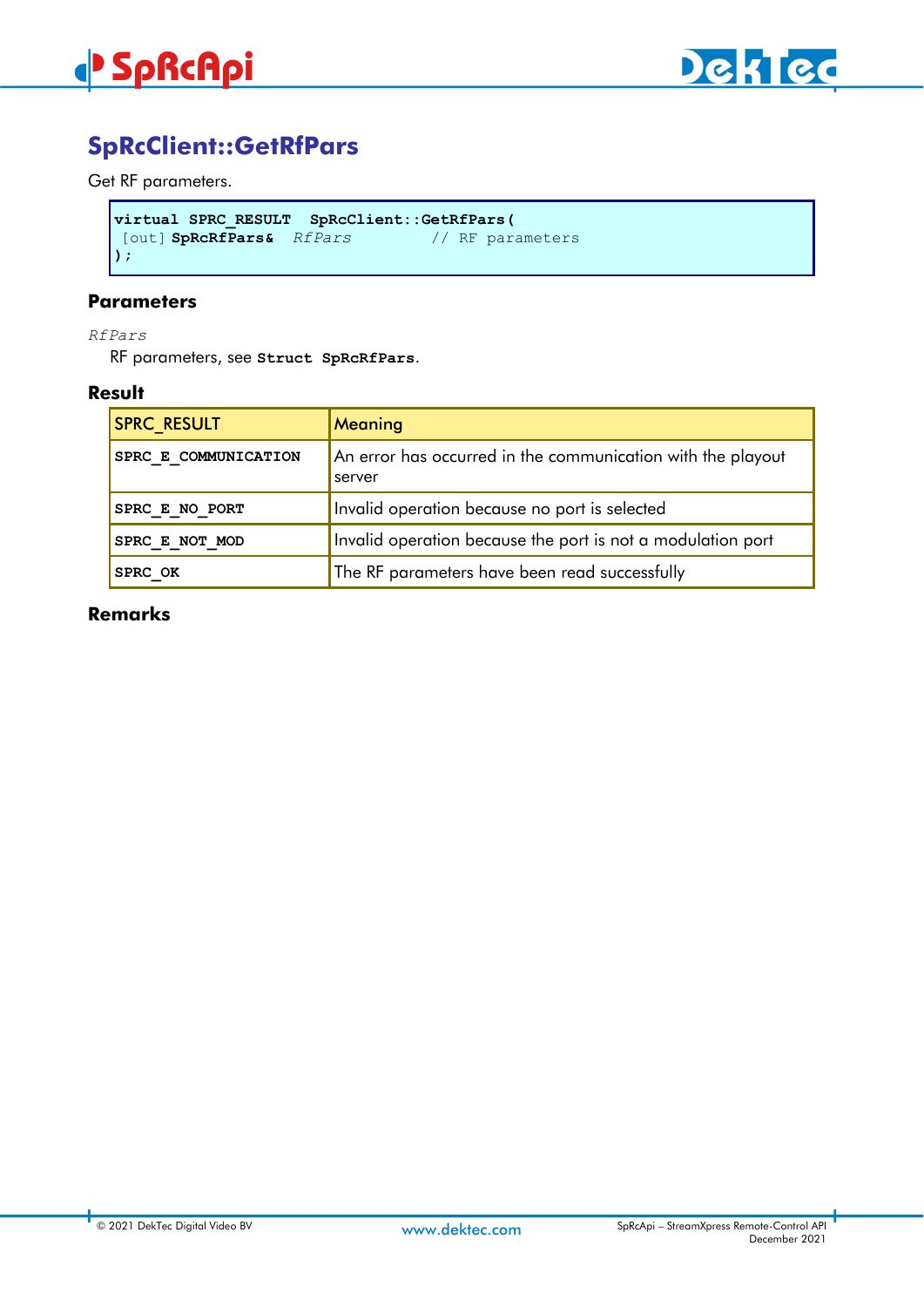## SpRcClient::GetRfPars

Get RF parameters.

```
virtual SPRC_RESULT  SpRcClient::GetRfPars(
 [out] SpRcRfPars&  RfPars         // RF parameters
);
```

### Parameters

*RfPars*

RF parameters, see **Struct SpRcRfPars**.

### Result

| SPRC_RESULT | Meaning |
|---|---|
| **SPRC_E_COMMUNICATION** | An error has occurred in the communication with the playout server |
| **SPRC_E_NO_PORT** | Invalid operation because no port is selected |
| **SPRC_E_NOT_MOD** | Invalid operation because the port is not a modulation port |
| **SPRC_OK** | The RF parameters have been read successfully |

### Remarks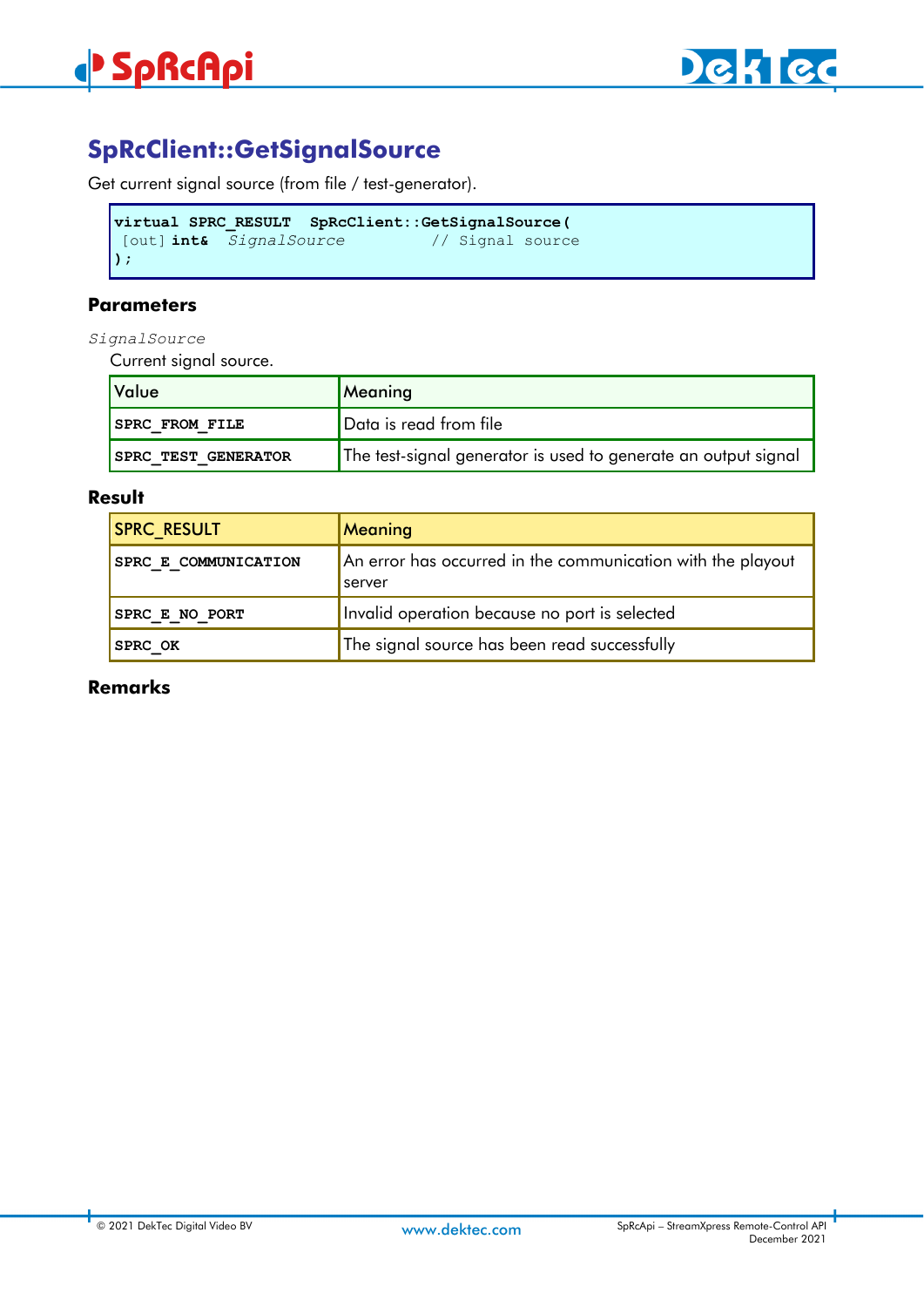## SpRcClient::GetSignalSource

Get current signal source (from file / test-generator).

```
virtual SPRC_RESULT  SpRcClient::GetSignalSource(
 [out] int&  SignalSource         // Signal source
);
```

### Parameters

*SignalSource*

Current signal source.

| Value | Meaning |
|---|---|
| **SPRC_FROM_FILE** | Data is read from file |
| **SPRC_TEST_GENERATOR** | The test-signal generator is used to generate an output signal |

### Result

| SPRC_RESULT | Meaning |
|---|---|
| **SPRC_E_COMMUNICATION** | An error has occurred in the communication with the playout server |
| **SPRC_E_NO_PORT** | Invalid operation because no port is selected |
| **SPRC_OK** | The signal source has been read successfully |

### Remarks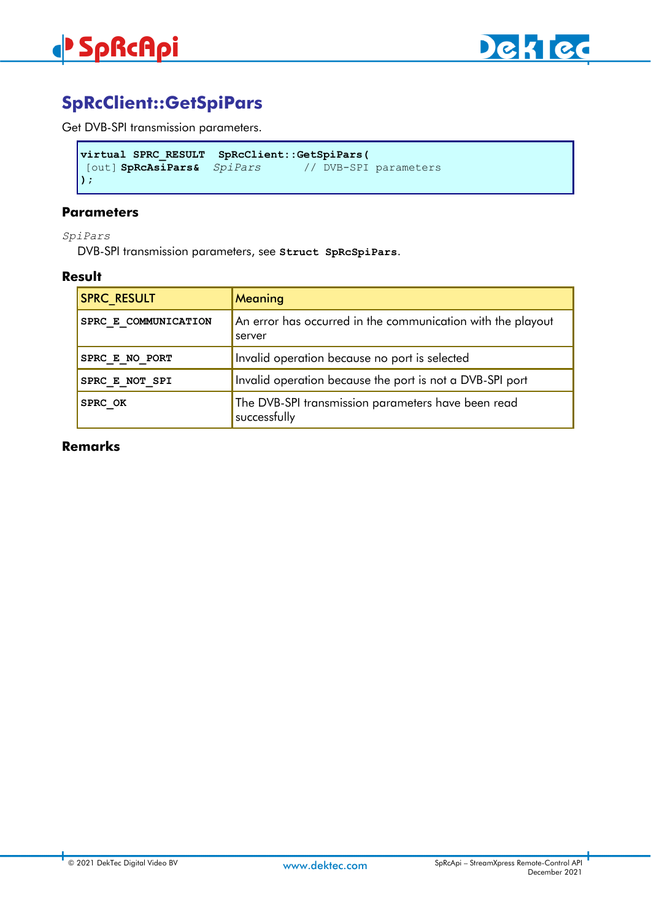## SpRcClient::GetSpiPars

Get DVB-SPI transmission parameters.

```
virtual SPRC_RESULT  SpRcClient::GetSpiPars(
 [out] SpRcAsiPars&  SpiPars       // DVB-SPI parameters
);
```

### Parameters

*SpiPars*

DVB-SPI transmission parameters, see **Struct SpRcSpiPars**.

### Result

| SPRC_RESULT | Meaning |
|---|---|
| **SPRC_E_COMMUNICATION** | An error has occurred in the communication with the playout server |
| **SPRC_E_NO_PORT** | Invalid operation because no port is selected |
| **SPRC_E_NOT_SPI** | Invalid operation because the port is not a DVB-SPI port |
| **SPRC_OK** | The DVB-SPI transmission parameters have been read successfully |

### Remarks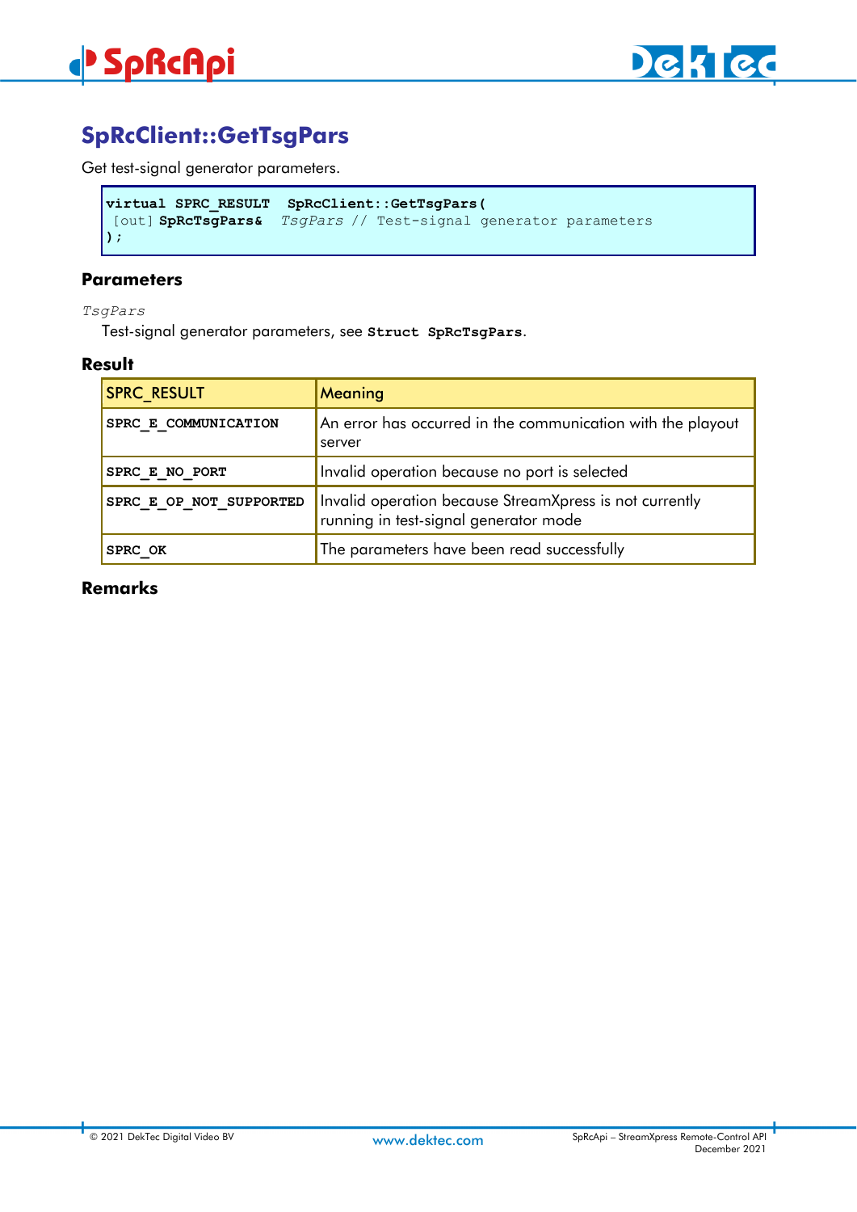# SpRcClient::GetTsgPars

Get test-signal generator parameters.

```
virtual SPRC_RESULT  SpRcClient::GetTsgPars(
 [out] SpRcTsgPars&  TsgPars // Test-signal generator parameters
);
```

### Parameters

*TsgPars*

Test-signal generator parameters, see **Struct SpRcTsgPars**.

### Result

| SPRC_RESULT | Meaning |
|---|---|
| **SPRC_E_COMMUNICATION** | An error has occurred in the communication with the playout server |
| **SPRC_E_NO_PORT** | Invalid operation because no port is selected |
| **SPRC_E_OP_NOT_SUPPORTED** | Invalid operation because StreamXpress is not currently running in test-signal generator mode |
| **SPRC_OK** | The parameters have been read successfully |

### Remarks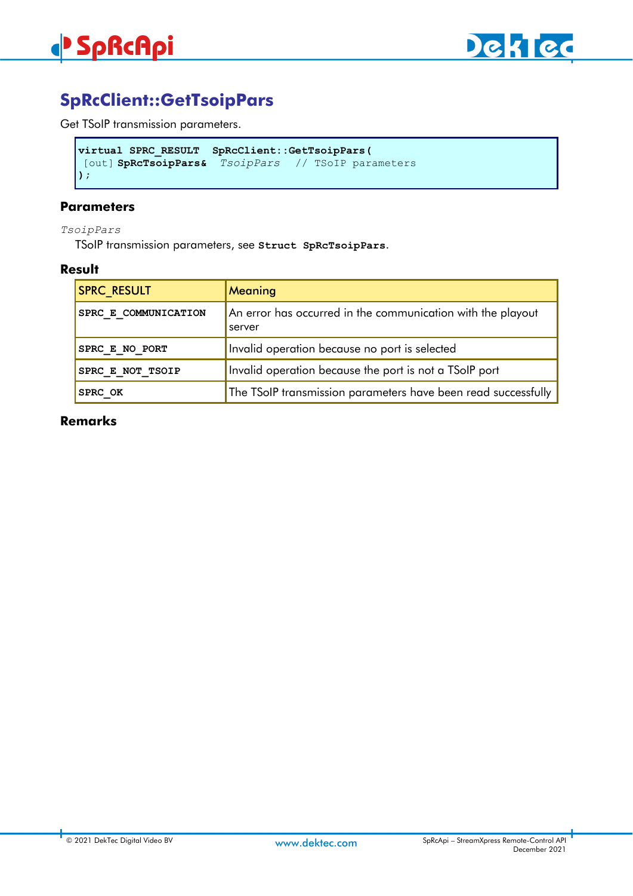## SpRcClient::GetTsoipPars

Get TSoIP transmission parameters.

```
virtual SPRC_RESULT  SpRcClient::GetTsoipPars(
 [out] SpRcTsoipPars&  TsoipPars   // TSoIP parameters
);
```

### Parameters

*TsoipPars*

TSoIP transmission parameters, see **Struct SpRcTsoipPars**.

### Result

| SPRC_RESULT | Meaning |
|---|---|
| **SPRC_E_COMMUNICATION** | An error has occurred in the communication with the playout server |
| **SPRC_E_NO_PORT** | Invalid operation because no port is selected |
| **SPRC_E_NOT_TSOIP** | Invalid operation because the port is not a TSoIP port |
| **SPRC_OK** | The TSoIP transmission parameters have been read successfully |

### Remarks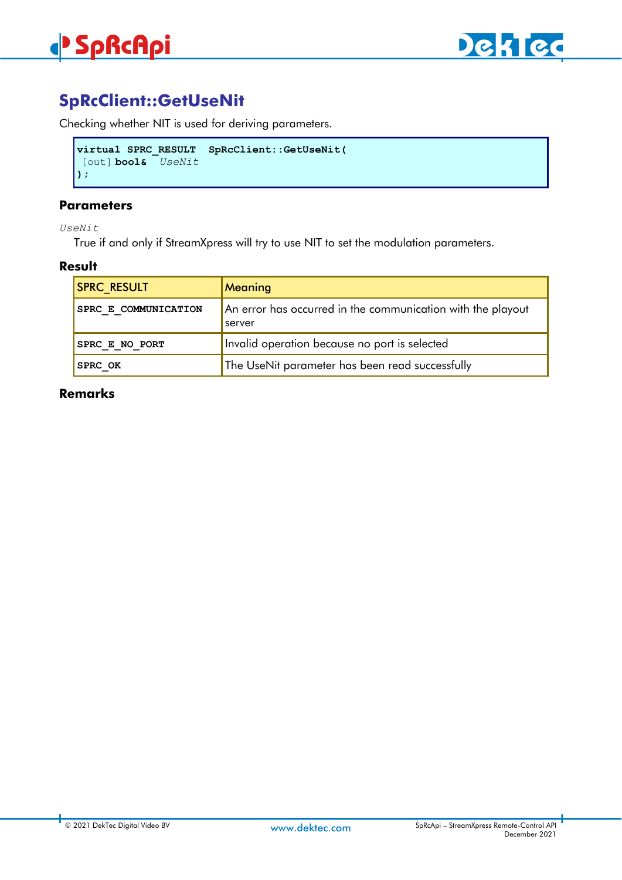## SpRcClient::GetUseNit

Checking whether NIT is used for deriving parameters.

```
virtual SPRC_RESULT  SpRcClient::GetUseNit(
 [out] bool&  UseNit
);
```

### Parameters

*UseNit*

True if and only if StreamXpress will try to use NIT to set the modulation parameters.

### Result

| SPRC_RESULT | Meaning |
|---|---|
| **SPRC_E_COMMUNICATION** | An error has occurred in the communication with the playout server |
| **SPRC_E_NO_PORT** | Invalid operation because no port is selected |
| **SPRC_OK** | The UseNit parameter has been read successfully |

### Remarks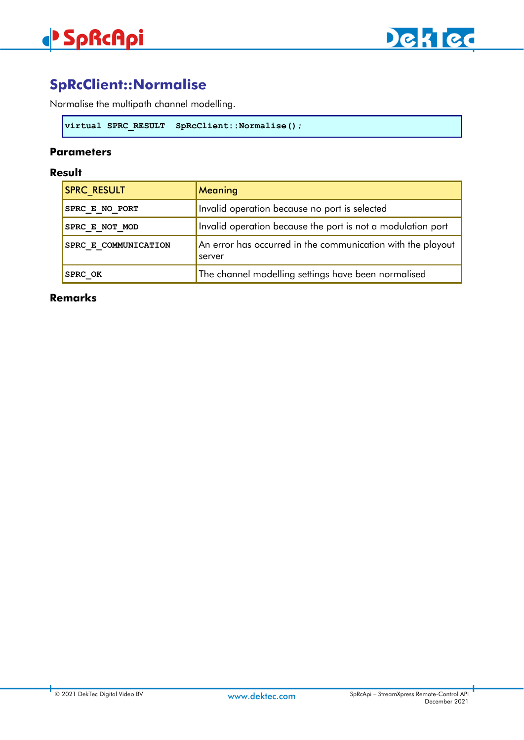## SpRcClient::Normalise

Normalise the multipath channel modelling.

```
virtual SPRC_RESULT  SpRcClient::Normalise();
```

### Parameters

### Result

| SPRC_RESULT | Meaning |
|---|---|
| **SPRC_E_NO_PORT** | Invalid operation because no port is selected |
| **SPRC_E_NOT_MOD** | Invalid operation because the port is not a modulation port |
| **SPRC_E_COMMUNICATION** | An error has occurred in the communication with the playout server |
| **SPRC_OK** | The channel modelling settings have been normalised |

### Remarks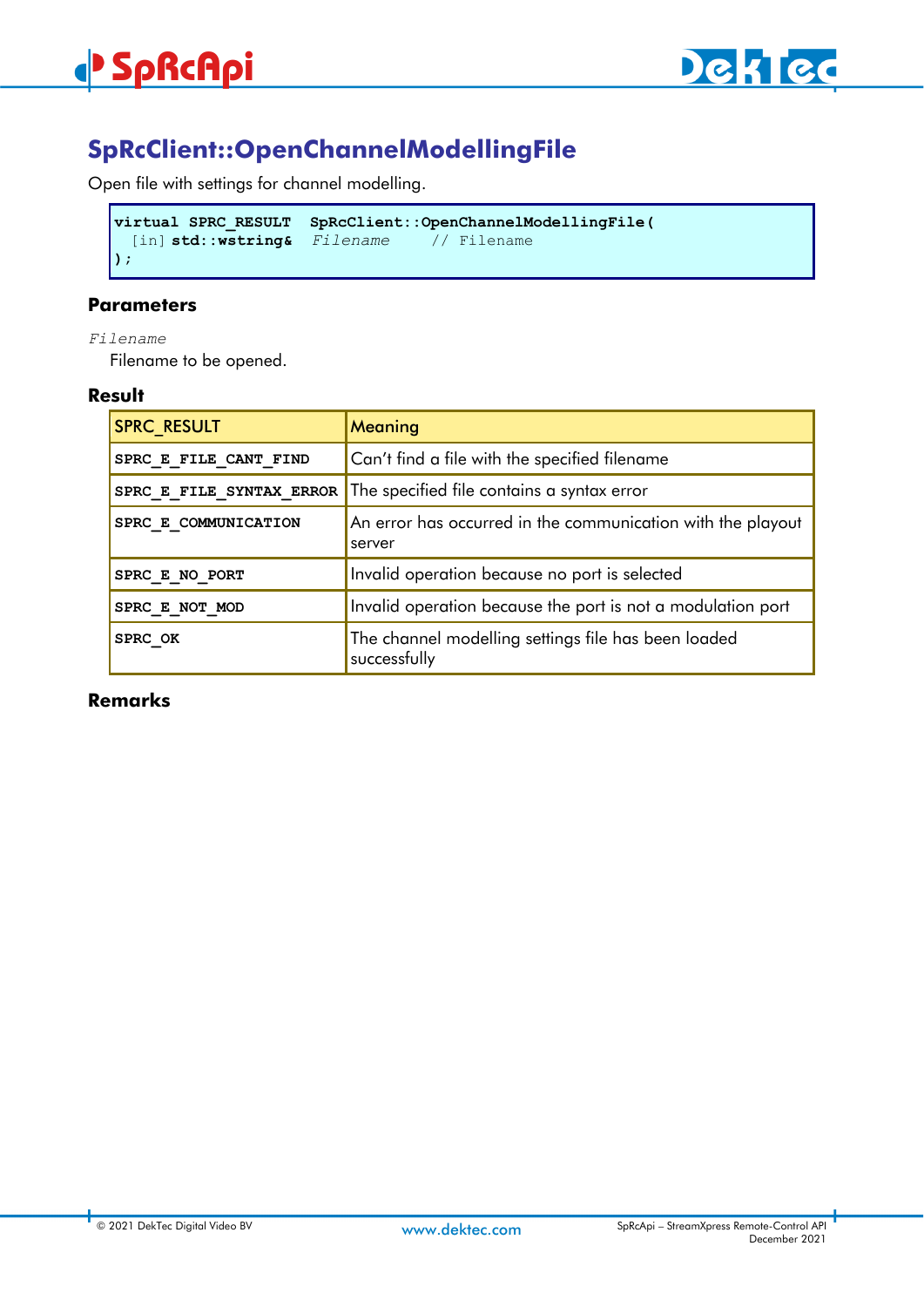## SpRcClient::OpenChannelModellingFile

Open file with settings for channel modelling.

```
virtual SPRC_RESULT  SpRcClient::OpenChannelModellingFile(
  [in] std::wstring&  Filename     // Filename
);
```

### Parameters

*Filename*

Filename to be opened.

### Result

| SPRC_RESULT | Meaning |
|---|---|
| **SPRC_E_FILE_CANT_FIND** | Can't find a file with the specified filename |
| **SPRC_E_FILE_SYNTAX_ERROR** | The specified file contains a syntax error |
| **SPRC_E_COMMUNICATION** | An error has occurred in the communication with the playout server |
| **SPRC_E_NO_PORT** | Invalid operation because no port is selected |
| **SPRC_E_NOT_MOD** | Invalid operation because the port is not a modulation port |
| **SPRC_OK** | The channel modelling settings file has been loaded successfully |

### Remarks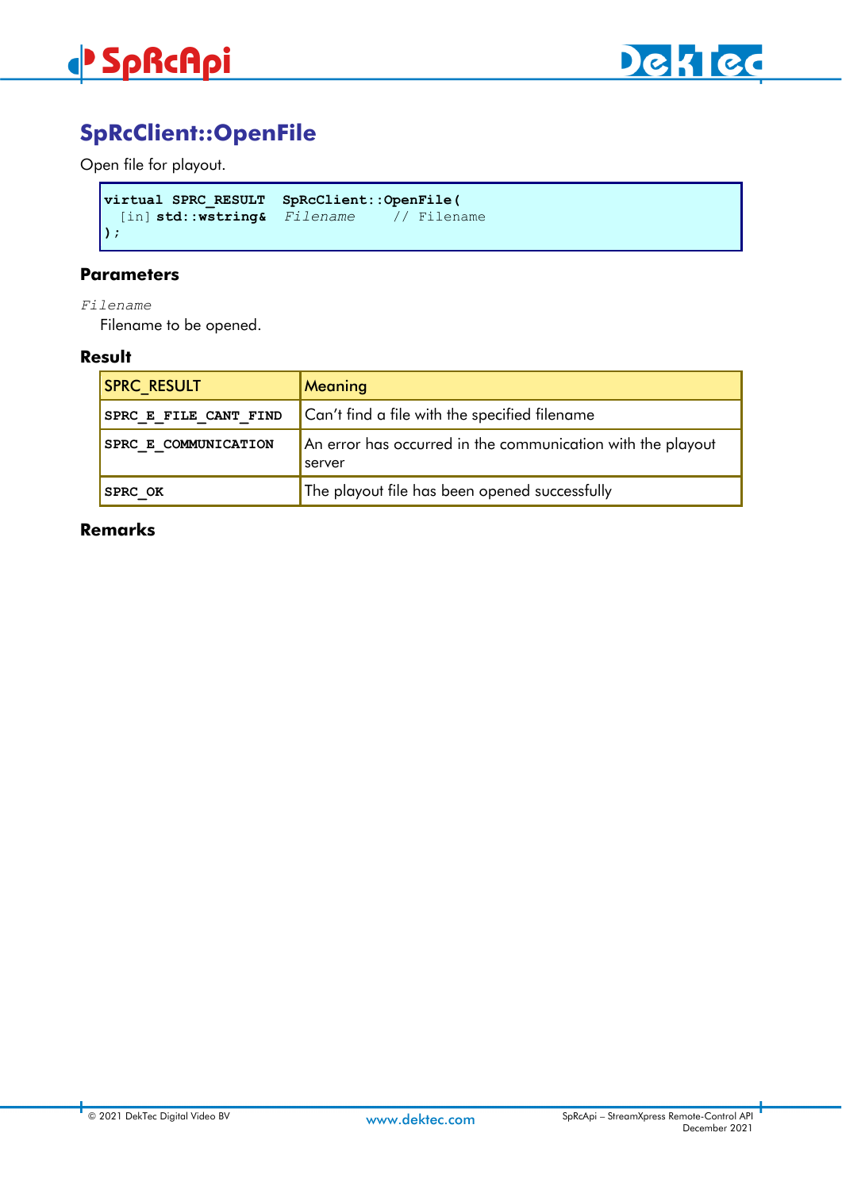## SpRcClient::OpenFile

Open file for playout.

```
virtual SPRC_RESULT  SpRcClient::OpenFile(
  [in] std::wstring&  Filename     // Filename
);
```

### Parameters

*Filename*

Filename to be opened.

### Result

| SPRC_RESULT | Meaning |
|---|---|
| **SPRC_E_FILE_CANT_FIND** | Can't find a file with the specified filename |
| **SPRC_E_COMMUNICATION** | An error has occurred in the communication with the playout server |
| **SPRC_OK** | The playout file has been opened successfully |

### Remarks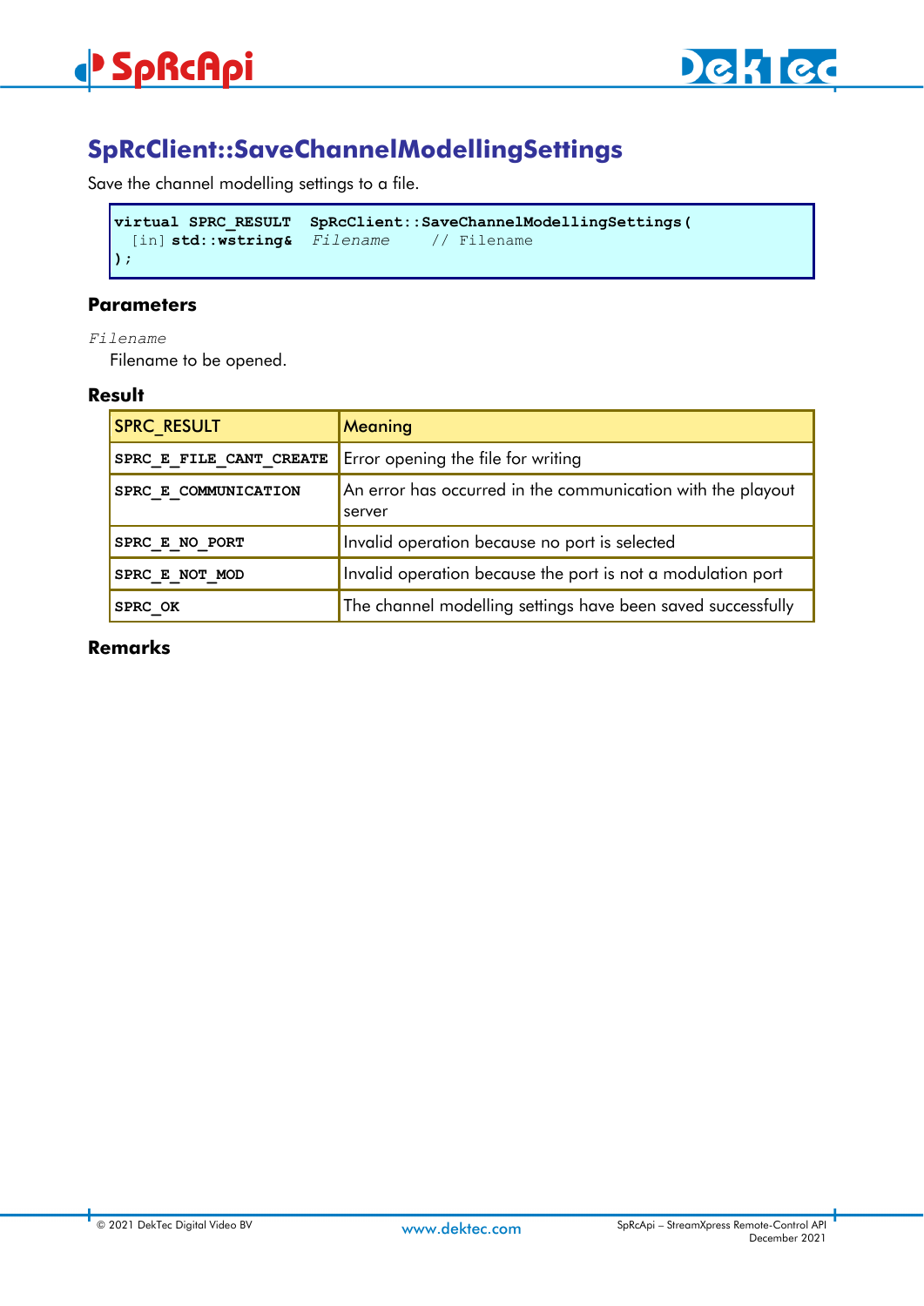## SpRcClient::SaveChannelModellingSettings

Save the channel modelling settings to a file.

```
virtual SPRC_RESULT  SpRcClient::SaveChannelModellingSettings(
  [in] std::wstring&  Filename     // Filename
);
```

### Parameters

*Filename*

Filename to be opened.

### Result

| SPRC_RESULT | Meaning |
|---|---|
| **SPRC_E_FILE_CANT_CREATE** | Error opening the file for writing |
| **SPRC_E_COMMUNICATION** | An error has occurred in the communication with the playout server |
| **SPRC_E_NO_PORT** | Invalid operation because no port is selected |
| **SPRC_E_NOT_MOD** | Invalid operation because the port is not a modulation port |
| **SPRC_OK** | The channel modelling settings have been saved successfully |

### Remarks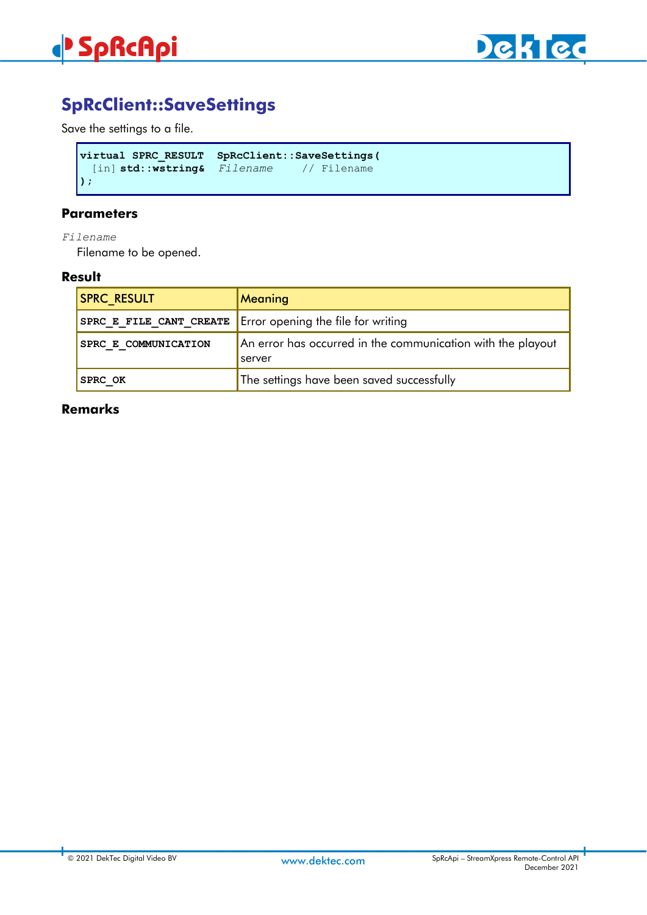## SpRcClient::SaveSettings

Save the settings to a file.

```
virtual SPRC_RESULT  SpRcClient::SaveSettings(
  [in] std::wstring&  Filename     // Filename
);
```

### Parameters

*Filename*

Filename to be opened.

### Result

| SPRC_RESULT | Meaning |
|---|---|
| **SPRC_E_FILE_CANT_CREATE** | Error opening the file for writing |
| **SPRC_E_COMMUNICATION** | An error has occurred in the communication with the playout server |
| **SPRC_OK** | The settings have been saved successfully |

### Remarks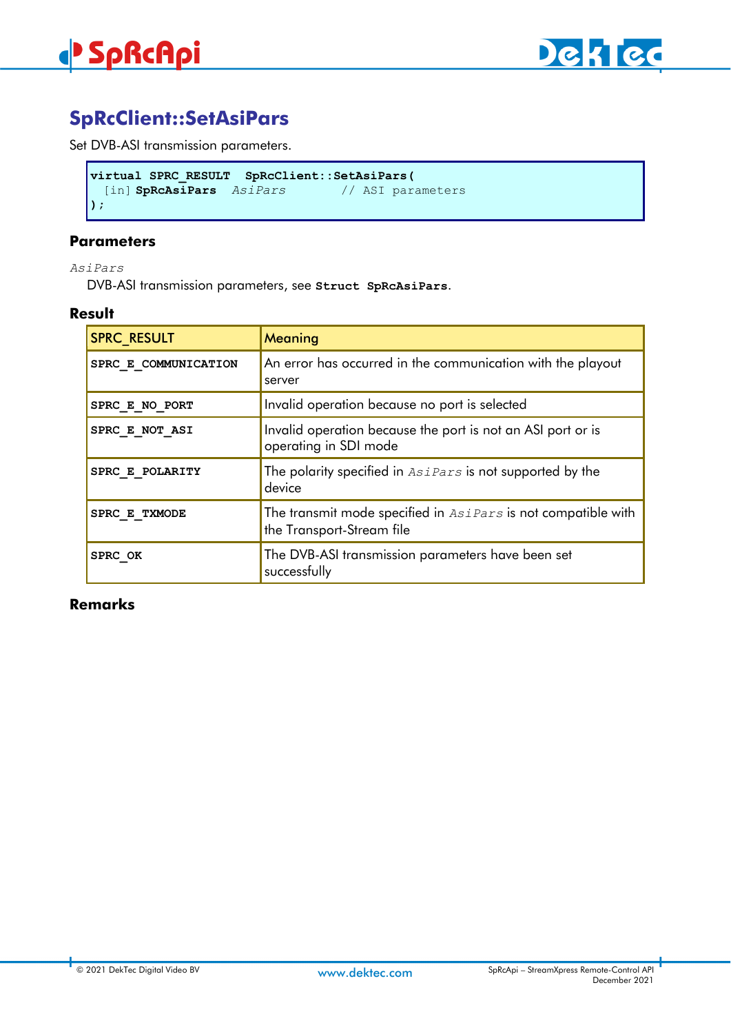## SpRcClient::SetAsiPars

Set DVB-ASI transmission parameters.

```
virtual SPRC_RESULT  SpRcClient::SetAsiPars(
  [in] SpRcAsiPars  AsiPars        // ASI parameters
);
```

### Parameters

*AsiPars*

DVB-ASI transmission parameters, see **Struct SpRcAsiPars**.

### Result

| SPRC_RESULT | Meaning |
|---|---|
| **SPRC_E_COMMUNICATION** | An error has occurred in the communication with the playout server |
| **SPRC_E_NO_PORT** | Invalid operation because no port is selected |
| **SPRC_E_NOT_ASI** | Invalid operation because the port is not an ASI port or is operating in SDI mode |
| **SPRC_E_POLARITY** | The polarity specified in *AsiPars* is not supported by the device |
| **SPRC_E_TXMODE** | The transmit mode specified in *AsiPars* is not compatible with the Transport-Stream file |
| **SPRC_OK** | The DVB-ASI transmission parameters have been set successfully |

### Remarks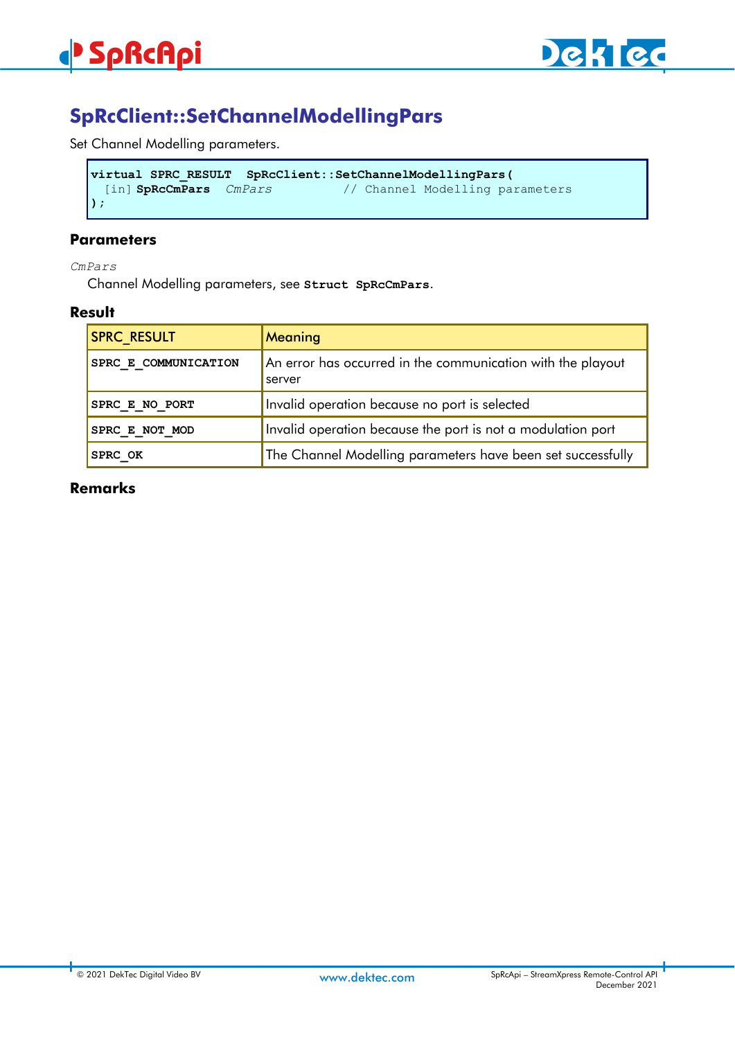## SpRcClient::SetChannelModellingPars

Set Channel Modelling parameters.

```
virtual SPRC_RESULT  SpRcClient::SetChannelModellingPars(
  [in] SpRcCmPars   CmPars          // Channel Modelling parameters
);
```

### Parameters

*CmPars*

Channel Modelling parameters, see **Struct SpRcCmPars**.

### Result

| SPRC_RESULT | Meaning |
|---|---|
| **SPRC_E_COMMUNICATION** | An error has occurred in the communication with the playout server |
| **SPRC_E_NO_PORT** | Invalid operation because no port is selected |
| **SPRC_E_NOT_MOD** | Invalid operation because the port is not a modulation port |
| **SPRC_OK** | The Channel Modelling parameters have been set successfully |

### Remarks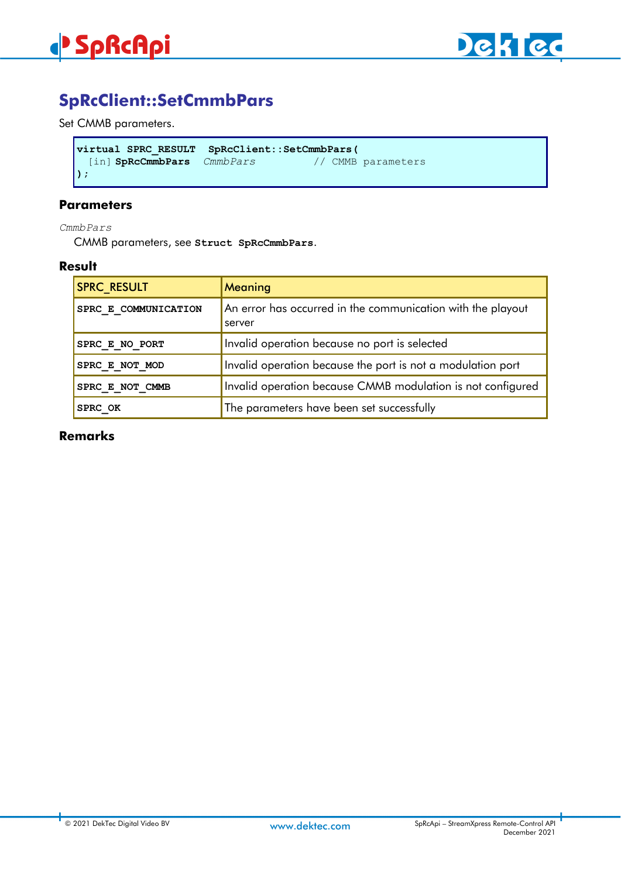## SpRcClient::SetCmmbPars

Set CMMB parameters.

```
virtual SPRC_RESULT  SpRcClient::SetCmmbPars(
  [in] SpRcCmmbPars  CmmbPars          // CMMB parameters
);
```

### Parameters

*CmmbPars*

CMMB parameters, see **Struct SpRcCmmbPars**.

### Result

| SPRC_RESULT | Meaning |
|---|---|
| **SPRC_E_COMMUNICATION** | An error has occurred in the communication with the playout server |
| **SPRC_E_NO_PORT** | Invalid operation because no port is selected |
| **SPRC_E_NOT_MOD** | Invalid operation because the port is not a modulation port |
| **SPRC_E_NOT_CMMB** | Invalid operation because CMMB modulation is not configured |
| **SPRC_OK** | The parameters have been set successfully |

### Remarks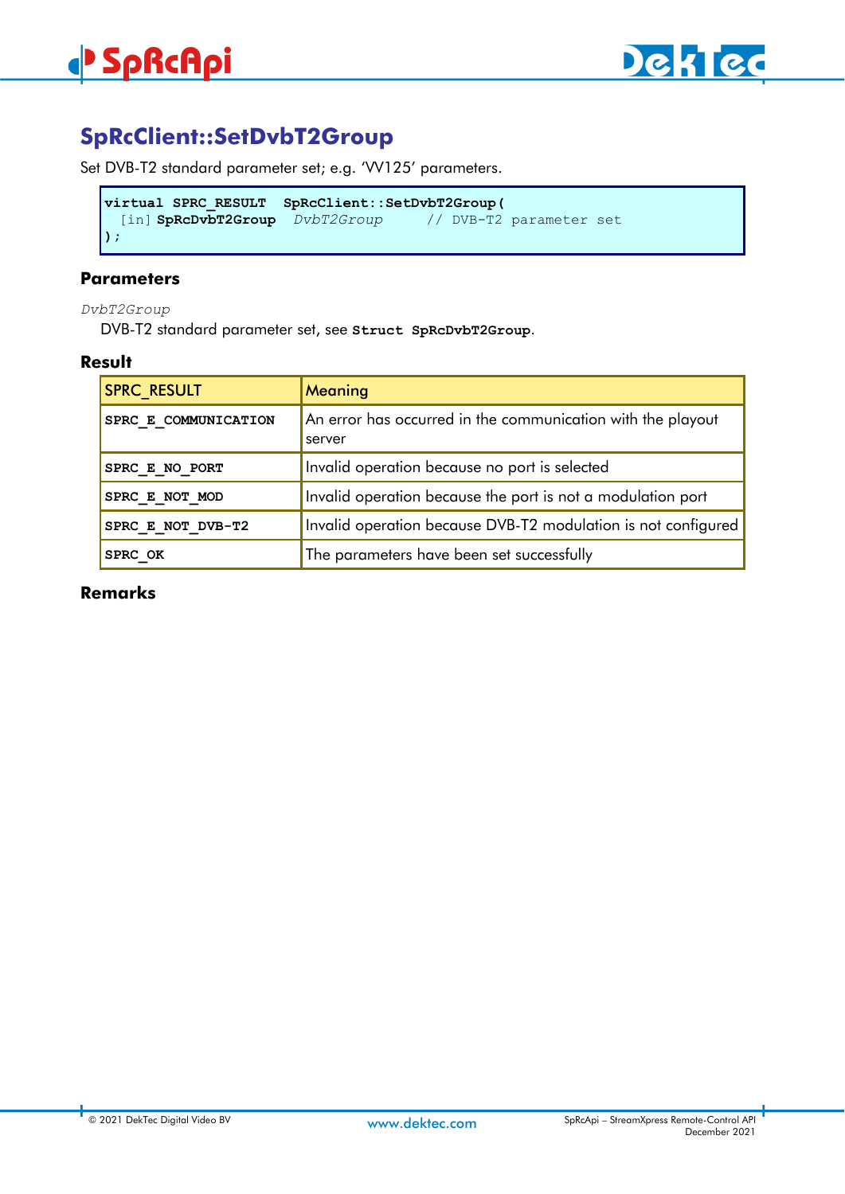## SpRcClient::SetDvbT2Group

Set DVB-T2 standard parameter set; e.g. 'VV125' parameters.

```
virtual SPRC_RESULT  SpRcClient::SetDvbT2Group(
  [in] SpRcDvbT2Group  DvbT2Group     // DVB-T2 parameter set
);
```

### Parameters

*DvbT2Group*

DVB-T2 standard parameter set, see **Struct SpRcDvbT2Group**.

### Result

| SPRC_RESULT | Meaning |
|---|---|
| **SPRC_E_COMMUNICATION** | An error has occurred in the communication with the playout server |
| **SPRC_E_NO_PORT** | Invalid operation because no port is selected |
| **SPRC_E_NOT_MOD** | Invalid operation because the port is not a modulation port |
| **SPRC_E_NOT_DVB-T2** | Invalid operation because DVB-T2 modulation is not configured |
| **SPRC_OK** | The parameters have been set successfully |

### Remarks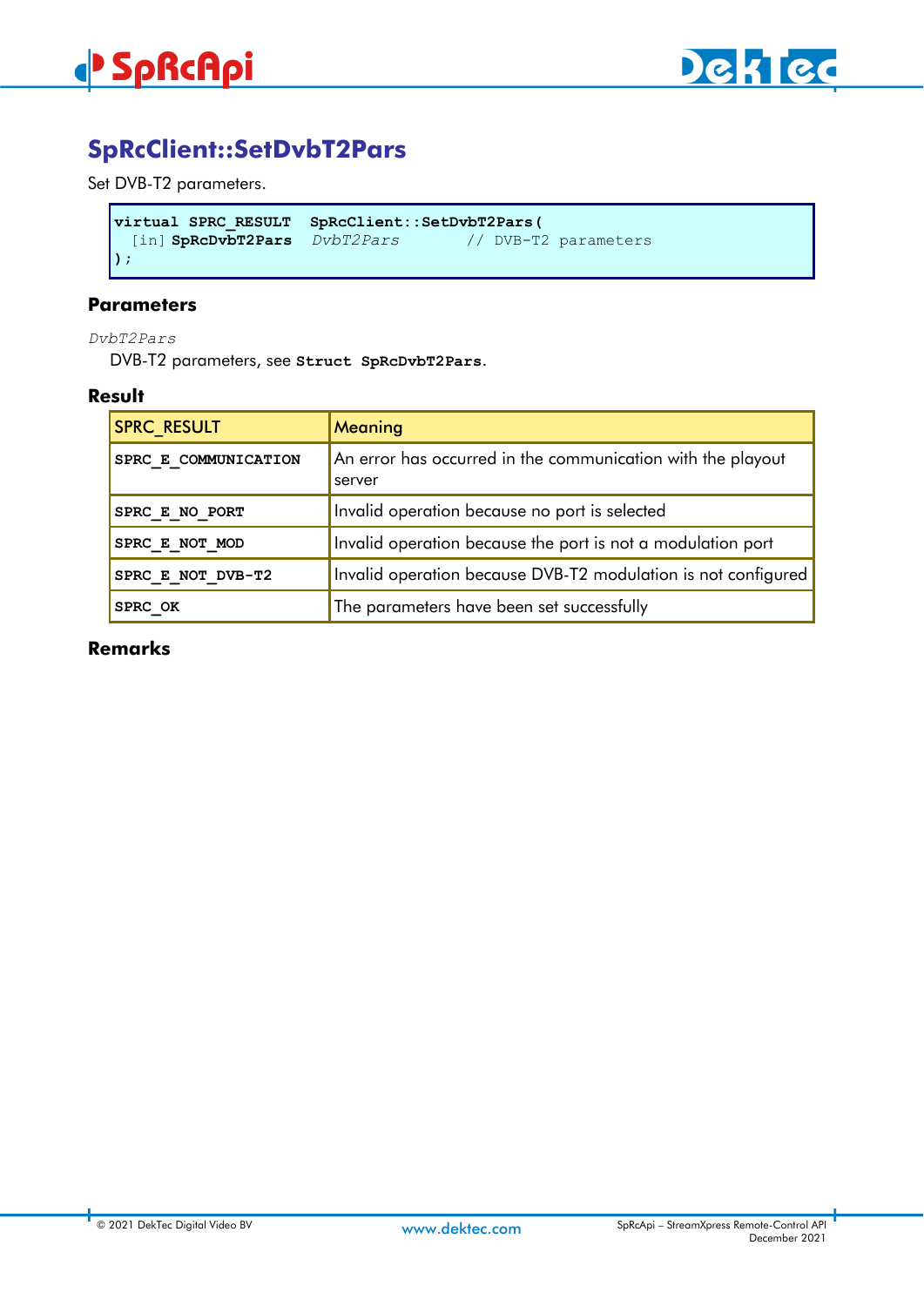## SpRcClient::SetDvbT2Pars

Set DVB-T2 parameters.

```
virtual SPRC_RESULT  SpRcClient::SetDvbT2Pars(
  [in] SpRcDvbT2Pars   DvbT2Pars       // DVB-T2 parameters
);
```

### Parameters

*DvbT2Pars*

DVB-T2 parameters, see **Struct SpRcDvbT2Pars**.

### Result

| SPRC_RESULT | Meaning |
|---|---|
| **SPRC_E_COMMUNICATION** | An error has occurred in the communication with the playout server |
| **SPRC_E_NO_PORT** | Invalid operation because no port is selected |
| **SPRC_E_NOT_MOD** | Invalid operation because the port is not a modulation port |
| **SPRC_E_NOT_DVB-T2** | Invalid operation because DVB-T2 modulation is not configured |
| **SPRC_OK** | The parameters have been set successfully |

### Remarks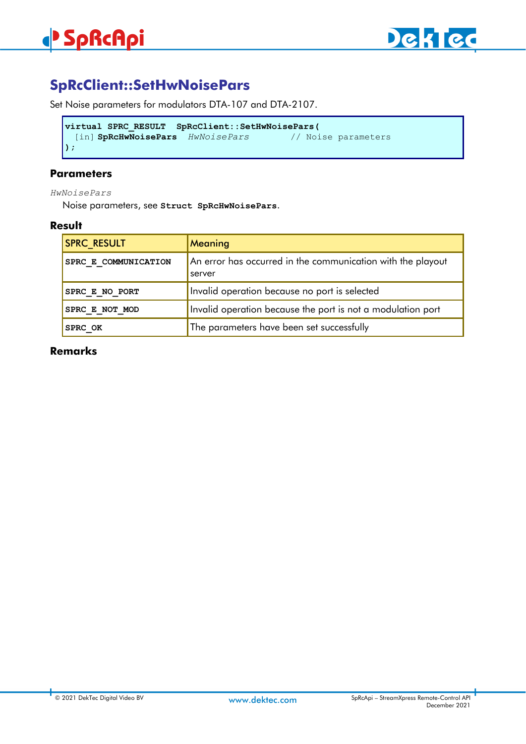## SpRcClient::SetHwNoisePars

Set Noise parameters for modulators DTA-107 and DTA-2107.

```
virtual SPRC_RESULT  SpRcClient::SetHwNoisePars(
  [in] SpRcHwNoisePars  HwNoisePars        // Noise parameters
);
```

### Parameters

*HwNoisePars*

Noise parameters, see **Struct SpRcHwNoisePars**.

### Result

| SPRC_RESULT | Meaning |
|---|---|
| **SPRC_E_COMMUNICATION** | An error has occurred in the communication with the playout server |
| **SPRC_E_NO_PORT** | Invalid operation because no port is selected |
| **SPRC_E_NOT_MOD** | Invalid operation because the port is not a modulation port |
| **SPRC_OK** | The parameters have been set successfully |

### Remarks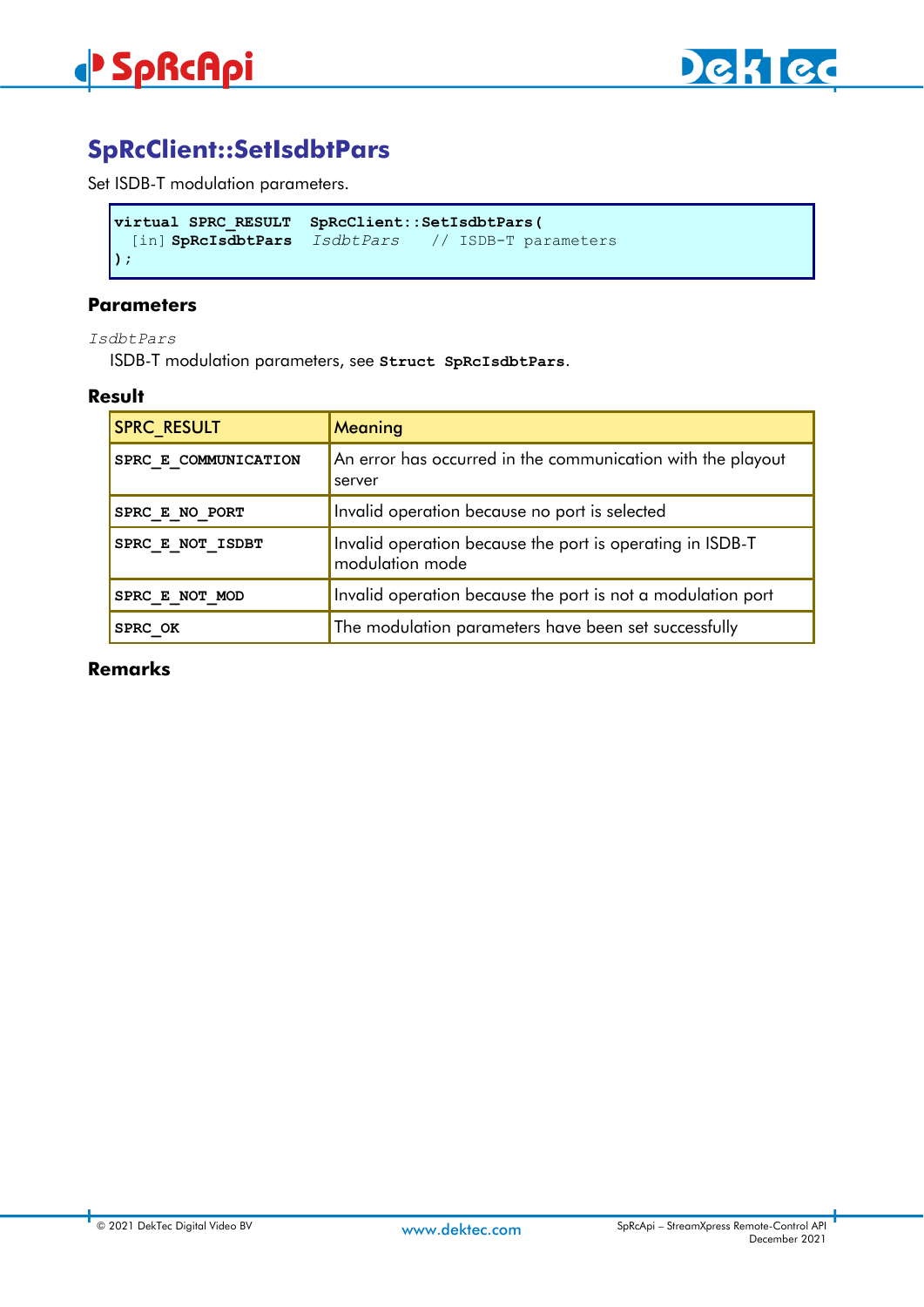## SpRcClient::SetIsdbtPars

Set ISDB-T modulation parameters.

```
virtual SPRC_RESULT  SpRcClient::SetIsdbtPars(
  [in] SpRcIsdbtPars   IsdbtPars    // ISDB-T parameters
);
```

### Parameters

*IsdbtPars*

ISDB-T modulation parameters, see **Struct SpRcIsdbtPars**.

### Result

| SPRC_RESULT | Meaning |
|---|---|
| **SPRC_E_COMMUNICATION** | An error has occurred in the communication with the playout server |
| **SPRC_E_NO_PORT** | Invalid operation because no port is selected |
| **SPRC_E_NOT_ISDBT** | Invalid operation because the port is operating in ISDB-T modulation mode |
| **SPRC_E_NOT_MOD** | Invalid operation because the port is not a modulation port |
| **SPRC_OK** | The modulation parameters have been set successfully |

### Remarks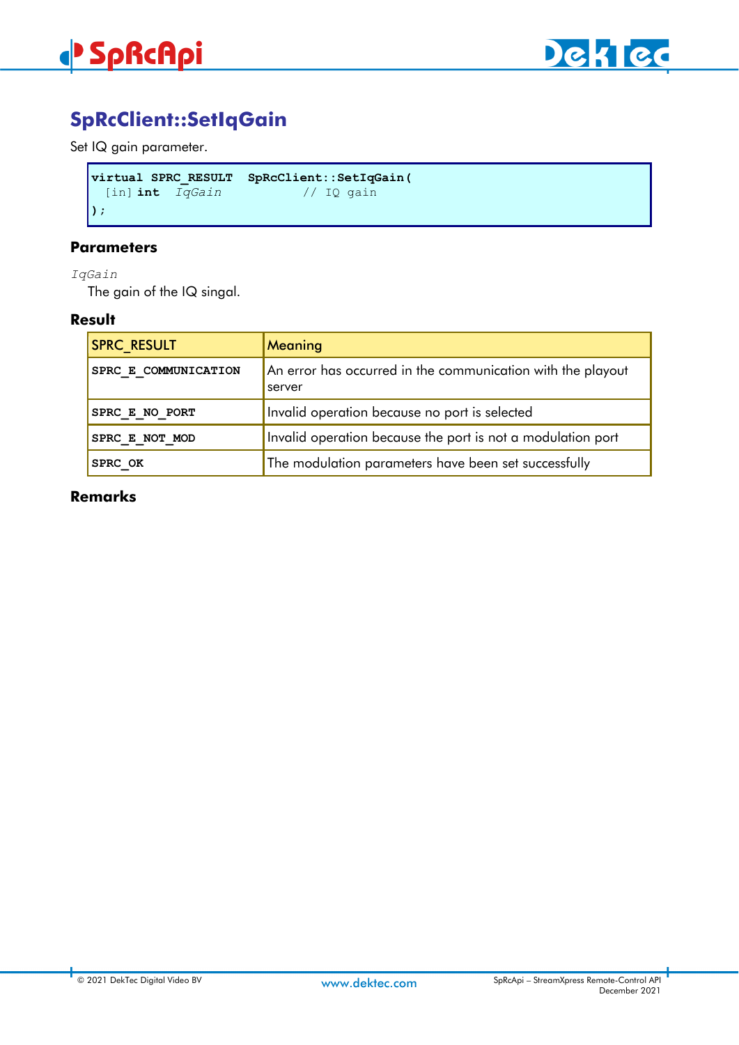## SpRcClient::SetIqGain

Set IQ gain parameter.

```
virtual SPRC_RESULT  SpRcClient::SetIqGain(
  [in] int  IqGain           // IQ gain
);
```

### Parameters

*IqGain*

The gain of the IQ singal.

### Result

| SPRC_RESULT | Meaning |
|---|---|
| **SPRC_E_COMMUNICATION** | An error has occurred in the communication with the playout server |
| **SPRC_E_NO_PORT** | Invalid operation because no port is selected |
| **SPRC_E_NOT_MOD** | Invalid operation because the port is not a modulation port |
| **SPRC_OK** | The modulation parameters have been set successfully |

### Remarks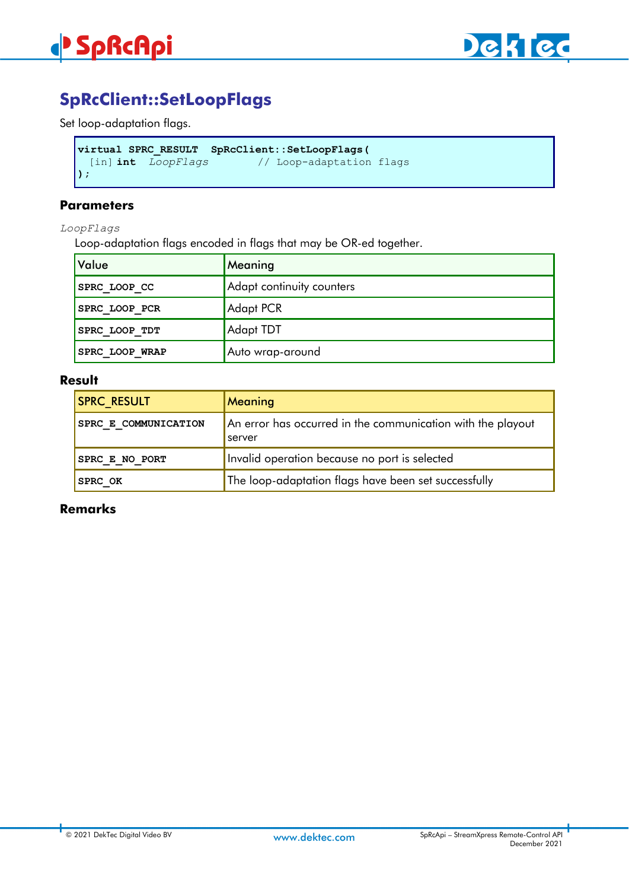## SpRcClient::SetLoopFlags

Set loop-adaptation flags.

```
virtual SPRC_RESULT  SpRcClient::SetLoopFlags(
  [in] int  LoopFlags        // Loop-adaptation flags
);
```

### Parameters

*LoopFlags*

Loop-adaptation flags encoded in flags that may be OR-ed together.

| Value | Meaning |
| --- | --- |
| **SPRC_LOOP_CC** | Adapt continuity counters |
| **SPRC_LOOP_PCR** | Adapt PCR |
| **SPRC_LOOP_TDT** | Adapt TDT |
| **SPRC_LOOP_WRAP** | Auto wrap-around |

### Result

| SPRC_RESULT | Meaning |
| --- | --- |
| **SPRC_E_COMMUNICATION** | An error has occurred in the communication with the playout server |
| **SPRC_E_NO_PORT** | Invalid operation because no port is selected |
| **SPRC_OK** | The loop-adaptation flags have been set successfully |

### Remarks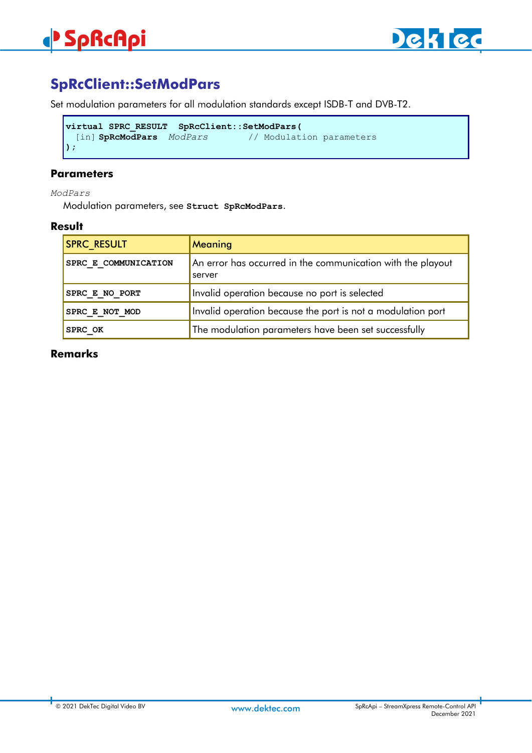## SpRcClient::SetModPars

Set modulation parameters for all modulation standards except ISDB-T and DVB-T2.

```
virtual SPRC_RESULT  SpRcClient::SetModPars(
  [in] SpRcModPars  ModPars       // Modulation parameters
);
```

### Parameters

*ModPars*

Modulation parameters, see **Struct SpRcModPars**.

### Result

| SPRC_RESULT | Meaning |
|---|---|
| **SPRC_E_COMMUNICATION** | An error has occurred in the communication with the playout server |
| **SPRC_E_NO_PORT** | Invalid operation because no port is selected |
| **SPRC_E_NOT_MOD** | Invalid operation because the port is not a modulation port |
| **SPRC_OK** | The modulation parameters have been set successfully |

### Remarks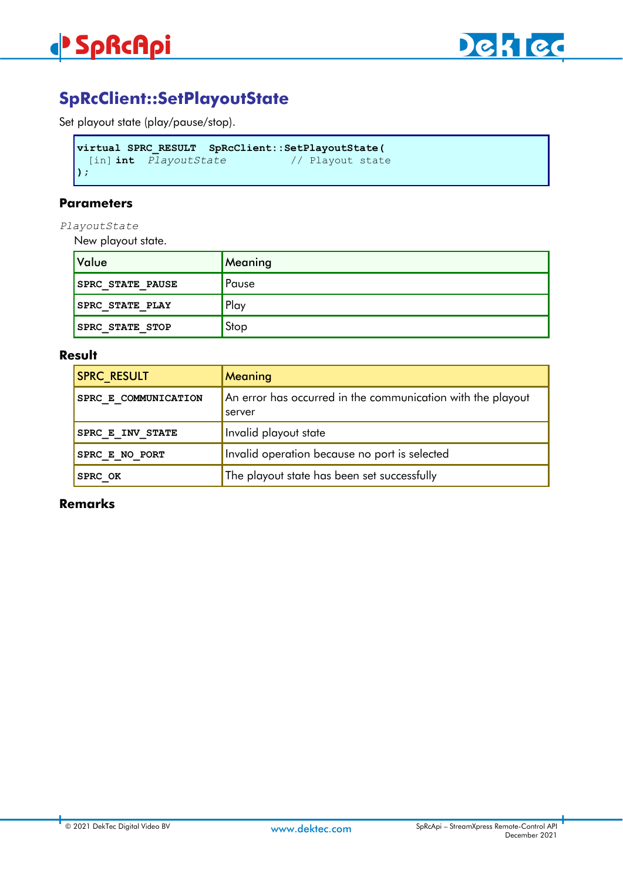## SpRcClient::SetPlayoutState

Set playout state (play/pause/stop).

```
virtual SPRC_RESULT  SpRcClient::SetPlayoutState(
  [in] int   PlayoutState          // Playout state
);
```

### Parameters

*PlayoutState*

New playout state.

| Value | Meaning |
|---|---|
| **SPRC_STATE_PAUSE** | Pause |
| **SPRC_STATE_PLAY** | Play |
| **SPRC_STATE_STOP** | Stop |

### Result

| SPRC_RESULT | Meaning |
|---|---|
| **SPRC_E_COMMUNICATION** | An error has occurred in the communication with the playout server |
| **SPRC_E_INV_STATE** | Invalid playout state |
| **SPRC_E_NO_PORT** | Invalid operation because no port is selected |
| **SPRC_OK** | The playout state has been set successfully |

### Remarks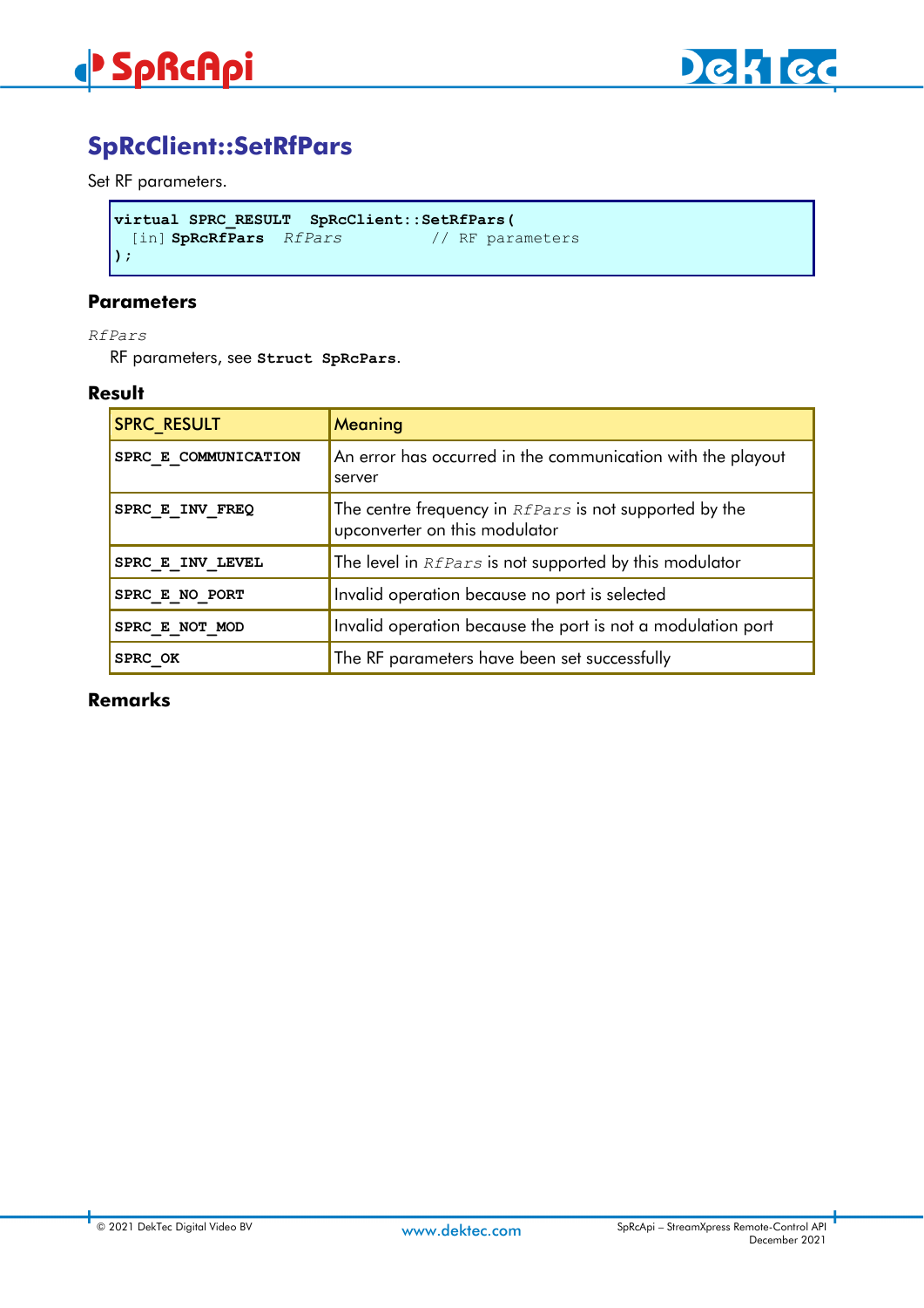## SpRcClient::SetRfPars

Set RF parameters.

```
virtual SPRC_RESULT  SpRcClient::SetRfPars(
  [in] SpRcRfPars  RfPars          // RF parameters
);
```

### Parameters

*RfPars*

RF parameters, see **Struct SpRcPars**.

### Result

| SPRC_RESULT | Meaning |
|---|---|
| **SPRC_E_COMMUNICATION** | An error has occurred in the communication with the playout server |
| **SPRC_E_INV_FREQ** | The centre frequency in *RfPars* is not supported by the upconverter on this modulator |
| **SPRC_E_INV_LEVEL** | The level in *RfPars* is not supported by this modulator |
| **SPRC_E_NO_PORT** | Invalid operation because no port is selected |
| **SPRC_E_NOT_MOD** | Invalid operation because the port is not a modulation port |
| **SPRC_OK** | The RF parameters have been set successfully |

### Remarks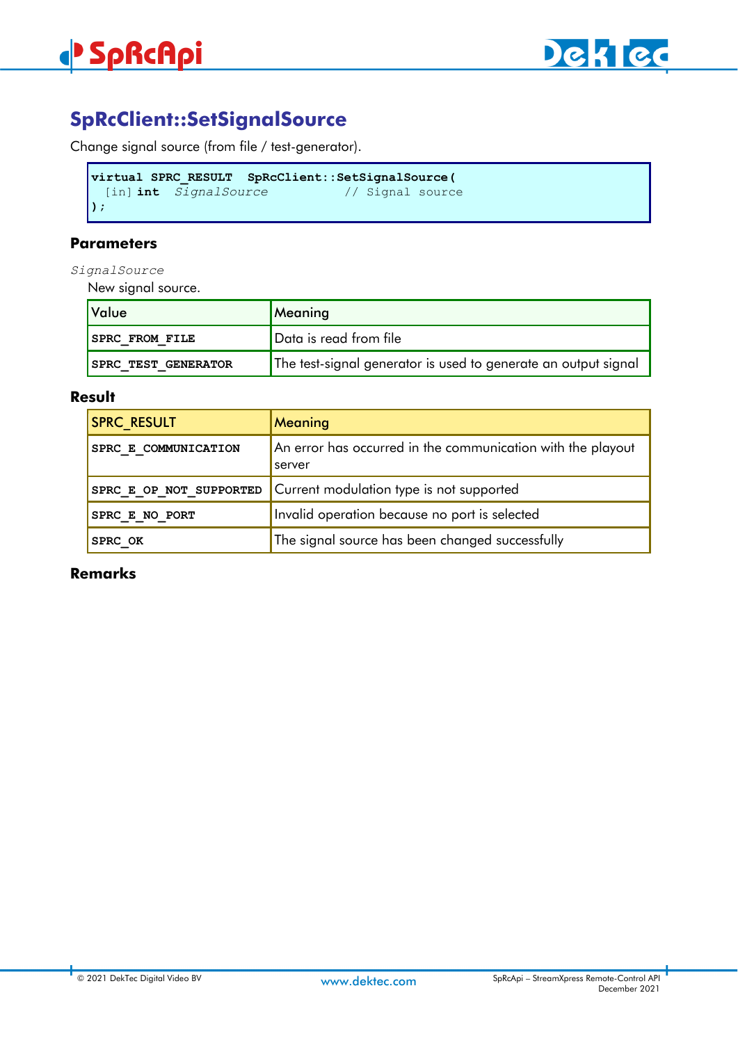## SpRcClient::SetSignalSource

Change signal source (from file / test-generator).

```
virtual SPRC_RESULT  SpRcClient::SetSignalSource(
  [in] int  SignalSource          // Signal source
);
```

### Parameters

*SignalSource*

New signal source.

| Value | Meaning |
|---|---|
| **SPRC_FROM_FILE** | Data is read from file |
| **SPRC_TEST_GENERATOR** | The test-signal generator is used to generate an output signal |

### Result

| SPRC_RESULT | Meaning |
|---|---|
| **SPRC_E_COMMUNICATION** | An error has occurred in the communication with the playout server |
| **SPRC_E_OP_NOT_SUPPORTED** | Current modulation type is not supported |
| **SPRC_E_NO_PORT** | Invalid operation because no port is selected |
| **SPRC_OK** | The signal source has been changed successfully |

### Remarks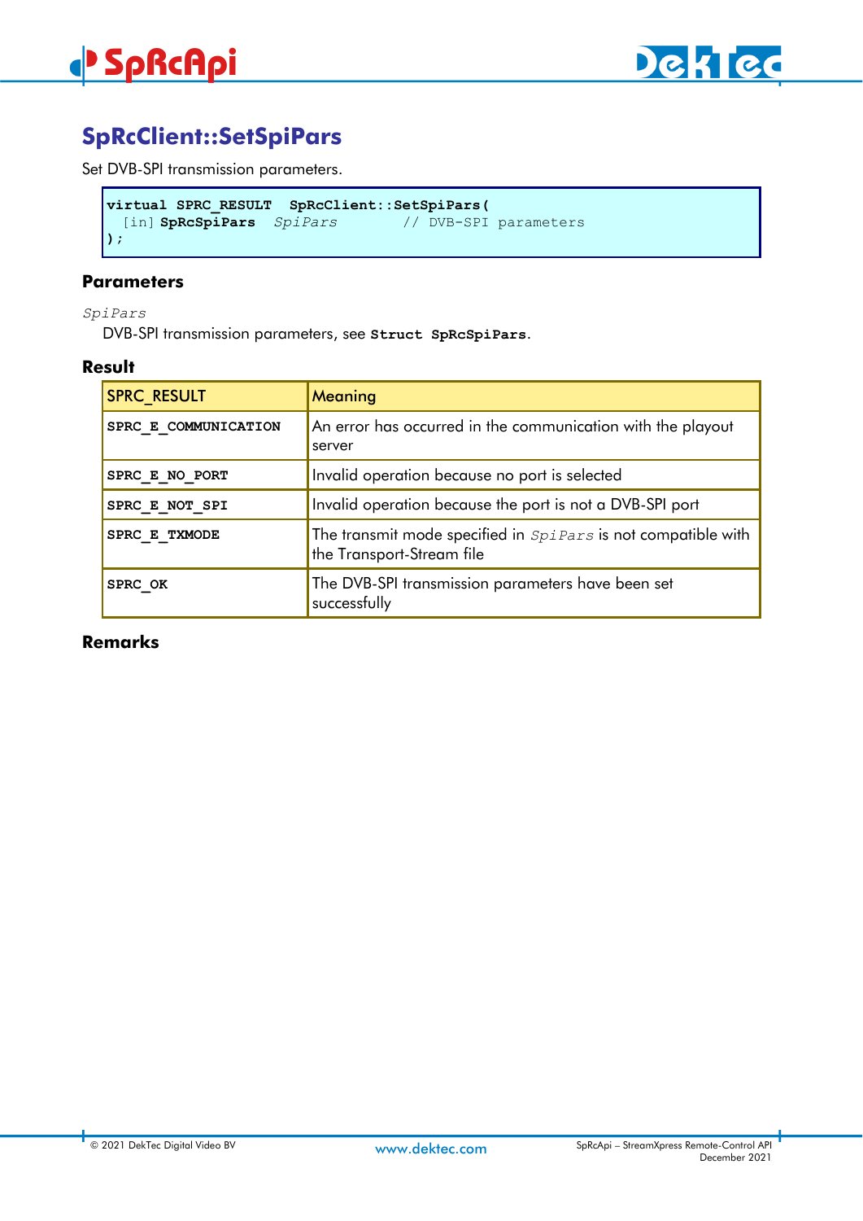## SpRcClient::SetSpiPars

Set DVB-SPI transmission parameters.

```
virtual SPRC_RESULT  SpRcClient::SetSpiPars(
  [in] SpRcSpiPars  SpiPars        // DVB-SPI parameters
);
```

### Parameters

*SpiPars*

DVB-SPI transmission parameters, see **Struct SpRcSpiPars**.

### Result

| SPRC_RESULT | Meaning |
|---|---|
| **SPRC_E_COMMUNICATION** | An error has occurred in the communication with the playout server |
| **SPRC_E_NO_PORT** | Invalid operation because no port is selected |
| **SPRC_E_NOT_SPI** | Invalid operation because the port is not a DVB-SPI port |
| **SPRC_E_TXMODE** | The transmit mode specified in *SpiPars* is not compatible with the Transport-Stream file |
| **SPRC_OK** | The DVB-SPI transmission parameters have been set successfully |

### Remarks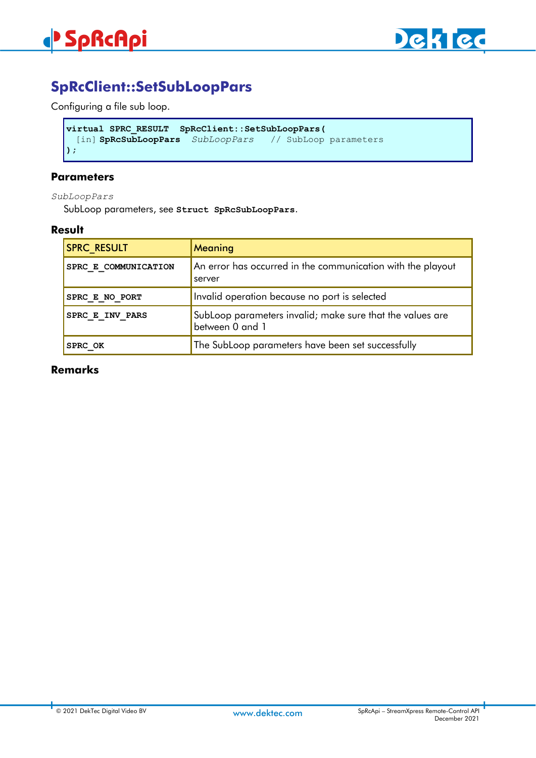## SpRcClient::SetSubLoopPars

Configuring a file sub loop.

```
virtual SPRC_RESULT  SpRcClient::SetSubLoopPars(
  [in] SpRcSubLoopPars  SubLoopPars   // SubLoop parameters
);
```

### Parameters

*SubLoopPars*

SubLoop parameters, see **Struct SpRcSubLoopPars**.

### Result

| SPRC_RESULT | Meaning |
|---|---|
| **SPRC_E_COMMUNICATION** | An error has occurred in the communication with the playout server |
| **SPRC_E_NO_PORT** | Invalid operation because no port is selected |
| **SPRC_E_INV_PARS** | SubLoop parameters invalid; make sure that the values are between 0 and 1 |
| **SPRC_OK** | The SubLoop parameters have been set successfully |

### Remarks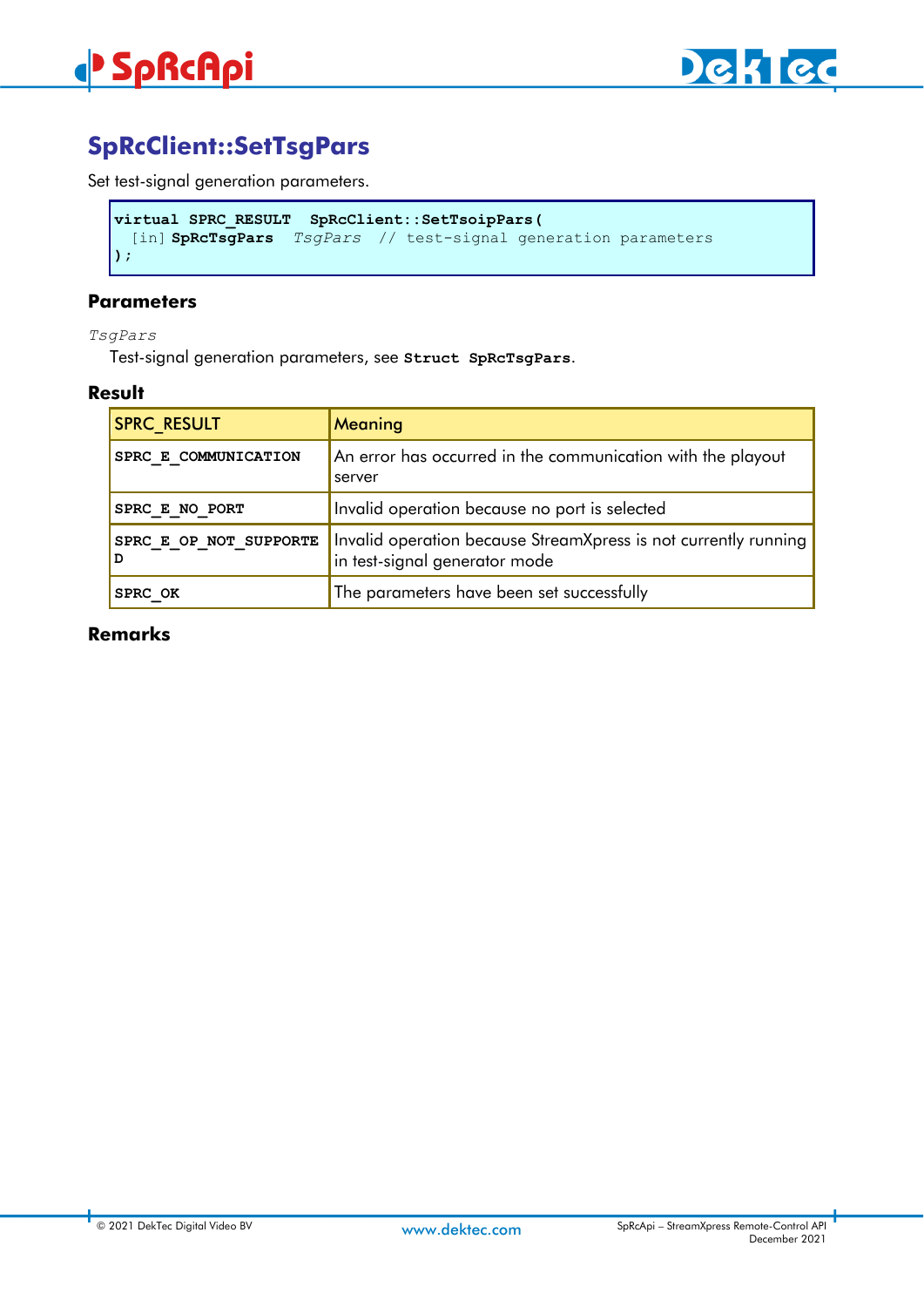## SpRcClient::SetTsgPars

Set test-signal generation parameters.

```
virtual SPRC_RESULT  SpRcClient::SetTsoipPars(
  [in] SpRcTsgPars  TsgPars  // test-signal generation parameters
);
```

### Parameters

*TsgPars*

Test-signal generation parameters, see **Struct SpRcTsgPars**.

### Result

| SPRC_RESULT | Meaning |
|---|---|
| **SPRC_E_COMMUNICATION** | An error has occurred in the communication with the playout server |
| **SPRC_E_NO_PORT** | Invalid operation because no port is selected |
| **SPRC_E_OP_NOT_SUPPORTED** | Invalid operation because StreamXpress is not currently running in test-signal generator mode |
| **SPRC_OK** | The parameters have been set successfully |

### Remarks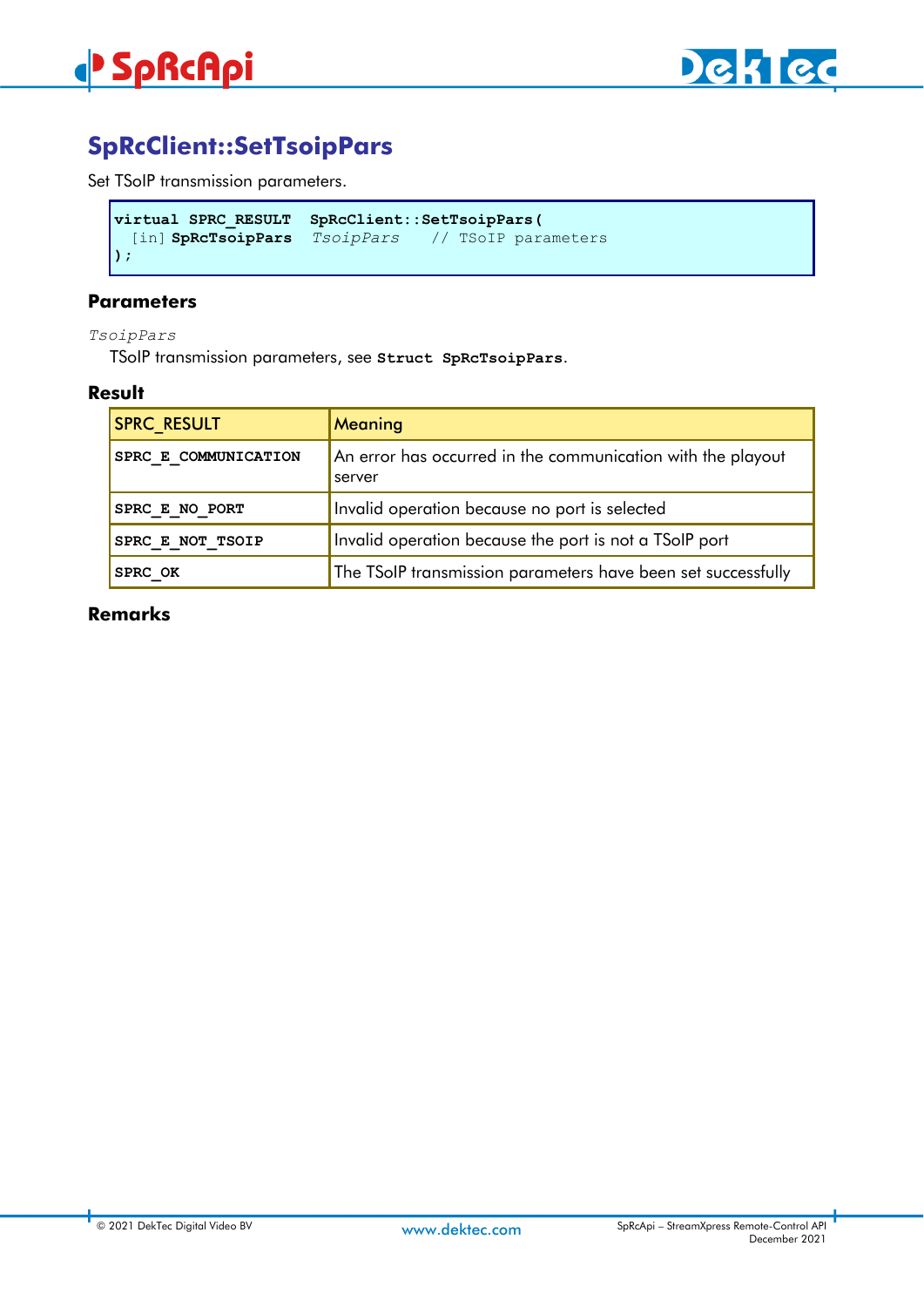## SpRcClient::SetTsoipPars

Set TSoIP transmission parameters.

```
virtual SPRC_RESULT  SpRcClient::SetTsoipPars(
  [in] SpRcTsoipPars  TsoipPars   // TSoIP parameters
);
```

### Parameters

*TsoipPars*

TSoIP transmission parameters, see **Struct SpRcTsoipPars**.

### Result

| SPRC_RESULT | Meaning |
|---|---|
| **SPRC_E_COMMUNICATION** | An error has occurred in the communication with the playout server |
| **SPRC_E_NO_PORT** | Invalid operation because no port is selected |
| **SPRC_E_NOT_TSOIP** | Invalid operation because the port is not a TSoIP port |
| **SPRC_OK** | The TSoIP transmission parameters have been set successfully |

### Remarks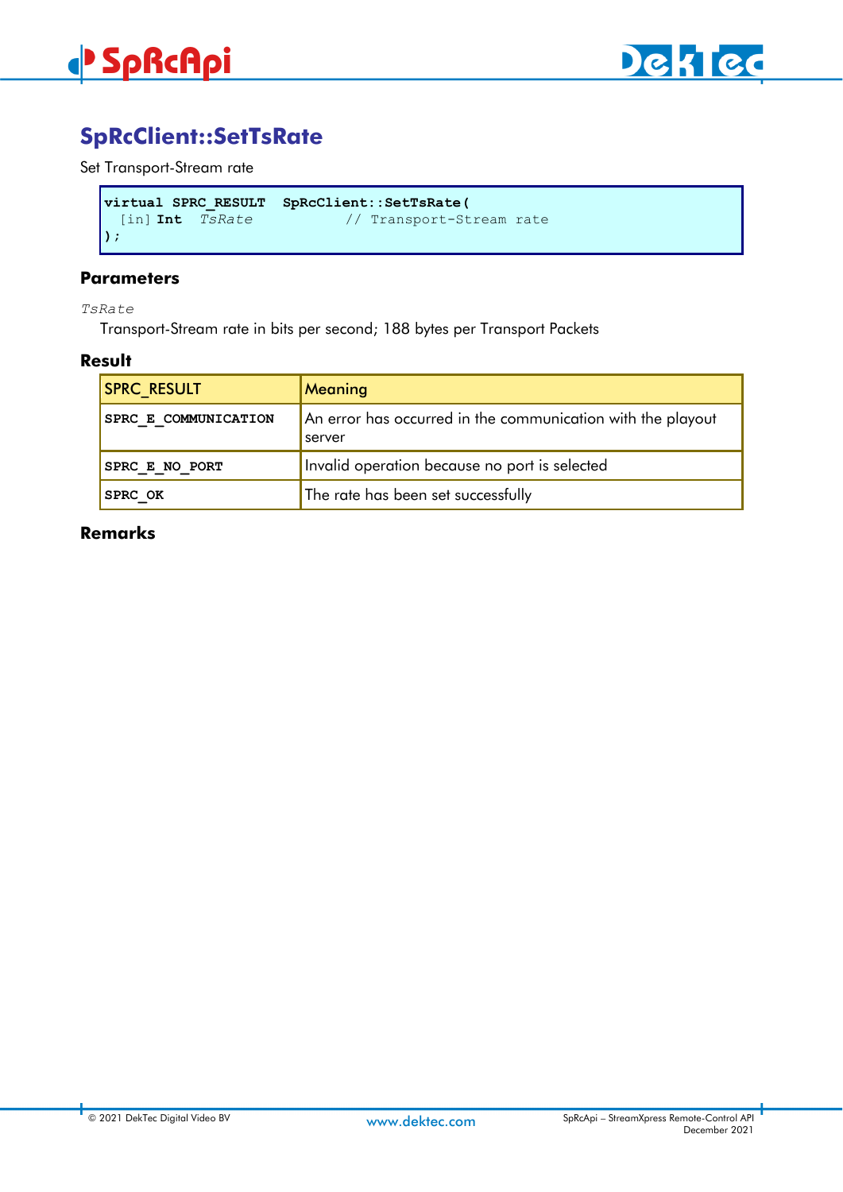## SpRcClient::SetTsRate

Set Transport-Stream rate

```
virtual SPRC_RESULT  SpRcClient::SetTsRate(
  [in] Int  TsRate          // Transport-Stream rate
);
```

### Parameters

*TsRate*

Transport-Stream rate in bits per second; 188 bytes per Transport Packets

### Result

| SPRC_RESULT | Meaning |
|---|---|
| **SPRC_E_COMMUNICATION** | An error has occurred in the communication with the playout server |
| **SPRC_E_NO_PORT** | Invalid operation because no port is selected |
| **SPRC_OK** | The rate has been set successfully |

### Remarks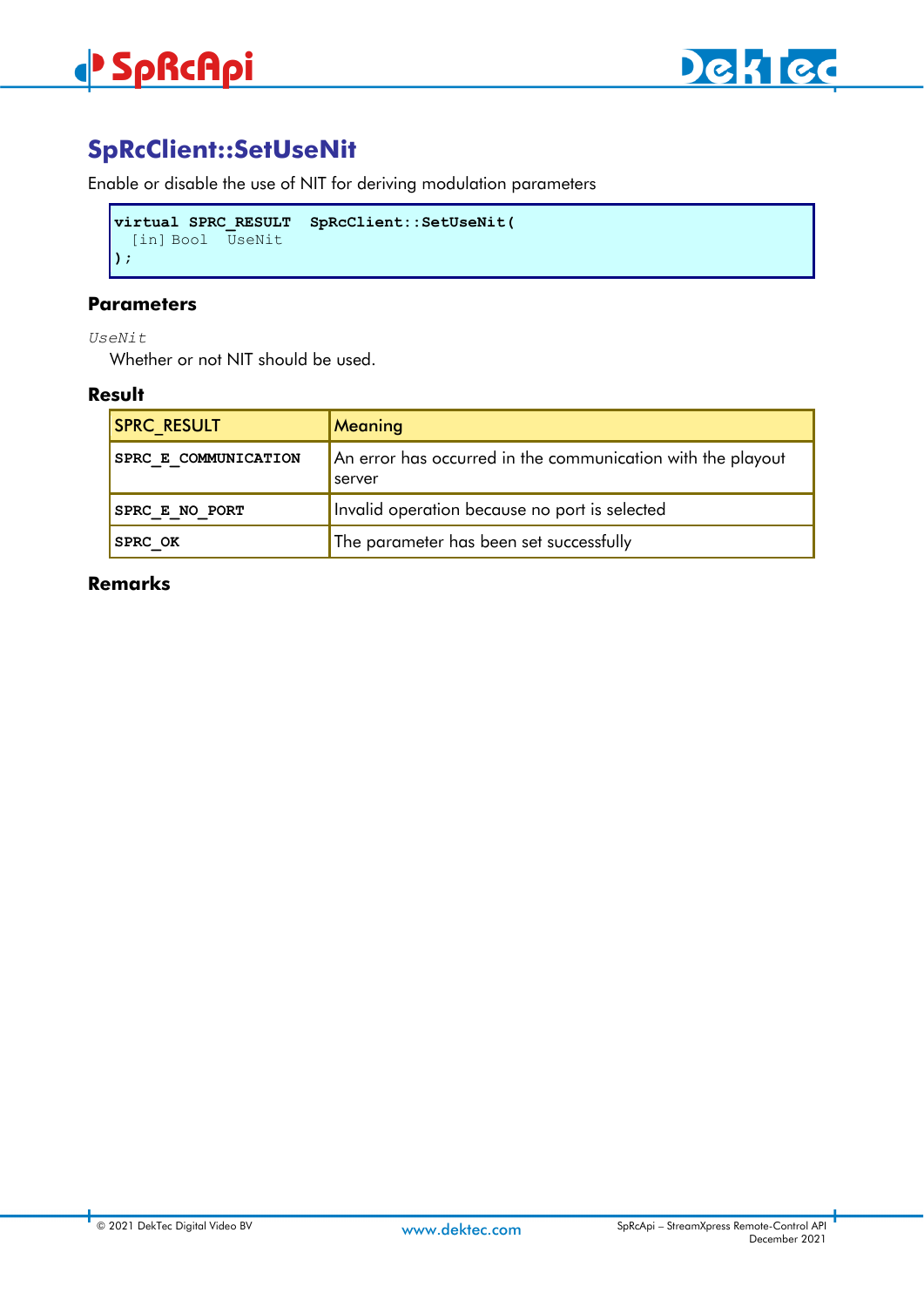## SpRcClient::SetUseNit

Enable or disable the use of NIT for deriving modulation parameters

```
virtual SPRC_RESULT  SpRcClient::SetUseNit(
  [in] Bool  UseNit
);
```

### Parameters

*UseNit*

Whether or not NIT should be used.

### Result

| SPRC_RESULT | Meaning |
|---|---|
| **SPRC_E_COMMUNICATION** | An error has occurred in the communication with the playout server |
| **SPRC_E_NO_PORT** | Invalid operation because no port is selected |
| **SPRC_OK** | The parameter has been set successfully |

### Remarks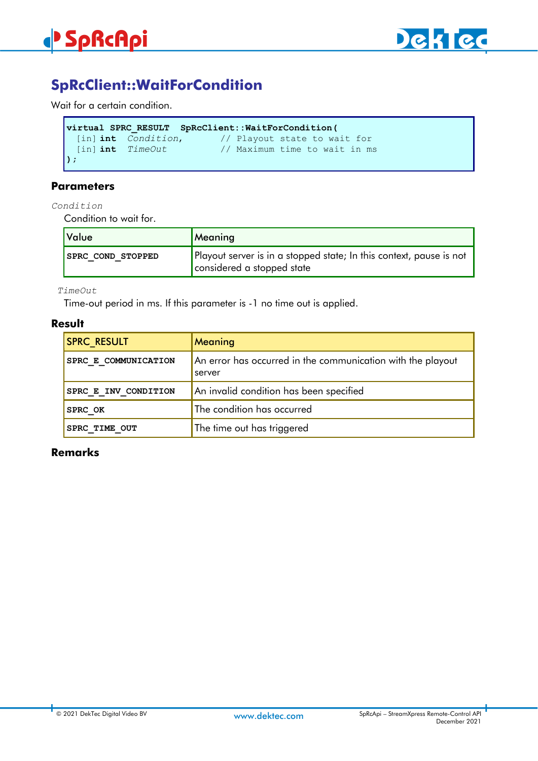## SpRcClient::WaitForCondition

Wait for a certain condition.

```
virtual SPRC_RESULT  SpRcClient::WaitForCondition(
  [in] int  Condition,       // Playout state to wait for
  [in] int  TimeOut          // Maximum time to wait in ms
);
```

### Parameters

*Condition*

Condition to wait for.

| Value | Meaning |
|---|---|
| **SPRC_COND_STOPPED** | Playout server is in a stopped state; In this context, pause is not considered a stopped state |

*TimeOut*

Time-out period in ms. If this parameter is -1 no time out is applied.

### Result

| SPRC_RESULT | Meaning |
|---|---|
| **SPRC_E_COMMUNICATION** | An error has occurred in the communication with the playout server |
| **SPRC_E_INV_CONDITION** | An invalid condition has been specified |
| **SPRC_OK** | The condition has occurred |
| **SPRC_TIME_OUT** | The time out has triggered |

### Remarks